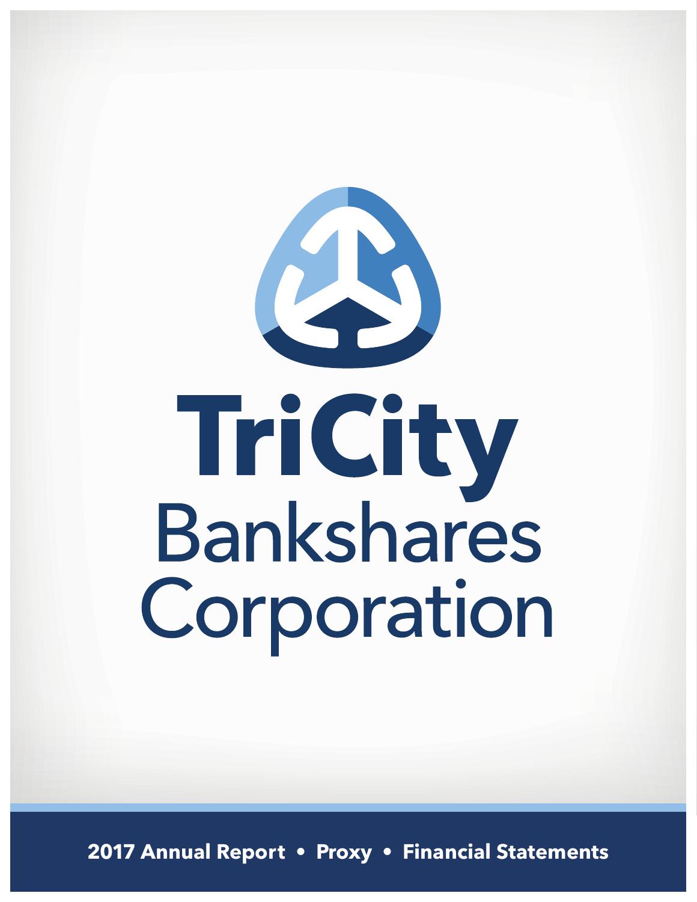# TriCity Bankshares Corporation

**2017 Annual Report • Proxy • Financial Statements**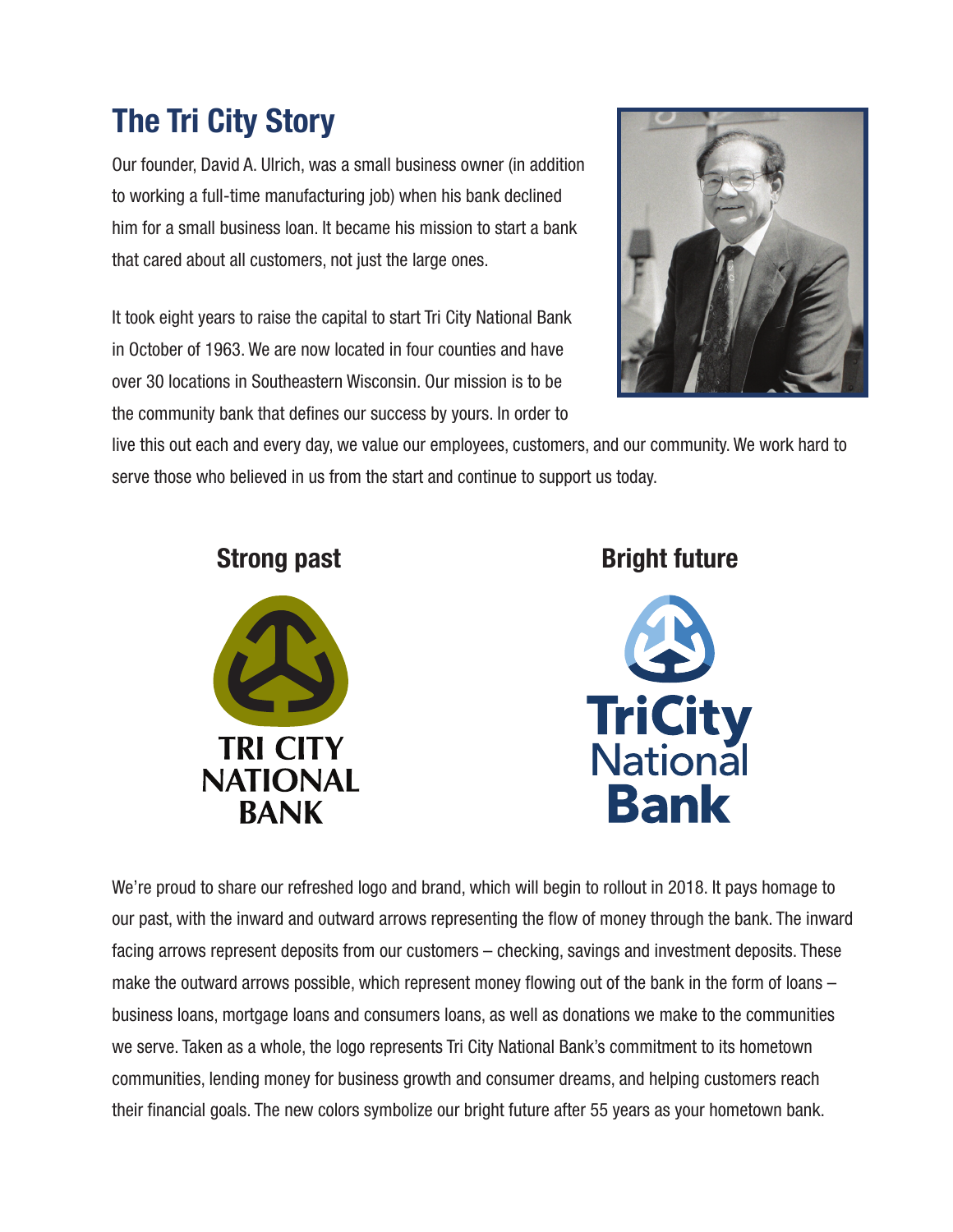# The Tri City Story

Our founder, David A. Ulrich, was a small business owner (in addition to working a full-time manufacturing job) when his bank declined him for a small business loan. It became his mission to start a bank that cared about all customers, not just the large ones.

It took eight years to raise the capital to start Tri City National Bank in October of 1963. We are now located in four counties and have over 30 locations in Southeastern Wisconsin. Our mission is to be the community bank that defines our success by yours. In order to live this out each and every day, we value our employees, customers, and our community. We work hard to serve those who believed in us from the start and continue to support us today.

## Strong past

TRI CITY NATIONAL BANK

## Bright future

TriCity National Bank

We're proud to share our refreshed logo and brand, which will begin to rollout in 2018. It pays homage to our past, with the inward and outward arrows representing the flow of money through the bank. The inward facing arrows represent deposits from our customers – checking, savings and investment deposits. These make the outward arrows possible, which represent money flowing out of the bank in the form of loans – business loans, mortgage loans and consumers loans, as well as donations we make to the communities we serve. Taken as a whole, the logo represents Tri City National Bank's commitment to its hometown communities, lending money for business growth and consumer dreams, and helping customers reach their financial goals. The new colors symbolize our bright future after 55 years as your hometown bank.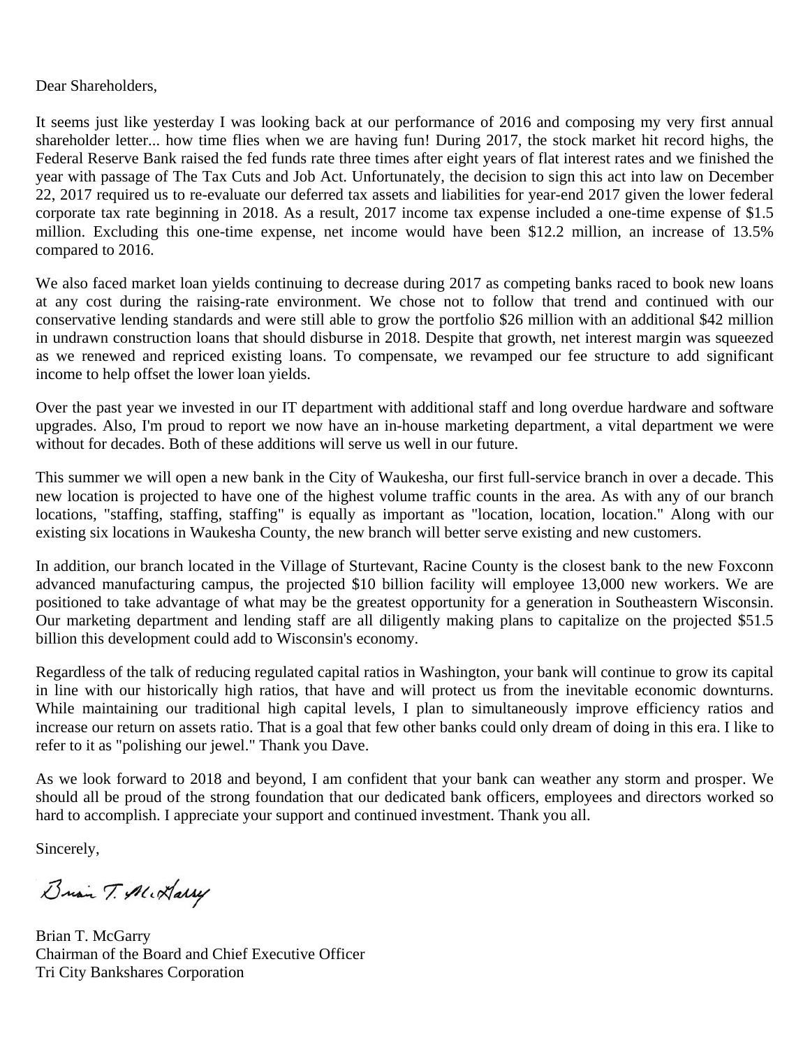Dear Shareholders,

It seems just like yesterday I was looking back at our performance of 2016 and composing my very first annual shareholder letter... how time flies when we are having fun! During 2017, the stock market hit record highs, the Federal Reserve Bank raised the fed funds rate three times after eight years of flat interest rates and we finished the year with passage of The Tax Cuts and Job Act. Unfortunately, the decision to sign this act into law on December 22, 2017 required us to re-evaluate our deferred tax assets and liabilities for year-end 2017 given the lower federal corporate tax rate beginning in 2018. As a result, 2017 income tax expense included a one-time expense of $1.5 million. Excluding this one-time expense, net income would have been $12.2 million, an increase of 13.5% compared to 2016.

We also faced market loan yields continuing to decrease during 2017 as competing banks raced to book new loans at any cost during the raising-rate environment. We chose not to follow that trend and continued with our conservative lending standards and were still able to grow the portfolio $26 million with an additional $42 million in undrawn construction loans that should disburse in 2018. Despite that growth, net interest margin was squeezed as we renewed and repriced existing loans. To compensate, we revamped our fee structure to add significant income to help offset the lower loan yields.

Over the past year we invested in our IT department with additional staff and long overdue hardware and software upgrades. Also, I'm proud to report we now have an in-house marketing department, a vital department we were without for decades. Both of these additions will serve us well in our future.

This summer we will open a new bank in the City of Waukesha, our first full-service branch in over a decade. This new location is projected to have one of the highest volume traffic counts in the area. As with any of our branch locations, "staffing, staffing, staffing" is equally as important as "location, location, location." Along with our existing six locations in Waukesha County, the new branch will better serve existing and new customers.

In addition, our branch located in the Village of Sturtevant, Racine County is the closest bank to the new Foxconn advanced manufacturing campus, the projected $10 billion facility will employee 13,000 new workers. We are positioned to take advantage of what may be the greatest opportunity for a generation in Southeastern Wisconsin. Our marketing department and lending staff are all diligently making plans to capitalize on the projected $51.5 billion this development could add to Wisconsin's economy.

Regardless of the talk of reducing regulated capital ratios in Washington, your bank will continue to grow its capital in line with our historically high ratios, that have and will protect us from the inevitable economic downturns. While maintaining our traditional high capital levels, I plan to simultaneously improve efficiency ratios and increase our return on assets ratio. That is a goal that few other banks could only dream of doing in this era. I like to refer to it as "polishing our jewel." Thank you Dave.

As we look forward to 2018 and beyond, I am confident that your bank can weather any storm and prosper. We should all be proud of the strong foundation that our dedicated bank officers, employees and directors worked so hard to accomplish. I appreciate your support and continued investment. Thank you all.

Sincerely,

Brian T. McGarry

Brian T. McGarry
Chairman of the Board and Chief Executive Officer
Tri City Bankshares Corporation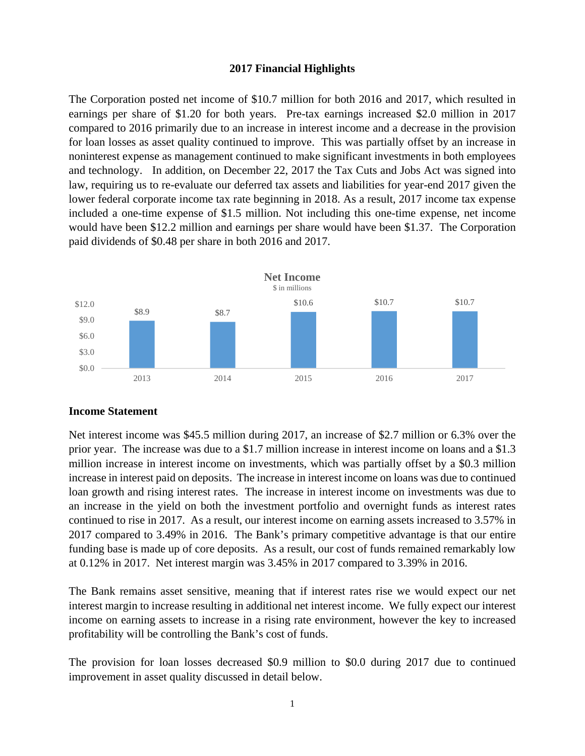## 2017 Financial Highlights

The Corporation posted net income of $10.7 million for both 2016 and 2017, which resulted in earnings per share of $1.20 for both years. Pre-tax earnings increased $2.0 million in 2017 compared to 2016 primarily due to an increase in interest income and a decrease in the provision for loan losses as asset quality continued to improve. This was partially offset by an increase in noninterest expense as management continued to make significant investments in both employees and technology. In addition, on December 22, 2017 the Tax Cuts and Jobs Act was signed into law, requiring us to re-evaluate our deferred tax assets and liabilities for year-end 2017 given the lower federal corporate income tax rate beginning in 2018. As a result, 2017 income tax expense included a one-time expense of $1.5 million. Not including this one-time expense, net income would have been $12.2 million and earnings per share would have been $1.37. The Corporation paid dividends of $0.48 per share in both 2016 and 2017.

**Net Income**
$ in millions

| Year | Net Income |
|---|---|
| 2013 | $8.9 |
| 2014 | $8.7 |
| 2015 | $10.6 |
| 2016 | $10.7 |
| 2017 | $10.7 |

### Income Statement

Net interest income was $45.5 million during 2017, an increase of $2.7 million or 6.3% over the prior year. The increase was due to a $1.7 million increase in interest income on loans and a $1.3 million increase in interest income on investments, which was partially offset by a $0.3 million increase in interest paid on deposits. The increase in interest income on loans was due to continued loan growth and rising interest rates. The increase in interest income on investments was due to an increase in the yield on both the investment portfolio and overnight funds as interest rates continued to rise in 2017. As a result, our interest income on earning assets increased to 3.57% in 2017 compared to 3.49% in 2016. The Bank's primary competitive advantage is that our entire funding base is made up of core deposits. As a result, our cost of funds remained remarkably low at 0.12% in 2017. Net interest margin was 3.45% in 2017 compared to 3.39% in 2016.

The Bank remains asset sensitive, meaning that if interest rates rise we would expect our net interest margin to increase resulting in additional net interest income. We fully expect our interest income on earning assets to increase in a rising rate environment, however the key to increased profitability will be controlling the Bank's cost of funds.

The provision for loan losses decreased $0.9 million to $0.0 during 2017 due to continued improvement in asset quality discussed in detail below.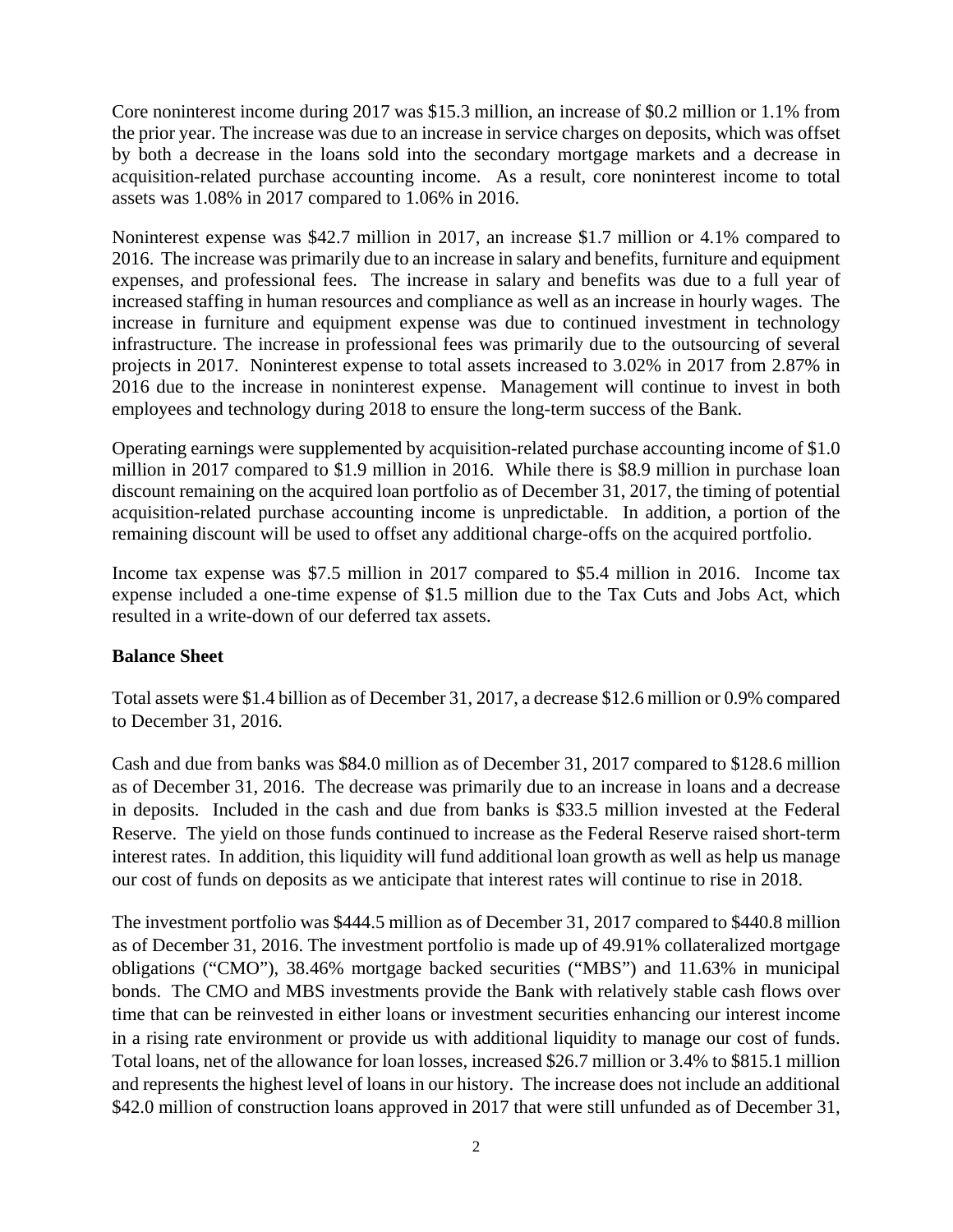Core noninterest income during 2017 was $15.3 million, an increase of $0.2 million or 1.1% from the prior year. The increase was due to an increase in service charges on deposits, which was offset by both a decrease in the loans sold into the secondary mortgage markets and a decrease in acquisition-related purchase accounting income. As a result, core noninterest income to total assets was 1.08% in 2017 compared to 1.06% in 2016.

Noninterest expense was $42.7 million in 2017, an increase $1.7 million or 4.1% compared to 2016. The increase was primarily due to an increase in salary and benefits, furniture and equipment expenses, and professional fees. The increase in salary and benefits was due to a full year of increased staffing in human resources and compliance as well as an increase in hourly wages. The increase in furniture and equipment expense was due to continued investment in technology infrastructure. The increase in professional fees was primarily due to the outsourcing of several projects in 2017. Noninterest expense to total assets increased to 3.02% in 2017 from 2.87% in 2016 due to the increase in noninterest expense. Management will continue to invest in both employees and technology during 2018 to ensure the long-term success of the Bank.

Operating earnings were supplemented by acquisition-related purchase accounting income of $1.0 million in 2017 compared to $1.9 million in 2016. While there is $8.9 million in purchase loan discount remaining on the acquired loan portfolio as of December 31, 2017, the timing of potential acquisition-related purchase accounting income is unpredictable. In addition, a portion of the remaining discount will be used to offset any additional charge-offs on the acquired portfolio.

Income tax expense was $7.5 million in 2017 compared to $5.4 million in 2016. Income tax expense included a one-time expense of $1.5 million due to the Tax Cuts and Jobs Act, which resulted in a write-down of our deferred tax assets.

**Balance Sheet**

Total assets were $1.4 billion as of December 31, 2017, a decrease $12.6 million or 0.9% compared to December 31, 2016.

Cash and due from banks was $84.0 million as of December 31, 2017 compared to $128.6 million as of December 31, 2016. The decrease was primarily due to an increase in loans and a decrease in deposits. Included in the cash and due from banks is $33.5 million invested at the Federal Reserve. The yield on those funds continued to increase as the Federal Reserve raised short-term interest rates. In addition, this liquidity will fund additional loan growth as well as help us manage our cost of funds on deposits as we anticipate that interest rates will continue to rise in 2018.

The investment portfolio was $444.5 million as of December 31, 2017 compared to $440.8 million as of December 31, 2016. The investment portfolio is made up of 49.91% collateralized mortgage obligations ("CMO"), 38.46% mortgage backed securities ("MBS") and 11.63% in municipal bonds. The CMO and MBS investments provide the Bank with relatively stable cash flows over time that can be reinvested in either loans or investment securities enhancing our interest income in a rising rate environment or provide us with additional liquidity to manage our cost of funds. Total loans, net of the allowance for loan losses, increased $26.7 million or 3.4% to $815.1 million and represents the highest level of loans in our history. The increase does not include an additional $42.0 million of construction loans approved in 2017 that were still unfunded as of December 31,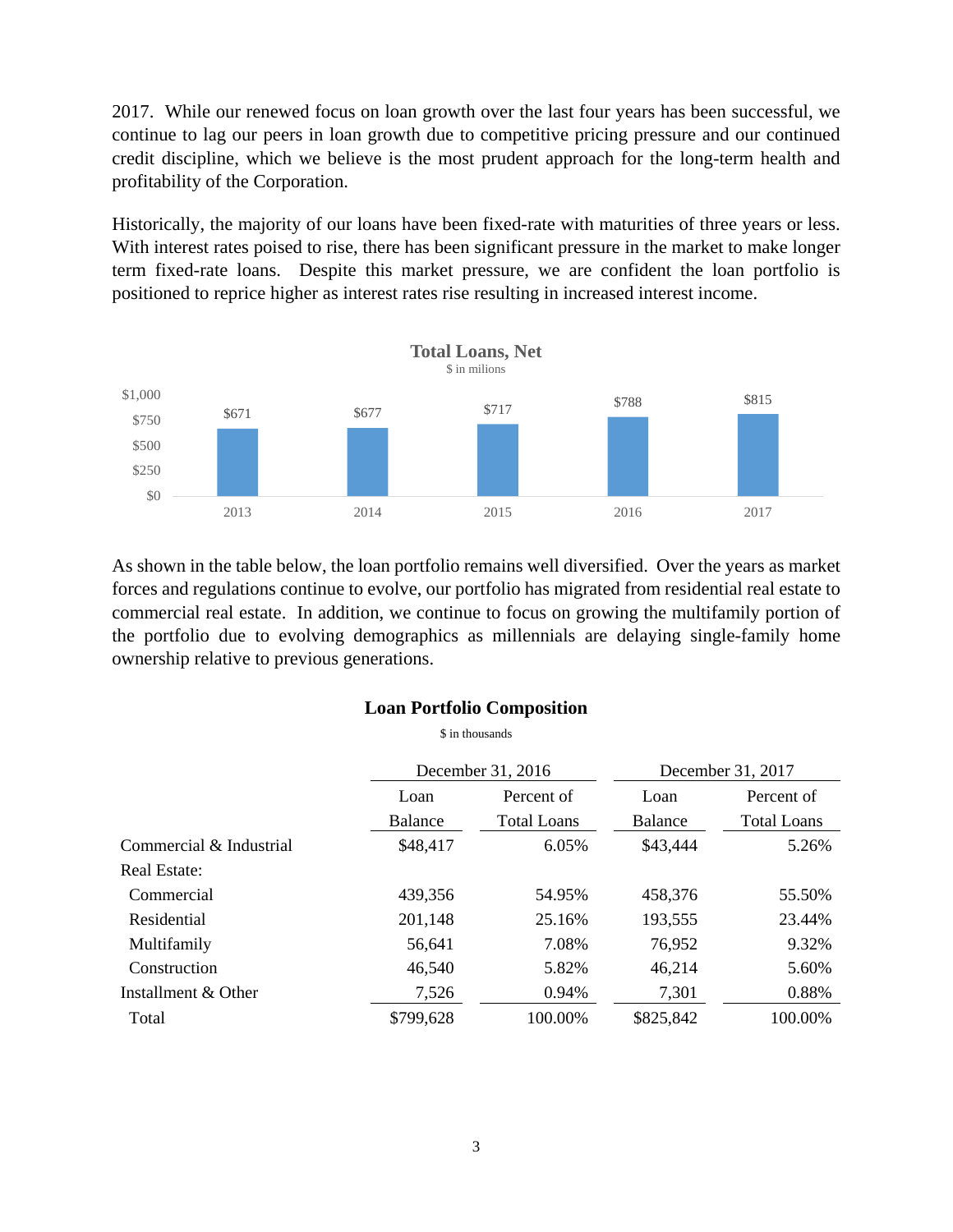2017. While our renewed focus on loan growth over the last four years has been successful, we continue to lag our peers in loan growth due to competitive pricing pressure and our continued credit discipline, which we believe is the most prudent approach for the long-term health and profitability of the Corporation.

Historically, the majority of our loans have been fixed-rate with maturities of three years or less. With interest rates poised to rise, there has been significant pressure in the market to make longer term fixed-rate loans. Despite this market pressure, we are confident the loan portfolio is positioned to reprice higher as interest rates rise resulting in increased interest income.

**Total Loans, Net**

$ in milions

| 2013 | 2014 | 2015 | 2016 | 2017 |
|---|---|---|---|---|
| $671 | $677 | $717 | $788 | $815 |

As shown in the table below, the loan portfolio remains well diversified. Over the years as market forces and regulations continue to evolve, our portfolio has migrated from residential real estate to commercial real estate. In addition, we continue to focus on growing the multifamily portion of the portfolio due to evolving demographics as millennials are delaying single-family home ownership relative to previous generations.

**Loan Portfolio Composition**

$ in thousands

| | December 31, 2016 | | December 31, 2017 | |
|---|---|---|---|---|
| | Loan Balance | Percent of Total Loans | Loan Balance | Percent of Total Loans |
| Commercial & Industrial | $48,417 | 6.05% | $43,444 | 5.26% |
| Real Estate: | | | | |
| Commercial | 439,356 | 54.95% | 458,376 | 55.50% |
| Residential | 201,148 | 25.16% | 193,555 | 23.44% |
| Multifamily | 56,641 | 7.08% | 76,952 | 9.32% |
| Construction | 46,540 | 5.82% | 46,214 | 5.60% |
| Installment & Other | 7,526 | 0.94% | 7,301 | 0.88% |
| Total | $799,628 | 100.00% | $825,842 | 100.00% |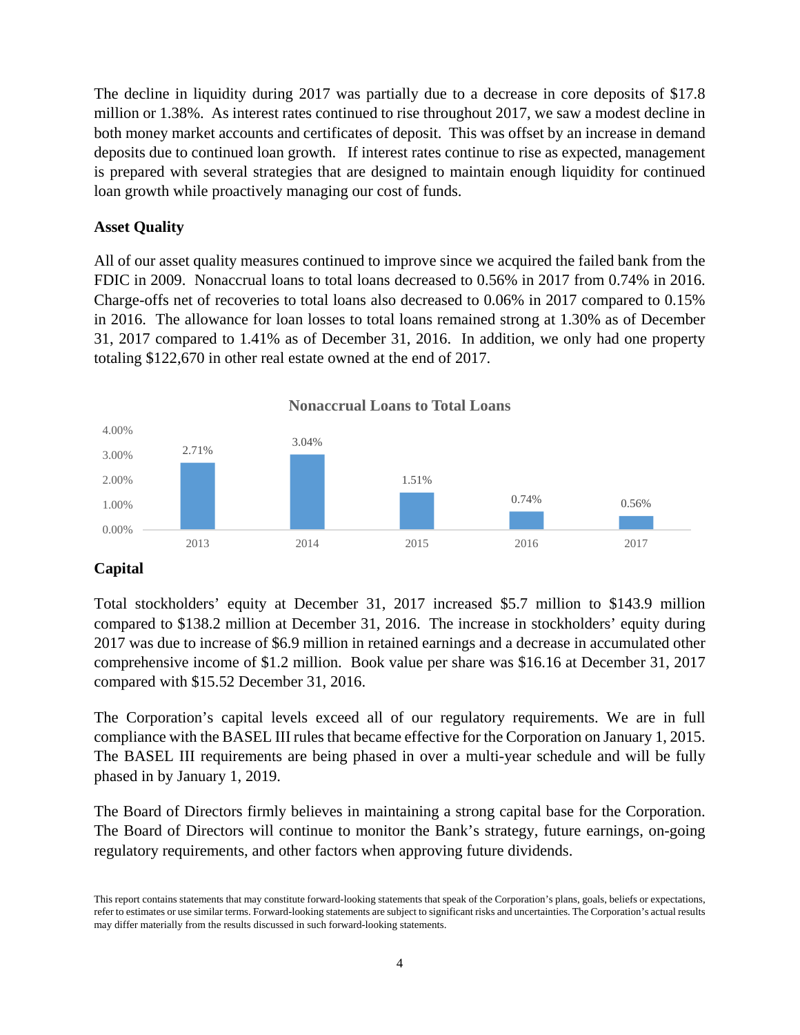The decline in liquidity during 2017 was partially due to a decrease in core deposits of $17.8 million or 1.38%. As interest rates continued to rise throughout 2017, we saw a modest decline in both money market accounts and certificates of deposit. This was offset by an increase in demand deposits due to continued loan growth. If interest rates continue to rise as expected, management is prepared with several strategies that are designed to maintain enough liquidity for continued loan growth while proactively managing our cost of funds.

**Asset Quality**

All of our asset quality measures continued to improve since we acquired the failed bank from the FDIC in 2009. Nonaccrual loans to total loans decreased to 0.56% in 2017 from 0.74% in 2016. Charge-offs net of recoveries to total loans also decreased to 0.06% in 2017 compared to 0.15% in 2016. The allowance for loan losses to total loans remained strong at 1.30% as of December 31, 2017 compared to 1.41% as of December 31, 2016. In addition, we only had one property totaling $122,670 in other real estate owned at the end of 2017.

**Nonaccrual Loans to Total Loans**

| 2013 | 2014 | 2015 | 2016 | 2017 |
|---|---|---|---|---|
| 2.71% | 3.04% | 1.51% | 0.74% | 0.56% |

**Capital**

Total stockholders' equity at December 31, 2017 increased $5.7 million to $143.9 million compared to $138.2 million at December 31, 2016. The increase in stockholders' equity during 2017 was due to increase of $6.9 million in retained earnings and a decrease in accumulated other comprehensive income of $1.2 million. Book value per share was $16.16 at December 31, 2017 compared with $15.52 December 31, 2016.

The Corporation's capital levels exceed all of our regulatory requirements. We are in full compliance with the BASEL III rules that became effective for the Corporation on January 1, 2015. The BASEL III requirements are being phased in over a multi-year schedule and will be fully phased in by January 1, 2019.

The Board of Directors firmly believes in maintaining a strong capital base for the Corporation. The Board of Directors will continue to monitor the Bank's strategy, future earnings, on-going regulatory requirements, and other factors when approving future dividends.

This report contains statements that may constitute forward-looking statements that speak of the Corporation's plans, goals, beliefs or expectations, refer to estimates or use similar terms. Forward-looking statements are subject to significant risks and uncertainties. The Corporation's actual results may differ materially from the results discussed in such forward-looking statements.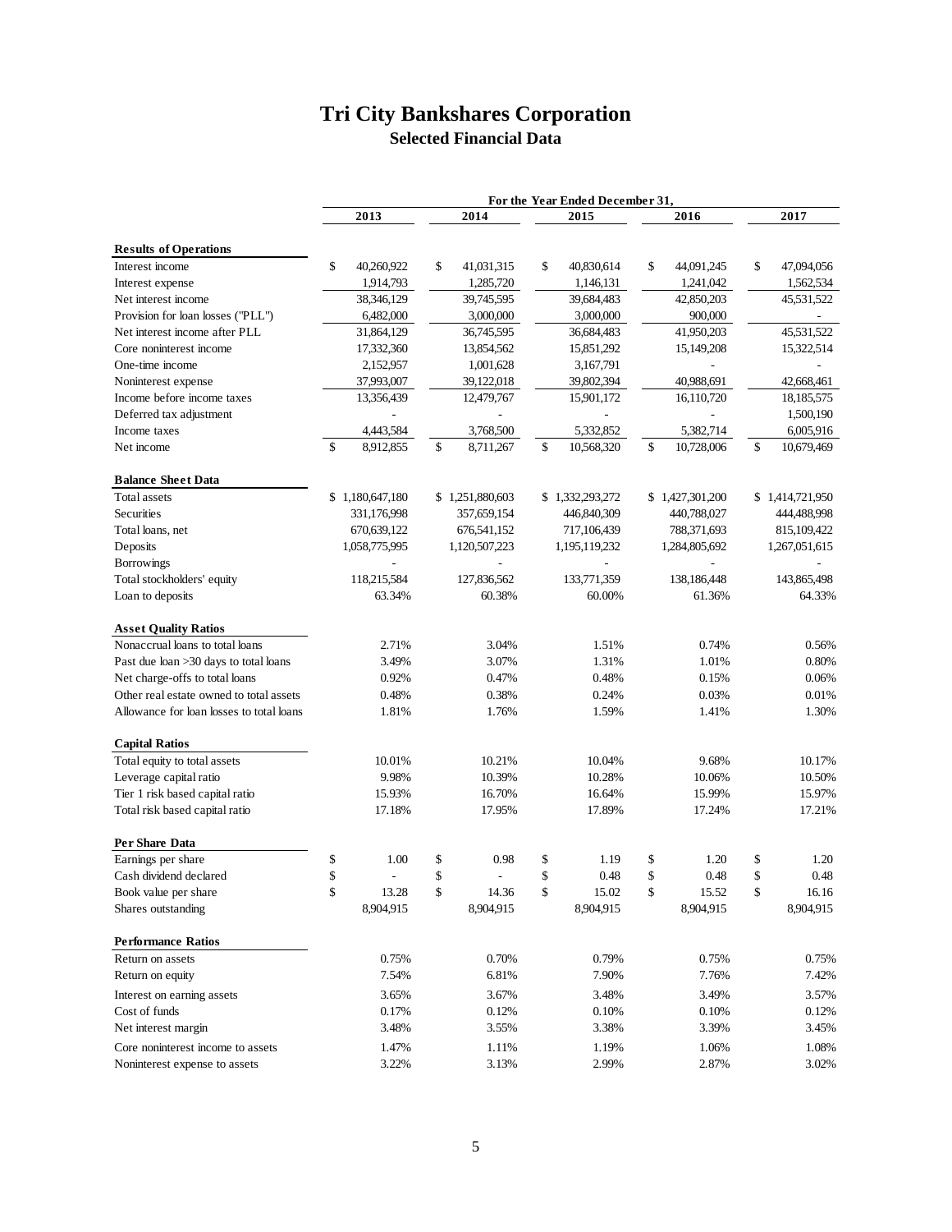# Tri City Bankshares Corporation

## Selected Financial Data

| | For the Year Ended December 31, | | | | |
|---|---|---|---|---|---|
| | 2013 | 2014 | 2015 | 2016 | 2017 |
| **Results of Operations** | | | | | |
| Interest income | $ 40,260,922 | $ 41,031,315 | $ 40,830,614 | $ 44,091,245 | $ 47,094,056 |
| Interest expense | 1,914,793 | 1,285,720 | 1,146,131 | 1,241,042 | 1,562,534 |
| Net interest income | 38,346,129 | 39,745,595 | 39,684,483 | 42,850,203 | 45,531,522 |
| Provision for loan losses ("PLL") | 6,482,000 | 3,000,000 | 3,000,000 | 900,000 | - |
| Net interest income after PLL | 31,864,129 | 36,745,595 | 36,684,483 | 41,950,203 | 45,531,522 |
| Core noninterest income | 17,332,360 | 13,854,562 | 15,851,292 | 15,149,208 | 15,322,514 |
| One-time income | 2,152,957 | 1,001,628 | 3,167,791 | - | - |
| Noninterest expense | 37,993,007 | 39,122,018 | 39,802,394 | 40,988,691 | 42,668,461 |
| Income before income taxes | 13,356,439 | 12,479,767 | 15,901,172 | 16,110,720 | 18,185,575 |
| Deferred tax adjustment | - | - | - | - | 1,500,190 |
| Income taxes | 4,443,584 | 3,768,500 | 5,332,852 | 5,382,714 | 6,005,916 |
| Net income | $ 8,912,855 | $ 8,711,267 | $ 10,568,320 | $ 10,728,006 | $ 10,679,469 |
| **Balance Sheet Data** | | | | | |
| Total assets | $ 1,180,647,180 | $ 1,251,880,603 | $ 1,332,293,272 | $ 1,427,301,200 | $ 1,414,721,950 |
| Securities | 331,176,998 | 357,659,154 | 446,840,309 | 440,788,027 | 444,488,998 |
| Total loans, net | 670,639,122 | 676,541,152 | 717,106,439 | 788,371,693 | 815,109,422 |
| Deposits | 1,058,775,995 | 1,120,507,223 | 1,195,119,232 | 1,284,805,692 | 1,267,051,615 |
| Borrowings | - | - | - | - | - |
| Total stockholders' equity | 118,215,584 | 127,836,562 | 133,771,359 | 138,186,448 | 143,865,498 |
| Loan to deposits | 63.34% | 60.38% | 60.00% | 61.36% | 64.33% |
| **Asset Quality Ratios** | | | | | |
| Nonaccrual loans to total loans | 2.71% | 3.04% | 1.51% | 0.74% | 0.56% |
| Past due loan >30 days to total loans | 3.49% | 3.07% | 1.31% | 1.01% | 0.80% |
| Net charge-offs to total loans | 0.92% | 0.47% | 0.48% | 0.15% | 0.06% |
| Other real estate owned to total assets | 0.48% | 0.38% | 0.24% | 0.03% | 0.01% |
| Allowance for loan losses to total loans | 1.81% | 1.76% | 1.59% | 1.41% | 1.30% |
| **Capital Ratios** | | | | | |
| Total equity to total assets | 10.01% | 10.21% | 10.04% | 9.68% | 10.17% |
| Leverage capital ratio | 9.98% | 10.39% | 10.28% | 10.06% | 10.50% |
| Tier 1 risk based capital ratio | 15.93% | 16.70% | 16.64% | 15.99% | 15.97% |
| Total risk based capital ratio | 17.18% | 17.95% | 17.89% | 17.24% | 17.21% |
| **Per Share Data** | | | | | |
| Earnings per share | $ 1.00 | $ 0.98 | $ 1.19 | $ 1.20 | $ 1.20 |
| Cash dividend declared | $ - | $ - | $ 0.48 | $ 0.48 | $ 0.48 |
| Book value per share | $ 13.28 | $ 14.36 | $ 15.02 | $ 15.52 | $ 16.16 |
| Shares outstanding | 8,904,915 | 8,904,915 | 8,904,915 | 8,904,915 | 8,904,915 |
| **Performance Ratios** | | | | | |
| Return on assets | 0.75% | 0.70% | 0.79% | 0.75% | 0.75% |
| Return on equity | 7.54% | 6.81% | 7.90% | 7.76% | 7.42% |
| Interest on earning assets | 3.65% | 3.67% | 3.48% | 3.49% | 3.57% |
| Cost of funds | 0.17% | 0.12% | 0.10% | 0.10% | 0.12% |
| Net interest margin | 3.48% | 3.55% | 3.38% | 3.39% | 3.45% |
| Core noninterest income to assets | 1.47% | 1.11% | 1.19% | 1.06% | 1.08% |
| Noninterest expense to assets | 3.22% | 3.13% | 2.99% | 2.87% | 3.02% |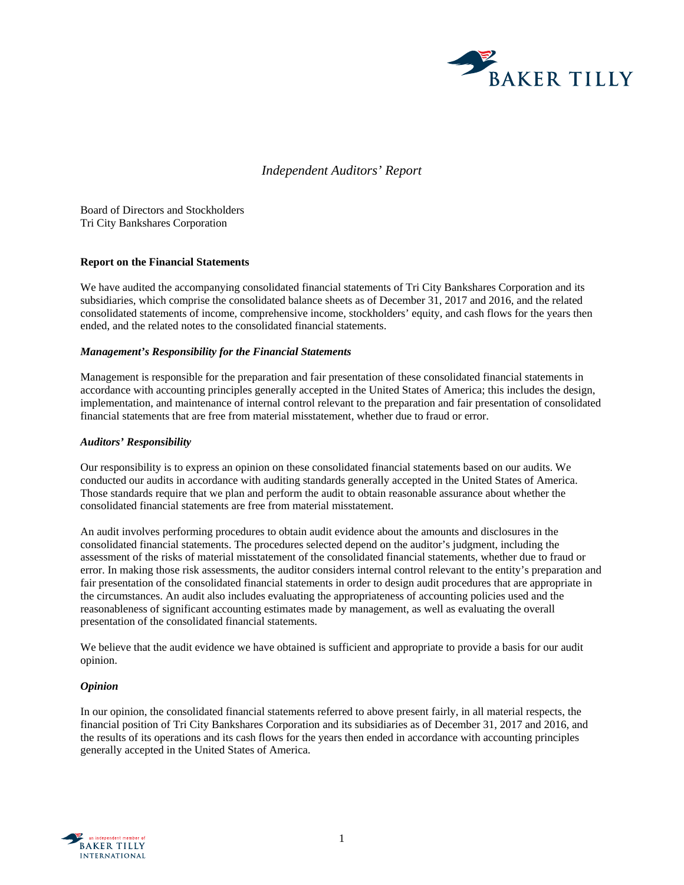*Independent Auditors' Report*

Board of Directors and Stockholders
Tri City Bankshares Corporation

**Report on the Financial Statements**

We have audited the accompanying consolidated financial statements of Tri City Bankshares Corporation and its subsidiaries, which comprise the consolidated balance sheets as of December 31, 2017 and 2016, and the related consolidated statements of income, comprehensive income, stockholders' equity, and cash flows for the years then ended, and the related notes to the consolidated financial statements.

***Management's Responsibility for the Financial Statements***

Management is responsible for the preparation and fair presentation of these consolidated financial statements in accordance with accounting principles generally accepted in the United States of America; this includes the design, implementation, and maintenance of internal control relevant to the preparation and fair presentation of consolidated financial statements that are free from material misstatement, whether due to fraud or error.

***Auditors' Responsibility***

Our responsibility is to express an opinion on these consolidated financial statements based on our audits. We conducted our audits in accordance with auditing standards generally accepted in the United States of America. Those standards require that we plan and perform the audit to obtain reasonable assurance about whether the consolidated financial statements are free from material misstatement.

An audit involves performing procedures to obtain audit evidence about the amounts and disclosures in the consolidated financial statements. The procedures selected depend on the auditor's judgment, including the assessment of the risks of material misstatement of the consolidated financial statements, whether due to fraud or error. In making those risk assessments, the auditor considers internal control relevant to the entity's preparation and fair presentation of the consolidated financial statements in order to design audit procedures that are appropriate in the circumstances. An audit also includes evaluating the appropriateness of accounting policies used and the reasonableness of significant accounting estimates made by management, as well as evaluating the overall presentation of the consolidated financial statements.

We believe that the audit evidence we have obtained is sufficient and appropriate to provide a basis for our audit opinion.

***Opinion***

In our opinion, the consolidated financial statements referred to above present fairly, in all material respects, the financial position of Tri City Bankshares Corporation and its subsidiaries as of December 31, 2017 and 2016, and the results of its operations and its cash flows for the years then ended in accordance with accounting principles generally accepted in the United States of America.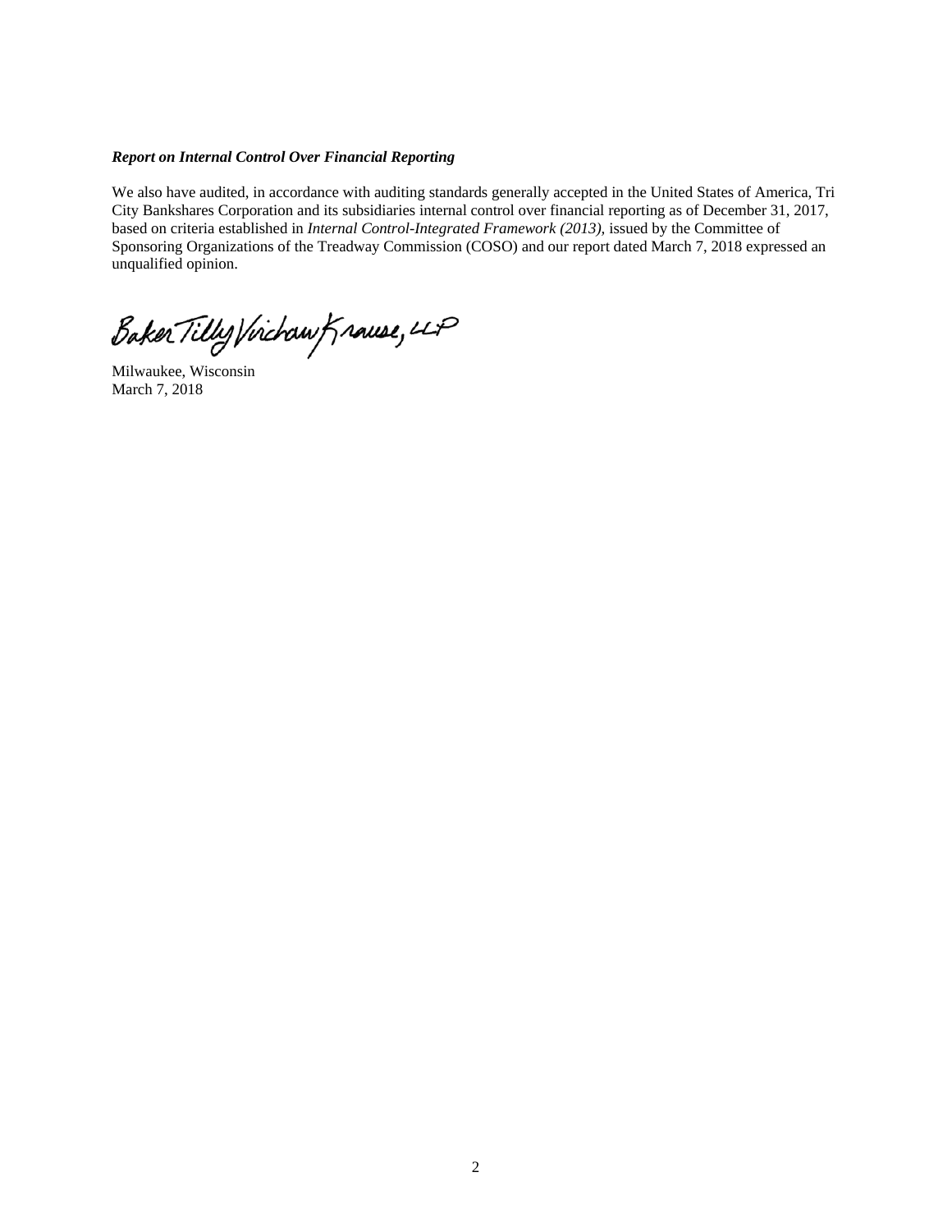***Report on Internal Control Over Financial Reporting***

We also have audited, in accordance with auditing standards generally accepted in the United States of America, Tri City Bankshares Corporation and its subsidiaries internal control over financial reporting as of December 31, 2017, based on criteria established in *Internal Control-Integrated Framework (2013)*, issued by the Committee of Sponsoring Organizations of the Treadway Commission (COSO) and our report dated March 7, 2018 expressed an unqualified opinion.

Baker Tilly Virchow Krause, LLP

Milwaukee, Wisconsin
March 7, 2018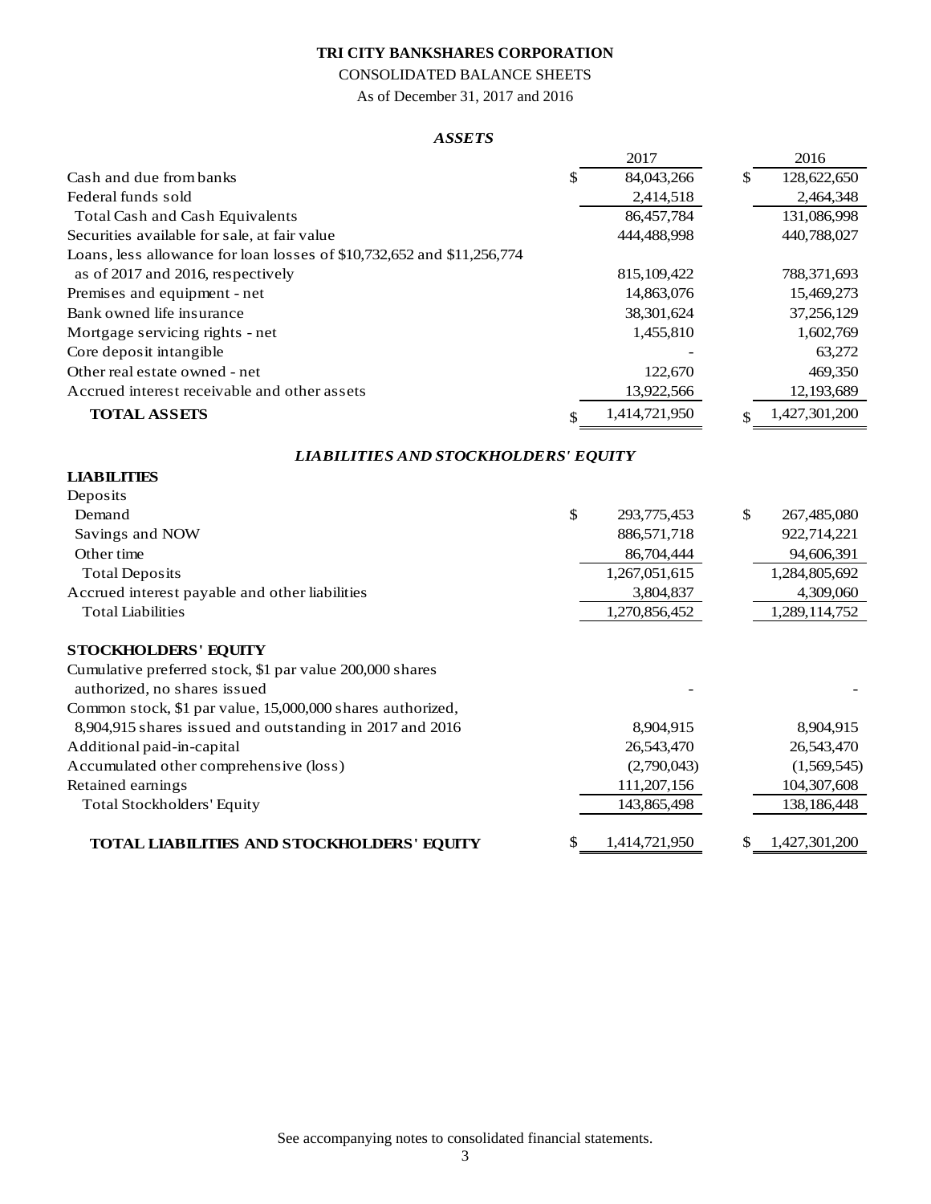**TRI CITY BANKSHARES CORPORATION**

CONSOLIDATED BALANCE SHEETS

As of December 31, 2017 and 2016

***ASSETS***

| | 2017 | 2016 |
|---|---|---|
| Cash and due from banks | $ 84,043,266 | $ 128,622,650 |
| Federal funds sold | 2,414,518 | 2,464,348 |
| Total Cash and Cash Equivalents | 86,457,784 | 131,086,998 |
| Securities available for sale, at fair value | 444,488,998 | 440,788,027 |
| Loans, less allowance for loan losses of $10,732,652 and $11,256,774 as of 2017 and 2016, respectively | 815,109,422 | 788,371,693 |
| Premises and equipment - net | 14,863,076 | 15,469,273 |
| Bank owned life insurance | 38,301,624 | 37,256,129 |
| Mortgage servicing rights - net | 1,455,810 | 1,602,769 |
| Core deposit intangible | - | 63,272 |
| Other real estate owned - net | 122,670 | 469,350 |
| Accrued interest receivable and other assets | 13,922,566 | 12,193,689 |
| **TOTAL ASSETS** | $ 1,414,721,950 | $ 1,427,301,200 |

***LIABILITIES AND STOCKHOLDERS' EQUITY***

| | 2017 | 2016 |
|---|---|---|
| **LIABILITIES** | | |
| Deposits | | |
| Demand | $ 293,775,453 | $ 267,485,080 |
| Savings and NOW | 886,571,718 | 922,714,221 |
| Other time | 86,704,444 | 94,606,391 |
| Total Deposits | 1,267,051,615 | 1,284,805,692 |
| Accrued interest payable and other liabilities | 3,804,837 | 4,309,060 |
| Total Liabilities | 1,270,856,452 | 1,289,114,752 |
| **STOCKHOLDERS' EQUITY** | | |
| Cumulative preferred stock, $1 par value 200,000 shares authorized, no shares issued | - | - |
| Common stock, $1 par value, 15,000,000 shares authorized, 8,904,915 shares issued and outstanding in 2017 and 2016 | 8,904,915 | 8,904,915 |
| Additional paid-in-capital | 26,543,470 | 26,543,470 |
| Accumulated other comprehensive (loss) | (2,790,043) | (1,569,545) |
| Retained earnings | 111,207,156 | 104,307,608 |
| Total Stockholders' Equity | 143,865,498 | 138,186,448 |
| **TOTAL LIABILITIES AND STOCKHOLDERS' EQUITY** | $ 1,414,721,950 | $ 1,427,301,200 |

See accompanying notes to consolidated financial statements.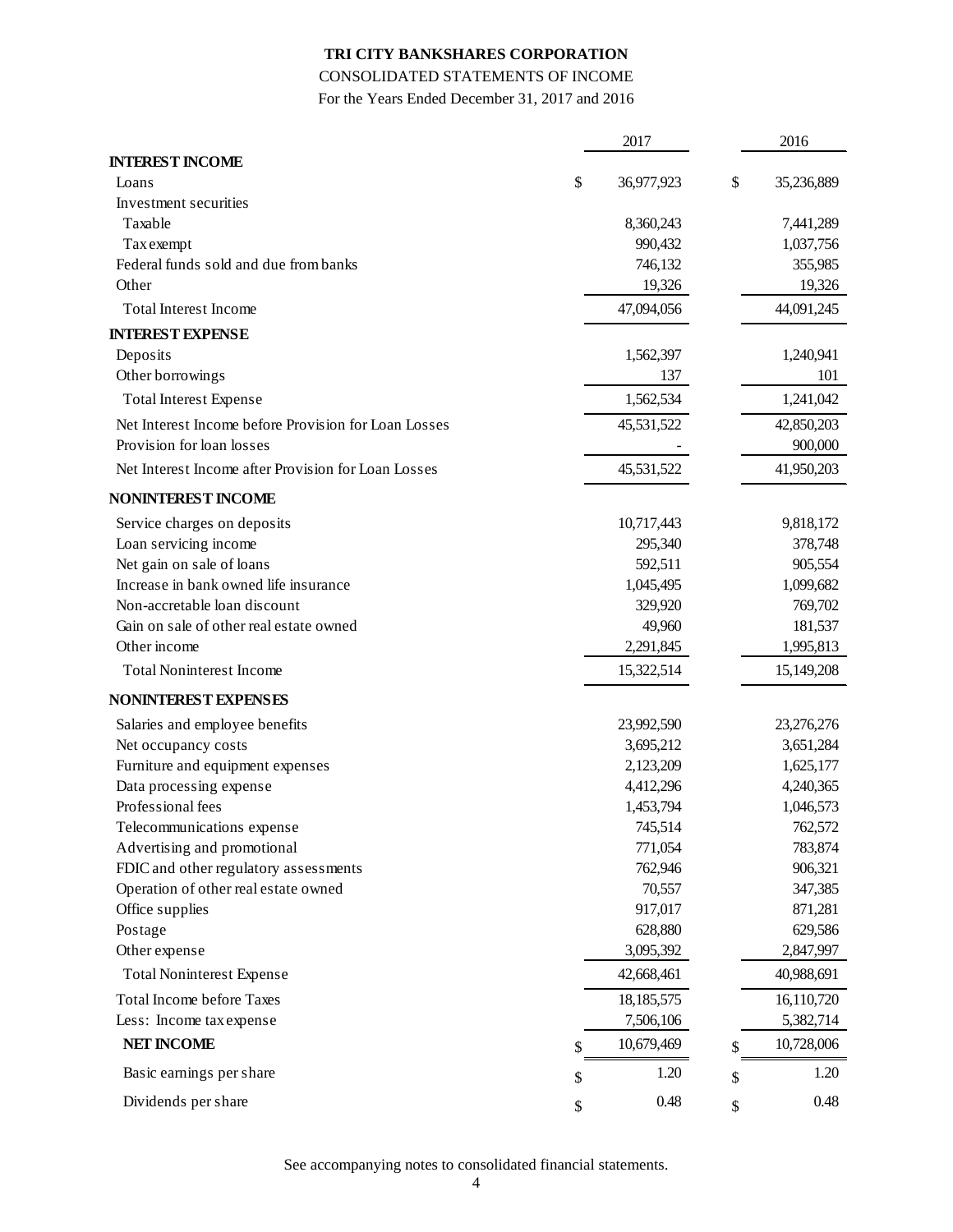**TRI CITY BANKSHARES CORPORATION**

CONSOLIDATED STATEMENTS OF INCOME

For the Years Ended December 31, 2017 and 2016

| | 2017 | 2016 |
|---|---|---|
| **INTEREST INCOME** | | |
| Loans | $ 36,977,923 | $ 35,236,889 |
| Investment securities | | |
| Taxable | 8,360,243 | 7,441,289 |
| Tax exempt | 990,432 | 1,037,756 |
| Federal funds sold and due from banks | 746,132 | 355,985 |
| Other | 19,326 | 19,326 |
| Total Interest Income | 47,094,056 | 44,091,245 |
| **INTEREST EXPENSE** | | |
| Deposits | 1,562,397 | 1,240,941 |
| Other borrowings | 137 | 101 |
| Total Interest Expense | 1,562,534 | 1,241,042 |
| Net Interest Income before Provision for Loan Losses | 45,531,522 | 42,850,203 |
| Provision for loan losses | - | 900,000 |
| Net Interest Income after Provision for Loan Losses | 45,531,522 | 41,950,203 |
| **NONINTEREST INCOME** | | |
| Service charges on deposits | 10,717,443 | 9,818,172 |
| Loan servicing income | 295,340 | 378,748 |
| Net gain on sale of loans | 592,511 | 905,554 |
| Increase in bank owned life insurance | 1,045,495 | 1,099,682 |
| Non-accretable loan discount | 329,920 | 769,702 |
| Gain on sale of other real estate owned | 49,960 | 181,537 |
| Other income | 2,291,845 | 1,995,813 |
| Total Noninterest Income | 15,322,514 | 15,149,208 |
| **NONINTEREST EXPENSES** | | |
| Salaries and employee benefits | 23,992,590 | 23,276,276 |
| Net occupancy costs | 3,695,212 | 3,651,284 |
| Furniture and equipment expenses | 2,123,209 | 1,625,177 |
| Data processing expense | 4,412,296 | 4,240,365 |
| Professional fees | 1,453,794 | 1,046,573 |
| Telecommunications expense | 745,514 | 762,572 |
| Advertising and promotional | 771,054 | 783,874 |
| FDIC and other regulatory assessments | 762,946 | 906,321 |
| Operation of other real estate owned | 70,557 | 347,385 |
| Office supplies | 917,017 | 871,281 |
| Postage | 628,880 | 629,586 |
| Other expense | 3,095,392 | 2,847,997 |
| Total Noninterest Expense | 42,668,461 | 40,988,691 |
| Total Income before Taxes | 18,185,575 | 16,110,720 |
| Less: Income tax expense | 7,506,106 | 5,382,714 |
| **NET INCOME** | $ 10,679,469 | $ 10,728,006 |
| Basic earnings per share | $ 1.20 | $ 1.20 |
| Dividends per share | $ 0.48 | $ 0.48 |

See accompanying notes to consolidated financial statements.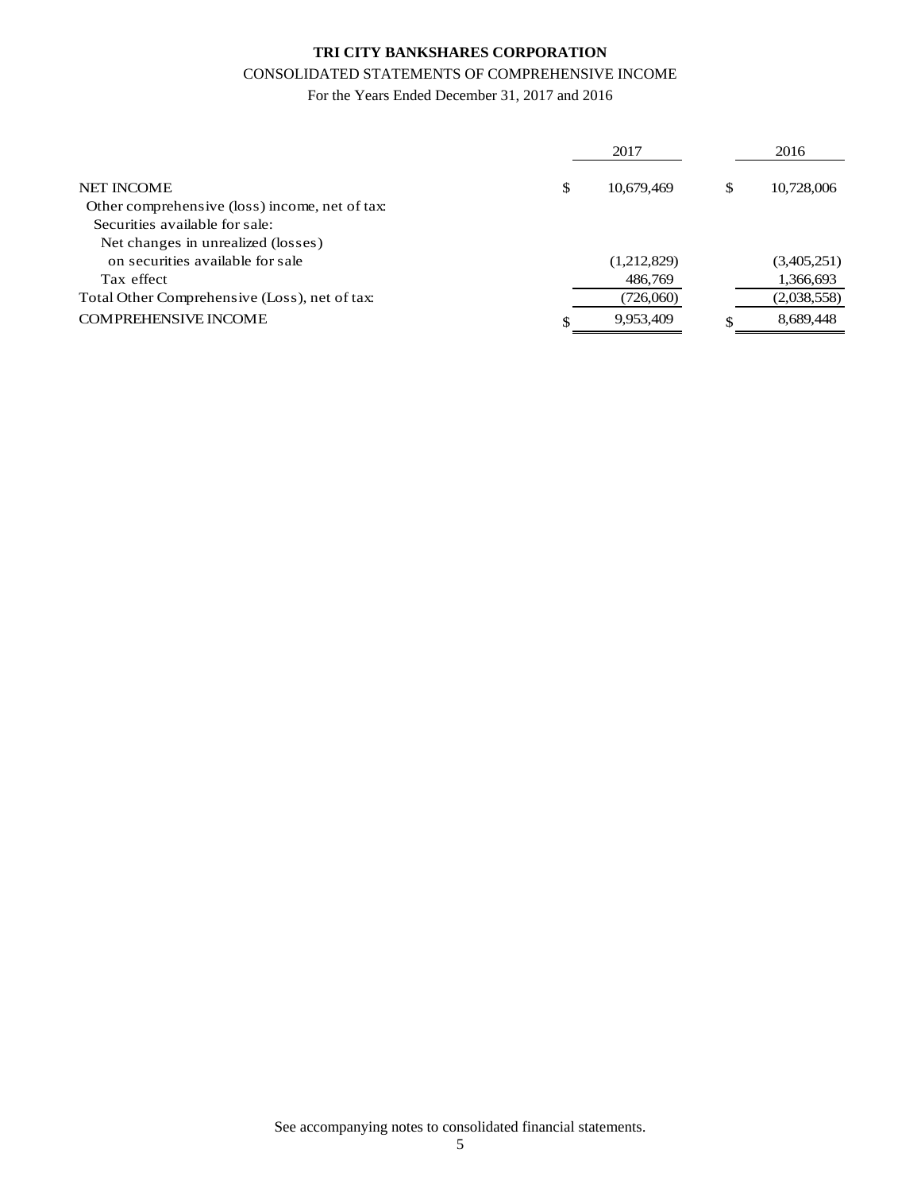**TRI CITY BANKSHARES CORPORATION**

CONSOLIDATED STATEMENTS OF COMPREHENSIVE INCOME

For the Years Ended December 31, 2017 and 2016

| | 2017 | 2016 |
|---|---|---|
| NET INCOME | $ 10,679,469 | $ 10,728,006 |
| Other comprehensive (loss) income, net of tax: | | |
| Securities available for sale: | | |
| Net changes in unrealized (losses) | | |
| on securities available for sale | (1,212,829) | (3,405,251) |
| Tax effect | 486,769 | 1,366,693 |
| Total Other Comprehensive (Loss), net of tax: | (726,060) | (2,038,558) |
| COMPREHENSIVE INCOME | $ 9,953,409 | $ 8,689,448 |

See accompanying notes to consolidated financial statements.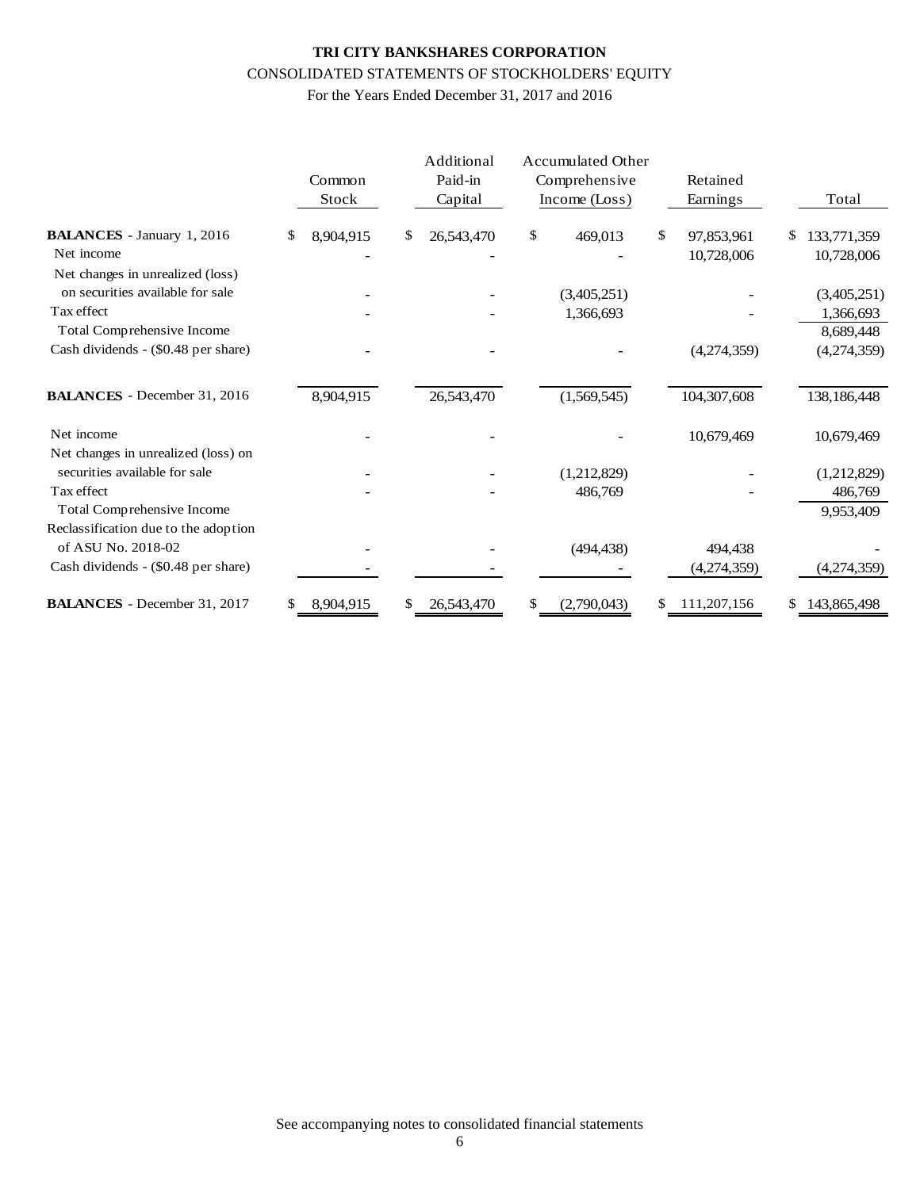**TRI CITY BANKSHARES CORPORATION**

CONSOLIDATED STATEMENTS OF STOCKHOLDERS' EQUITY

For the Years Ended December 31, 2017 and 2016

| | Common Stock | Additional Paid-in Capital | Accumulated Other Comprehensive Income (Loss) | Retained Earnings | Total |
|---|---|---|---|---|---|
| **BALANCES** - January 1, 2016 | $ 8,904,915 | $ 26,543,470 | $ 469,013 | $ 97,853,961 | $ 133,771,359 |
| Net income | - | - | - | 10,728,006 | 10,728,006 |
| Net changes in unrealized (loss) on securities available for sale | - | - | (3,405,251) | - | (3,405,251) |
| Tax effect | - | - | 1,366,693 | - | 1,366,693 |
| Total Comprehensive Income | | | | | 8,689,448 |
| Cash dividends - ($0.48 per share) | - | - | - | (4,274,359) | (4,274,359) |
| **BALANCES** - December 31, 2016 | 8,904,915 | 26,543,470 | (1,569,545) | 104,307,608 | 138,186,448 |
| Net income | - | - | - | 10,679,469 | 10,679,469 |
| Net changes in unrealized (loss) on securities available for sale | - | - | (1,212,829) | - | (1,212,829) |
| Tax effect | - | - | 486,769 | - | 486,769 |
| Total Comprehensive Income | | | | | 9,953,409 |
| Reclassification due to the adoption of ASU No. 2018-02 | - | - | (494,438) | 494,438 | - |
| Cash dividends - ($0.48 per share) | - | - | - | (4,274,359) | (4,274,359) |
| **BALANCES** - December 31, 2017 | $ 8,904,915 | $ 26,543,470 | $ (2,790,043) | $ 111,207,156 | $ 143,865,498 |

See accompanying notes to consolidated financial statements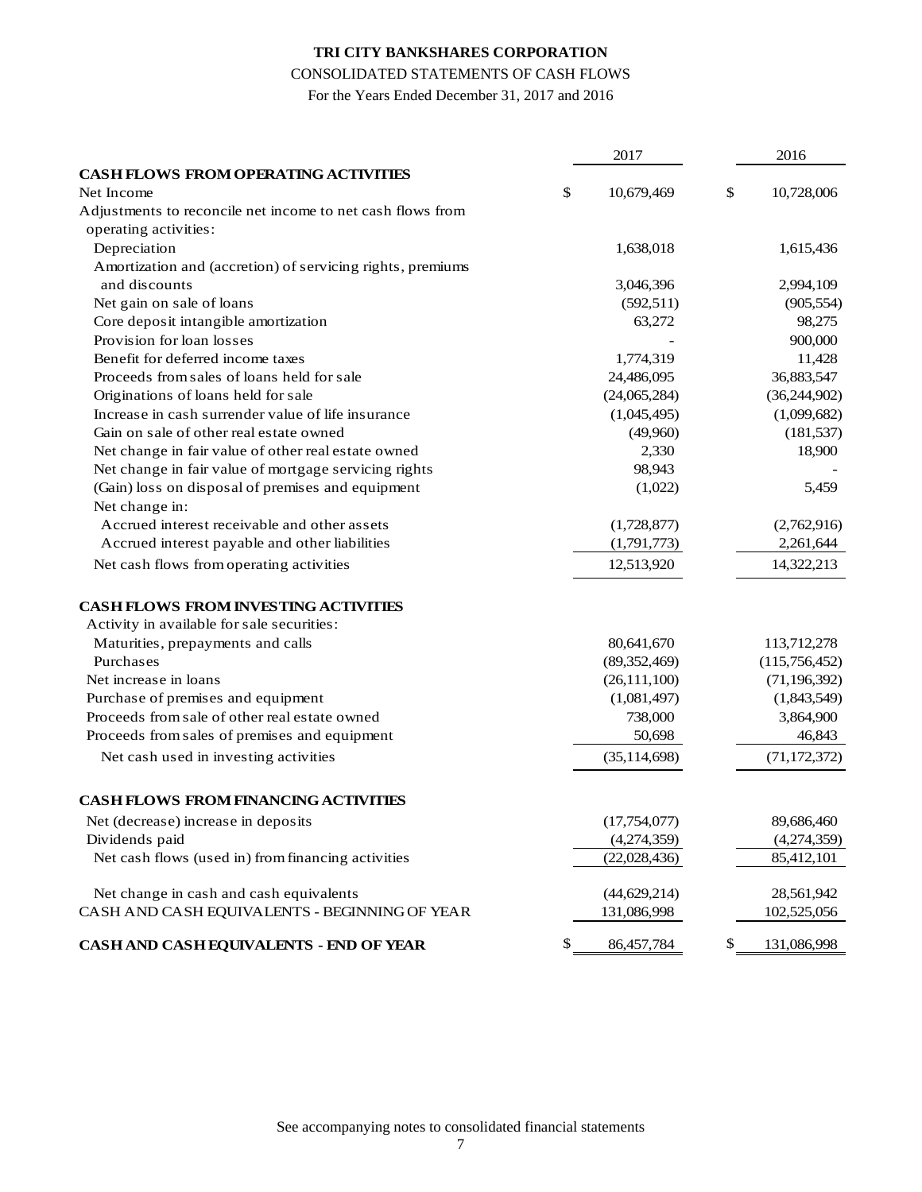# TRI CITY BANKSHARES CORPORATION

CONSOLIDATED STATEMENTS OF CASH FLOWS

For the Years Ended December 31, 2017 and 2016

| | 2017 | 2016 |
|---|---|---|
| **CASH FLOWS FROM OPERATING ACTIVITIES** | | |
| Net Income | $ 10,679,469 | $ 10,728,006 |
| Adjustments to reconcile net income to net cash flows from operating activities: | | |
| Depreciation | 1,638,018 | 1,615,436 |
| Amortization and (accretion) of servicing rights, premiums and discounts | 3,046,396 | 2,994,109 |
| Net gain on sale of loans | (592,511) | (905,554) |
| Core deposit intangible amortization | 63,272 | 98,275 |
| Provision for loan losses | - | 900,000 |
| Benefit for deferred income taxes | 1,774,319 | 11,428 |
| Proceeds from sales of loans held for sale | 24,486,095 | 36,883,547 |
| Originations of loans held for sale | (24,065,284) | (36,244,902) |
| Increase in cash surrender value of life insurance | (1,045,495) | (1,099,682) |
| Gain on sale of other real estate owned | (49,960) | (181,537) |
| Net change in fair value of other real estate owned | 2,330 | 18,900 |
| Net change in fair value of mortgage servicing rights | 98,943 | - |
| (Gain) loss on disposal of premises and equipment | (1,022) | 5,459 |
| Net change in: | | |
| Accrued interest receivable and other assets | (1,728,877) | (2,762,916) |
| Accrued interest payable and other liabilities | (1,791,773) | 2,261,644 |
| Net cash flows from operating activities | 12,513,920 | 14,322,213 |
| **CASH FLOWS FROM INVESTING ACTIVITIES** | | |
| Activity in available for sale securities: | | |
| Maturities, prepayments and calls | 80,641,670 | 113,712,278 |
| Purchases | (89,352,469) | (115,756,452) |
| Net increase in loans | (26,111,100) | (71,196,392) |
| Purchase of premises and equipment | (1,081,497) | (1,843,549) |
| Proceeds from sale of other real estate owned | 738,000 | 3,864,900 |
| Proceeds from sales of premises and equipment | 50,698 | 46,843 |
| Net cash used in investing activities | (35,114,698) | (71,172,372) |
| **CASH FLOWS FROM FINANCING ACTIVITIES** | | |
| Net (decrease) increase in deposits | (17,754,077) | 89,686,460 |
| Dividends paid | (4,274,359) | (4,274,359) |
| Net cash flows (used in) from financing activities | (22,028,436) | 85,412,101 |
| Net change in cash and cash equivalents | (44,629,214) | 28,561,942 |
| CASH AND CASH EQUIVALENTS - BEGINNING OF YEAR | 131,086,998 | 102,525,056 |
| **CASH AND CASH EQUIVALENTS - END OF YEAR** | $ 86,457,784 | $ 131,086,998 |

See accompanying notes to consolidated financial statements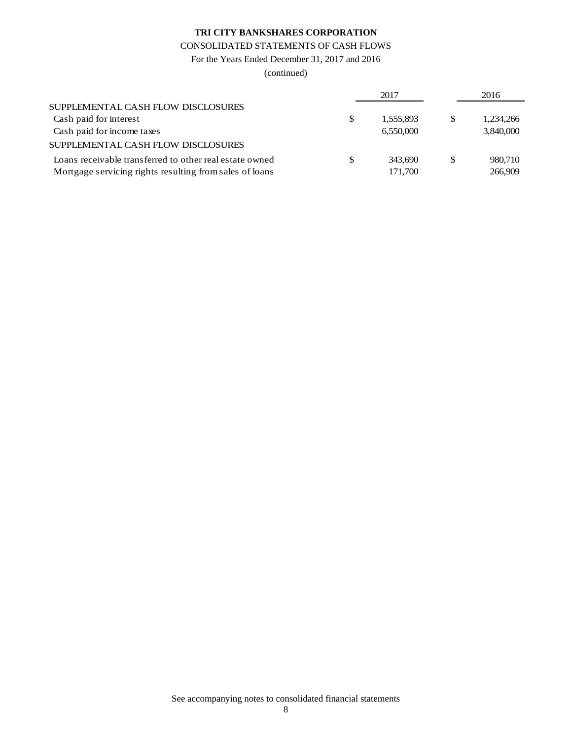**TRI CITY BANKSHARES CORPORATION**

CONSOLIDATED STATEMENTS OF CASH FLOWS

For the Years Ended December 31, 2017 and 2016

(continued)

| | | 2017 | | 2016 |
|---|---|---|---|---|
| SUPPLEMENTAL CASH FLOW DISCLOSURES | | | | |
| Cash paid for interest | $ | 1,555,893 | $ | 1,234,266 |
| Cash paid for income taxes | | 6,550,000 | | 3,840,000 |
| SUPPLEMENTAL CASH FLOW DISCLOSURES | | | | |
| Loans receivable transferred to other real estate owned | $ | 343,690 | $ | 980,710 |
| Mortgage servicing rights resulting from sales of loans | | 171,700 | | 266,909 |

See accompanying notes to consolidated financial statements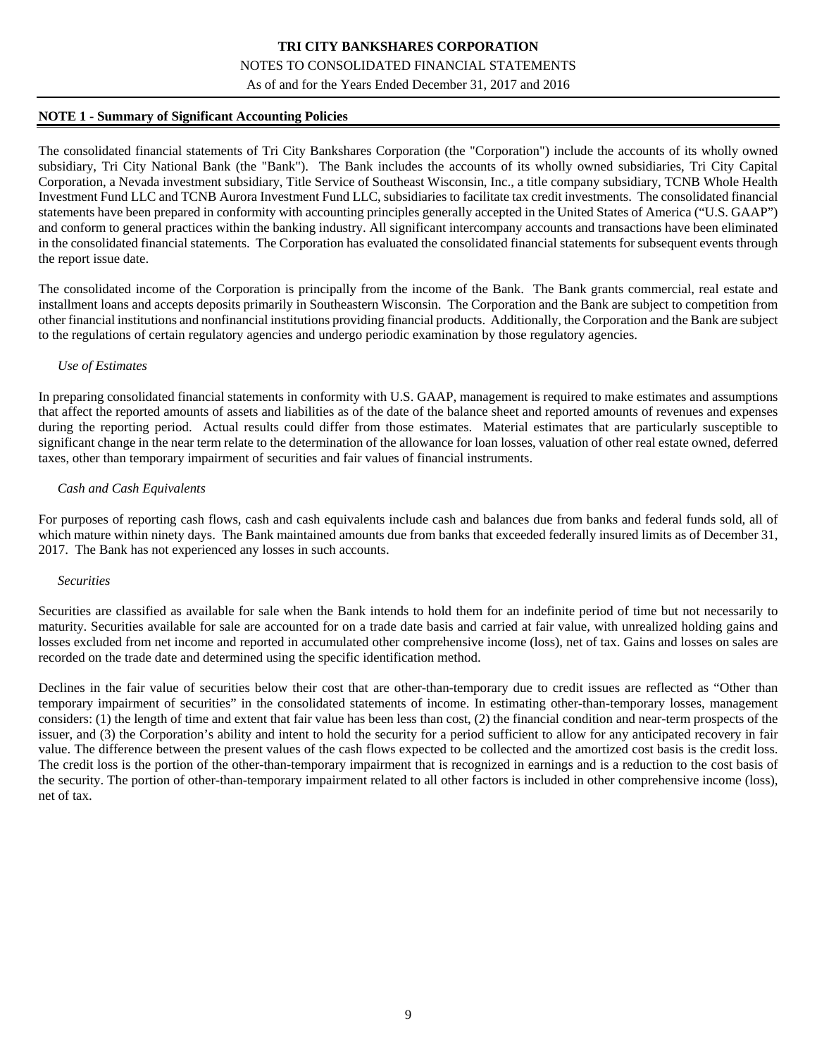## NOTE 1 - Summary of Significant Accounting Policies

The consolidated financial statements of Tri City Bankshares Corporation (the "Corporation") include the accounts of its wholly owned subsidiary, Tri City National Bank (the "Bank"). The Bank includes the accounts of its wholly owned subsidiaries, Tri City Capital Corporation, a Nevada investment subsidiary, Title Service of Southeast Wisconsin, Inc., a title company subsidiary, TCNB Whole Health Investment Fund LLC and TCNB Aurora Investment Fund LLC, subsidiaries to facilitate tax credit investments. The consolidated financial statements have been prepared in conformity with accounting principles generally accepted in the United States of America ("U.S. GAAP") and conform to general practices within the banking industry. All significant intercompany accounts and transactions have been eliminated in the consolidated financial statements. The Corporation has evaluated the consolidated financial statements for subsequent events through the report issue date.

The consolidated income of the Corporation is principally from the income of the Bank. The Bank grants commercial, real estate and installment loans and accepts deposits primarily in Southeastern Wisconsin. The Corporation and the Bank are subject to competition from other financial institutions and nonfinancial institutions providing financial products. Additionally, the Corporation and the Bank are subject to the regulations of certain regulatory agencies and undergo periodic examination by those regulatory agencies.

*Use of Estimates*

In preparing consolidated financial statements in conformity with U.S. GAAP, management is required to make estimates and assumptions that affect the reported amounts of assets and liabilities as of the date of the balance sheet and reported amounts of revenues and expenses during the reporting period. Actual results could differ from those estimates. Material estimates that are particularly susceptible to significant change in the near term relate to the determination of the allowance for loan losses, valuation of other real estate owned, deferred taxes, other than temporary impairment of securities and fair values of financial instruments.

*Cash and Cash Equivalents*

For purposes of reporting cash flows, cash and cash equivalents include cash and balances due from banks and federal funds sold, all of which mature within ninety days. The Bank maintained amounts due from banks that exceeded federally insured limits as of December 31, 2017. The Bank has not experienced any losses in such accounts.

*Securities*

Securities are classified as available for sale when the Bank intends to hold them for an indefinite period of time but not necessarily to maturity. Securities available for sale are accounted for on a trade date basis and carried at fair value, with unrealized holding gains and losses excluded from net income and reported in accumulated other comprehensive income (loss), net of tax. Gains and losses on sales are recorded on the trade date and determined using the specific identification method.

Declines in the fair value of securities below their cost that are other-than-temporary due to credit issues are reflected as "Other than temporary impairment of securities" in the consolidated statements of income. In estimating other-than-temporary losses, management considers: (1) the length of time and extent that fair value has been less than cost, (2) the financial condition and near-term prospects of the issuer, and (3) the Corporation's ability and intent to hold the security for a period sufficient to allow for any anticipated recovery in fair value. The difference between the present values of the cash flows expected to be collected and the amortized cost basis is the credit loss. The credit loss is the portion of the other-than-temporary impairment that is recognized in earnings and is a reduction to the cost basis of the security. The portion of other-than-temporary impairment related to all other factors is included in other comprehensive income (loss), net of tax.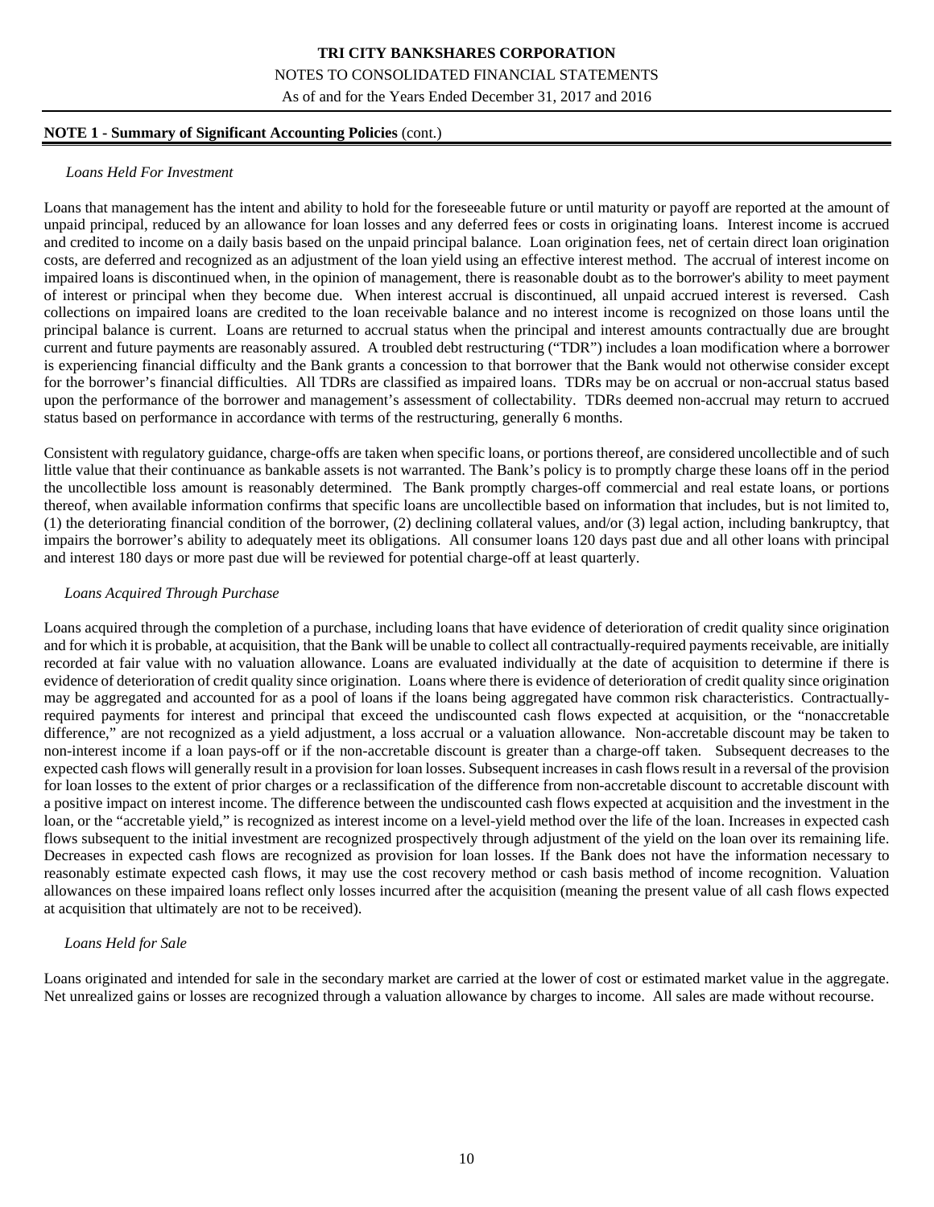**NOTE 1 - Summary of Significant Accounting Policies** (cont.)

*Loans Held For Investment*

Loans that management has the intent and ability to hold for the foreseeable future or until maturity or payoff are reported at the amount of unpaid principal, reduced by an allowance for loan losses and any deferred fees or costs in originating loans. Interest income is accrued and credited to income on a daily basis based on the unpaid principal balance. Loan origination fees, net of certain direct loan origination costs, are deferred and recognized as an adjustment of the loan yield using an effective interest method. The accrual of interest income on impaired loans is discontinued when, in the opinion of management, there is reasonable doubt as to the borrower's ability to meet payment of interest or principal when they become due. When interest accrual is discontinued, all unpaid accrued interest is reversed. Cash collections on impaired loans are credited to the loan receivable balance and no interest income is recognized on those loans until the principal balance is current. Loans are returned to accrual status when the principal and interest amounts contractually due are brought current and future payments are reasonably assured. A troubled debt restructuring ("TDR") includes a loan modification where a borrower is experiencing financial difficulty and the Bank grants a concession to that borrower that the Bank would not otherwise consider except for the borrower's financial difficulties. All TDRs are classified as impaired loans. TDRs may be on accrual or non-accrual status based upon the performance of the borrower and management's assessment of collectability. TDRs deemed non-accrual may return to accrued status based on performance in accordance with terms of the restructuring, generally 6 months.

Consistent with regulatory guidance, charge-offs are taken when specific loans, or portions thereof, are considered uncollectible and of such little value that their continuance as bankable assets is not warranted. The Bank's policy is to promptly charge these loans off in the period the uncollectible loss amount is reasonably determined. The Bank promptly charges-off commercial and real estate loans, or portions thereof, when available information confirms that specific loans are uncollectible based on information that includes, but is not limited to, (1) the deteriorating financial condition of the borrower, (2) declining collateral values, and/or (3) legal action, including bankruptcy, that impairs the borrower's ability to adequately meet its obligations. All consumer loans 120 days past due and all other loans with principal and interest 180 days or more past due will be reviewed for potential charge-off at least quarterly.

*Loans Acquired Through Purchase*

Loans acquired through the completion of a purchase, including loans that have evidence of deterioration of credit quality since origination and for which it is probable, at acquisition, that the Bank will be unable to collect all contractually-required payments receivable, are initially recorded at fair value with no valuation allowance. Loans are evaluated individually at the date of acquisition to determine if there is evidence of deterioration of credit quality since origination. Loans where there is evidence of deterioration of credit quality since origination may be aggregated and accounted for as a pool of loans if the loans being aggregated have common risk characteristics. Contractually-required payments for interest and principal that exceed the undiscounted cash flows expected at acquisition, or the "nonaccretable difference," are not recognized as a yield adjustment, a loss accrual or a valuation allowance. Non-accretable discount may be taken to non-interest income if a loan pays-off or if the non-accretable discount is greater than a charge-off taken. Subsequent decreases to the expected cash flows will generally result in a provision for loan losses. Subsequent increases in cash flows result in a reversal of the provision for loan losses to the extent of prior charges or a reclassification of the difference from non-accretable discount to accretable discount with a positive impact on interest income. The difference between the undiscounted cash flows expected at acquisition and the investment in the loan, or the "accretable yield," is recognized as interest income on a level-yield method over the life of the loan. Increases in expected cash flows subsequent to the initial investment are recognized prospectively through adjustment of the yield on the loan over its remaining life. Decreases in expected cash flows are recognized as provision for loan losses. If the Bank does not have the information necessary to reasonably estimate expected cash flows, it may use the cost recovery method or cash basis method of income recognition. Valuation allowances on these impaired loans reflect only losses incurred after the acquisition (meaning the present value of all cash flows expected at acquisition that ultimately are not to be received).

*Loans Held for Sale*

Loans originated and intended for sale in the secondary market are carried at the lower of cost or estimated market value in the aggregate. Net unrealized gains or losses are recognized through a valuation allowance by charges to income. All sales are made without recourse.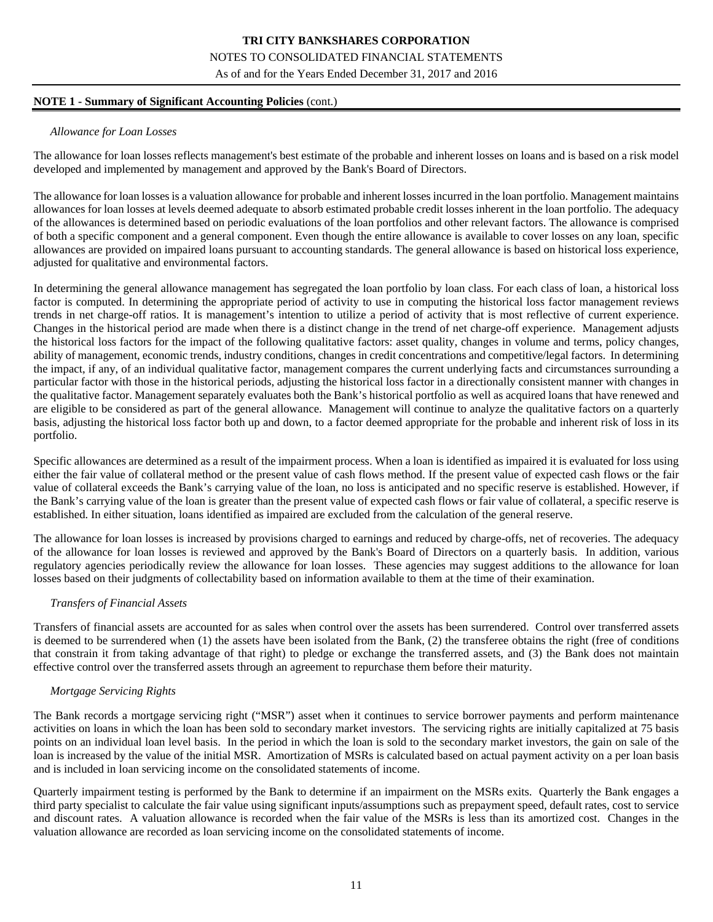## NOTE 1 - Summary of Significant Accounting Policies (cont.)

*Allowance for Loan Losses*

The allowance for loan losses reflects management's best estimate of the probable and inherent losses on loans and is based on a risk model developed and implemented by management and approved by the Bank's Board of Directors.

The allowance for loan losses is a valuation allowance for probable and inherent losses incurred in the loan portfolio. Management maintains allowances for loan losses at levels deemed adequate to absorb estimated probable credit losses inherent in the loan portfolio. The adequacy of the allowances is determined based on periodic evaluations of the loan portfolios and other relevant factors. The allowance is comprised of both a specific component and a general component. Even though the entire allowance is available to cover losses on any loan, specific allowances are provided on impaired loans pursuant to accounting standards. The general allowance is based on historical loss experience, adjusted for qualitative and environmental factors.

In determining the general allowance management has segregated the loan portfolio by loan class. For each class of loan, a historical loss factor is computed. In determining the appropriate period of activity to use in computing the historical loss factor management reviews trends in net charge-off ratios. It is management's intention to utilize a period of activity that is most reflective of current experience. Changes in the historical period are made when there is a distinct change in the trend of net charge-off experience. Management adjusts the historical loss factors for the impact of the following qualitative factors: asset quality, changes in volume and terms, policy changes, ability of management, economic trends, industry conditions, changes in credit concentrations and competitive/legal factors. In determining the impact, if any, of an individual qualitative factor, management compares the current underlying facts and circumstances surrounding a particular factor with those in the historical periods, adjusting the historical loss factor in a directionally consistent manner with changes in the qualitative factor. Management separately evaluates both the Bank's historical portfolio as well as acquired loans that have renewed and are eligible to be considered as part of the general allowance. Management will continue to analyze the qualitative factors on a quarterly basis, adjusting the historical loss factor both up and down, to a factor deemed appropriate for the probable and inherent risk of loss in its portfolio.

Specific allowances are determined as a result of the impairment process. When a loan is identified as impaired it is evaluated for loss using either the fair value of collateral method or the present value of cash flows method. If the present value of expected cash flows or the fair value of collateral exceeds the Bank's carrying value of the loan, no loss is anticipated and no specific reserve is established. However, if the Bank's carrying value of the loan is greater than the present value of expected cash flows or fair value of collateral, a specific reserve is established. In either situation, loans identified as impaired are excluded from the calculation of the general reserve.

The allowance for loan losses is increased by provisions charged to earnings and reduced by charge-offs, net of recoveries. The adequacy of the allowance for loan losses is reviewed and approved by the Bank's Board of Directors on a quarterly basis. In addition, various regulatory agencies periodically review the allowance for loan losses. These agencies may suggest additions to the allowance for loan losses based on their judgments of collectability based on information available to them at the time of their examination.

*Transfers of Financial Assets*

Transfers of financial assets are accounted for as sales when control over the assets has been surrendered. Control over transferred assets is deemed to be surrendered when (1) the assets have been isolated from the Bank, (2) the transferee obtains the right (free of conditions that constrain it from taking advantage of that right) to pledge or exchange the transferred assets, and (3) the Bank does not maintain effective control over the transferred assets through an agreement to repurchase them before their maturity.

*Mortgage Servicing Rights*

The Bank records a mortgage servicing right ("MSR") asset when it continues to service borrower payments and perform maintenance activities on loans in which the loan has been sold to secondary market investors. The servicing rights are initially capitalized at 75 basis points on an individual loan level basis. In the period in which the loan is sold to the secondary market investors, the gain on sale of the loan is increased by the value of the initial MSR. Amortization of MSRs is calculated based on actual payment activity on a per loan basis and is included in loan servicing income on the consolidated statements of income.

Quarterly impairment testing is performed by the Bank to determine if an impairment on the MSRs exits. Quarterly the Bank engages a third party specialist to calculate the fair value using significant inputs/assumptions such as prepayment speed, default rates, cost to service and discount rates. A valuation allowance is recorded when the fair value of the MSRs is less than its amortized cost. Changes in the valuation allowance are recorded as loan servicing income on the consolidated statements of income.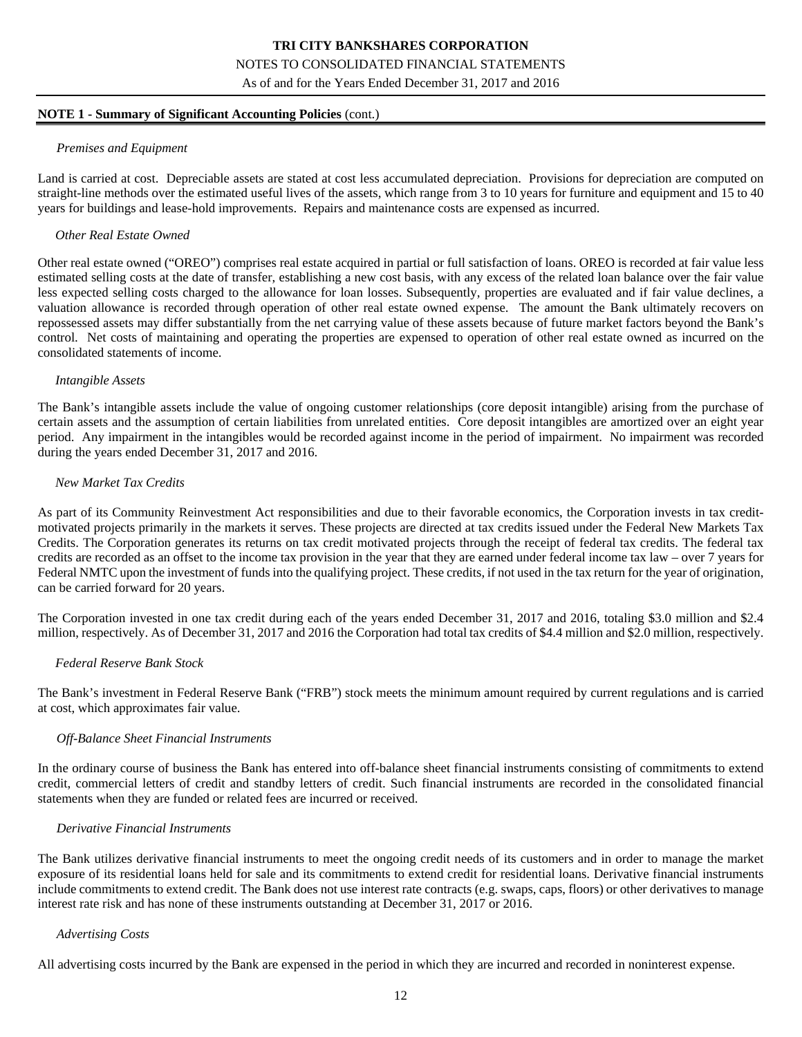**NOTE 1 - Summary of Significant Accounting Policies** (cont.)

*Premises and Equipment*

Land is carried at cost. Depreciable assets are stated at cost less accumulated depreciation. Provisions for depreciation are computed on straight-line methods over the estimated useful lives of the assets, which range from 3 to 10 years for furniture and equipment and 15 to 40 years for buildings and lease-hold improvements. Repairs and maintenance costs are expensed as incurred.

*Other Real Estate Owned*

Other real estate owned ("OREO") comprises real estate acquired in partial or full satisfaction of loans. OREO is recorded at fair value less estimated selling costs at the date of transfer, establishing a new cost basis, with any excess of the related loan balance over the fair value less expected selling costs charged to the allowance for loan losses. Subsequently, properties are evaluated and if fair value declines, a valuation allowance is recorded through operation of other real estate owned expense. The amount the Bank ultimately recovers on repossessed assets may differ substantially from the net carrying value of these assets because of future market factors beyond the Bank's control. Net costs of maintaining and operating the properties are expensed to operation of other real estate owned as incurred on the consolidated statements of income.

*Intangible Assets*

The Bank's intangible assets include the value of ongoing customer relationships (core deposit intangible) arising from the purchase of certain assets and the assumption of certain liabilities from unrelated entities. Core deposit intangibles are amortized over an eight year period. Any impairment in the intangibles would be recorded against income in the period of impairment. No impairment was recorded during the years ended December 31, 2017 and 2016.

*New Market Tax Credits*

As part of its Community Reinvestment Act responsibilities and due to their favorable economics, the Corporation invests in tax credit-motivated projects primarily in the markets it serves. These projects are directed at tax credits issued under the Federal New Markets Tax Credits. The Corporation generates its returns on tax credit motivated projects through the receipt of federal tax credits. The federal tax credits are recorded as an offset to the income tax provision in the year that they are earned under federal income tax law – over 7 years for Federal NMTC upon the investment of funds into the qualifying project. These credits, if not used in the tax return for the year of origination, can be carried forward for 20 years.

The Corporation invested in one tax credit during each of the years ended December 31, 2017 and 2016, totaling \$3.0 million and \$2.4 million, respectively. As of December 31, 2017 and 2016 the Corporation had total tax credits of \$4.4 million and \$2.0 million, respectively.

*Federal Reserve Bank Stock*

The Bank's investment in Federal Reserve Bank ("FRB") stock meets the minimum amount required by current regulations and is carried at cost, which approximates fair value.

*Off-Balance Sheet Financial Instruments*

In the ordinary course of business the Bank has entered into off-balance sheet financial instruments consisting of commitments to extend credit, commercial letters of credit and standby letters of credit. Such financial instruments are recorded in the consolidated financial statements when they are funded or related fees are incurred or received.

*Derivative Financial Instruments*

The Bank utilizes derivative financial instruments to meet the ongoing credit needs of its customers and in order to manage the market exposure of its residential loans held for sale and its commitments to extend credit for residential loans. Derivative financial instruments include commitments to extend credit. The Bank does not use interest rate contracts (e.g. swaps, caps, floors) or other derivatives to manage interest rate risk and has none of these instruments outstanding at December 31, 2017 or 2016.

*Advertising Costs*

All advertising costs incurred by the Bank are expensed in the period in which they are incurred and recorded in noninterest expense.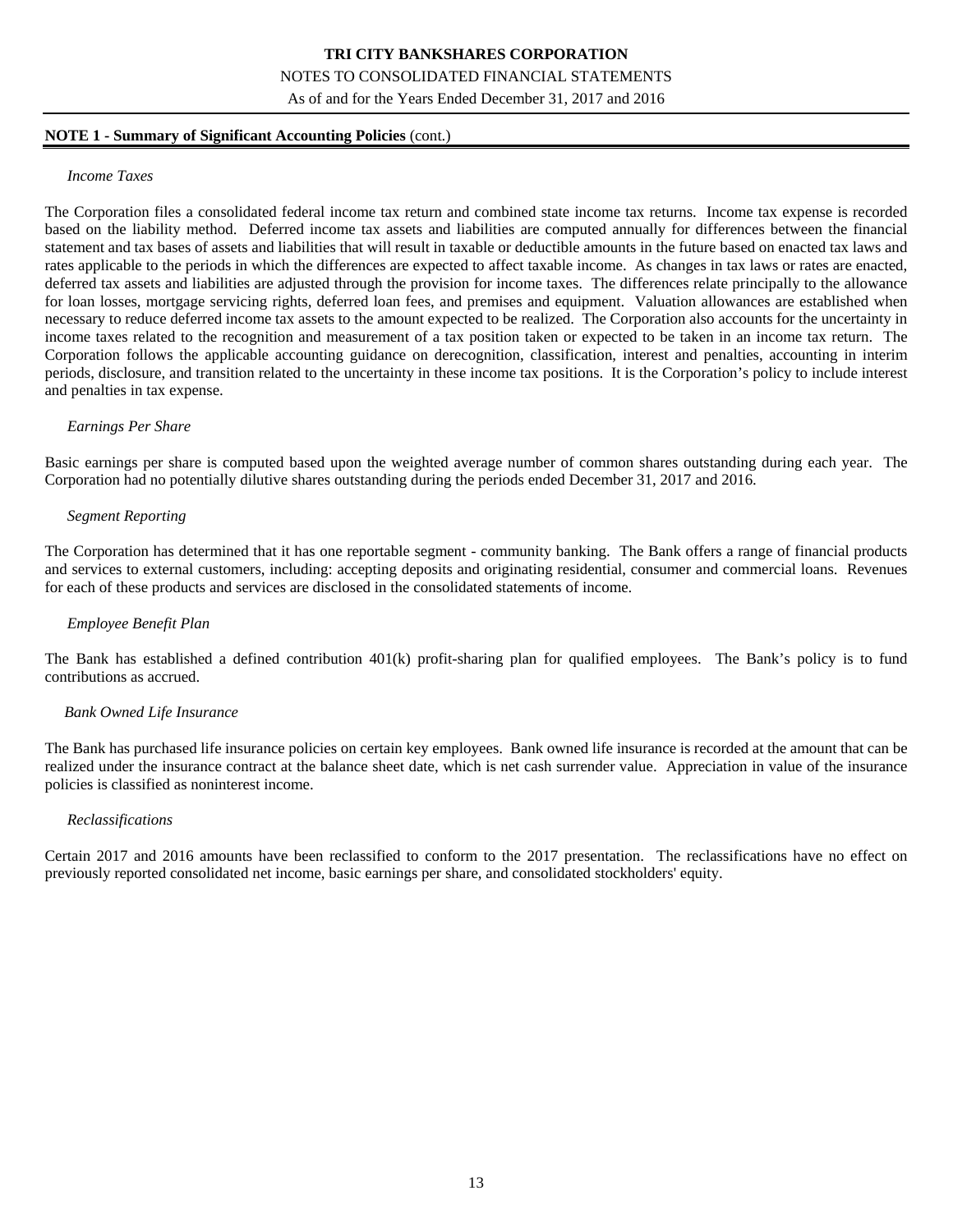**NOTE 1 - Summary of Significant Accounting Policies** (cont.)

*Income Taxes*

The Corporation files a consolidated federal income tax return and combined state income tax returns. Income tax expense is recorded based on the liability method. Deferred income tax assets and liabilities are computed annually for differences between the financial statement and tax bases of assets and liabilities that will result in taxable or deductible amounts in the future based on enacted tax laws and rates applicable to the periods in which the differences are expected to affect taxable income. As changes in tax laws or rates are enacted, deferred tax assets and liabilities are adjusted through the provision for income taxes. The differences relate principally to the allowance for loan losses, mortgage servicing rights, deferred loan fees, and premises and equipment. Valuation allowances are established when necessary to reduce deferred income tax assets to the amount expected to be realized. The Corporation also accounts for the uncertainty in income taxes related to the recognition and measurement of a tax position taken or expected to be taken in an income tax return. The Corporation follows the applicable accounting guidance on derecognition, classification, interest and penalties, accounting in interim periods, disclosure, and transition related to the uncertainty in these income tax positions. It is the Corporation's policy to include interest and penalties in tax expense.

*Earnings Per Share*

Basic earnings per share is computed based upon the weighted average number of common shares outstanding during each year. The Corporation had no potentially dilutive shares outstanding during the periods ended December 31, 2017 and 2016.

*Segment Reporting*

The Corporation has determined that it has one reportable segment - community banking. The Bank offers a range of financial products and services to external customers, including: accepting deposits and originating residential, consumer and commercial loans. Revenues for each of these products and services are disclosed in the consolidated statements of income.

*Employee Benefit Plan*

The Bank has established a defined contribution 401(k) profit-sharing plan for qualified employees. The Bank's policy is to fund contributions as accrued.

*Bank Owned Life Insurance*

The Bank has purchased life insurance policies on certain key employees. Bank owned life insurance is recorded at the amount that can be realized under the insurance contract at the balance sheet date, which is net cash surrender value. Appreciation in value of the insurance policies is classified as noninterest income.

*Reclassifications*

Certain 2017 and 2016 amounts have been reclassified to conform to the 2017 presentation. The reclassifications have no effect on previously reported consolidated net income, basic earnings per share, and consolidated stockholders' equity.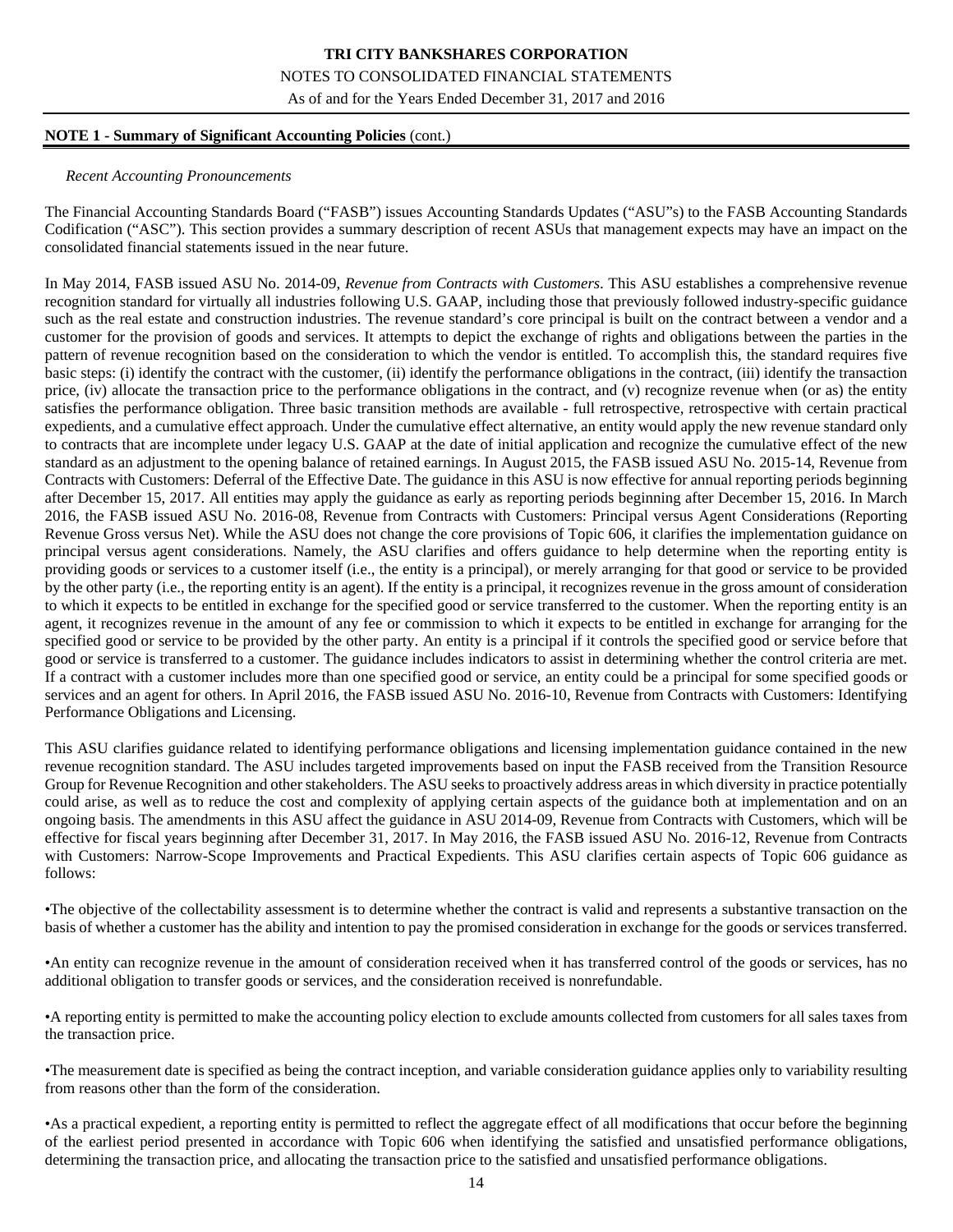**NOTE 1 - Summary of Significant Accounting Policies** (cont.)

*Recent Accounting Pronouncements*

The Financial Accounting Standards Board ("FASB") issues Accounting Standards Updates ("ASU"s) to the FASB Accounting Standards Codification ("ASC"). This section provides a summary description of recent ASUs that management expects may have an impact on the consolidated financial statements issued in the near future.

In May 2014, FASB issued ASU No. 2014-09, *Revenue from Contracts with Customers*. This ASU establishes a comprehensive revenue recognition standard for virtually all industries following U.S. GAAP, including those that previously followed industry-specific guidance such as the real estate and construction industries. The revenue standard's core principal is built on the contract between a vendor and a customer for the provision of goods and services. It attempts to depict the exchange of rights and obligations between the parties in the pattern of revenue recognition based on the consideration to which the vendor is entitled. To accomplish this, the standard requires five basic steps: (i) identify the contract with the customer, (ii) identify the performance obligations in the contract, (iii) identify the transaction price, (iv) allocate the transaction price to the performance obligations in the contract, and (v) recognize revenue when (or as) the entity satisfies the performance obligation. Three basic transition methods are available - full retrospective, retrospective with certain practical expedients, and a cumulative effect approach. Under the cumulative effect alternative, an entity would apply the new revenue standard only to contracts that are incomplete under legacy U.S. GAAP at the date of initial application and recognize the cumulative effect of the new standard as an adjustment to the opening balance of retained earnings. In August 2015, the FASB issued ASU No. 2015-14, Revenue from Contracts with Customers: Deferral of the Effective Date. The guidance in this ASU is now effective for annual reporting periods beginning after December 15, 2017. All entities may apply the guidance as early as reporting periods beginning after December 15, 2016. In March 2016, the FASB issued ASU No. 2016-08, Revenue from Contracts with Customers: Principal versus Agent Considerations (Reporting Revenue Gross versus Net). While the ASU does not change the core provisions of Topic 606, it clarifies the implementation guidance on principal versus agent considerations. Namely, the ASU clarifies and offers guidance to help determine when the reporting entity is providing goods or services to a customer itself (i.e., the entity is a principal), or merely arranging for that good or service to be provided by the other party (i.e., the reporting entity is an agent). If the entity is a principal, it recognizes revenue in the gross amount of consideration to which it expects to be entitled in exchange for the specified good or service transferred to the customer. When the reporting entity is an agent, it recognizes revenue in the amount of any fee or commission to which it expects to be entitled in exchange for arranging for the specified good or service to be provided by the other party. An entity is a principal if it controls the specified good or service before that good or service is transferred to a customer. The guidance includes indicators to assist in determining whether the control criteria are met. If a contract with a customer includes more than one specified good or service, an entity could be a principal for some specified goods or services and an agent for others. In April 2016, the FASB issued ASU No. 2016-10, Revenue from Contracts with Customers: Identifying Performance Obligations and Licensing.

This ASU clarifies guidance related to identifying performance obligations and licensing implementation guidance contained in the new revenue recognition standard. The ASU includes targeted improvements based on input the FASB received from the Transition Resource Group for Revenue Recognition and other stakeholders. The ASU seeks to proactively address areas in which diversity in practice potentially could arise, as well as to reduce the cost and complexity of applying certain aspects of the guidance both at implementation and on an ongoing basis. The amendments in this ASU affect the guidance in ASU 2014-09, Revenue from Contracts with Customers, which will be effective for fiscal years beginning after December 31, 2017. In May 2016, the FASB issued ASU No. 2016-12, Revenue from Contracts with Customers: Narrow-Scope Improvements and Practical Expedients. This ASU clarifies certain aspects of Topic 606 guidance as follows:

•The objective of the collectability assessment is to determine whether the contract is valid and represents a substantive transaction on the basis of whether a customer has the ability and intention to pay the promised consideration in exchange for the goods or services transferred.

•An entity can recognize revenue in the amount of consideration received when it has transferred control of the goods or services, has no additional obligation to transfer goods or services, and the consideration received is nonrefundable.

•A reporting entity is permitted to make the accounting policy election to exclude amounts collected from customers for all sales taxes from the transaction price.

•The measurement date is specified as being the contract inception, and variable consideration guidance applies only to variability resulting from reasons other than the form of the consideration.

•As a practical expedient, a reporting entity is permitted to reflect the aggregate effect of all modifications that occur before the beginning of the earliest period presented in accordance with Topic 606 when identifying the satisfied and unsatisfied performance obligations, determining the transaction price, and allocating the transaction price to the satisfied and unsatisfied performance obligations.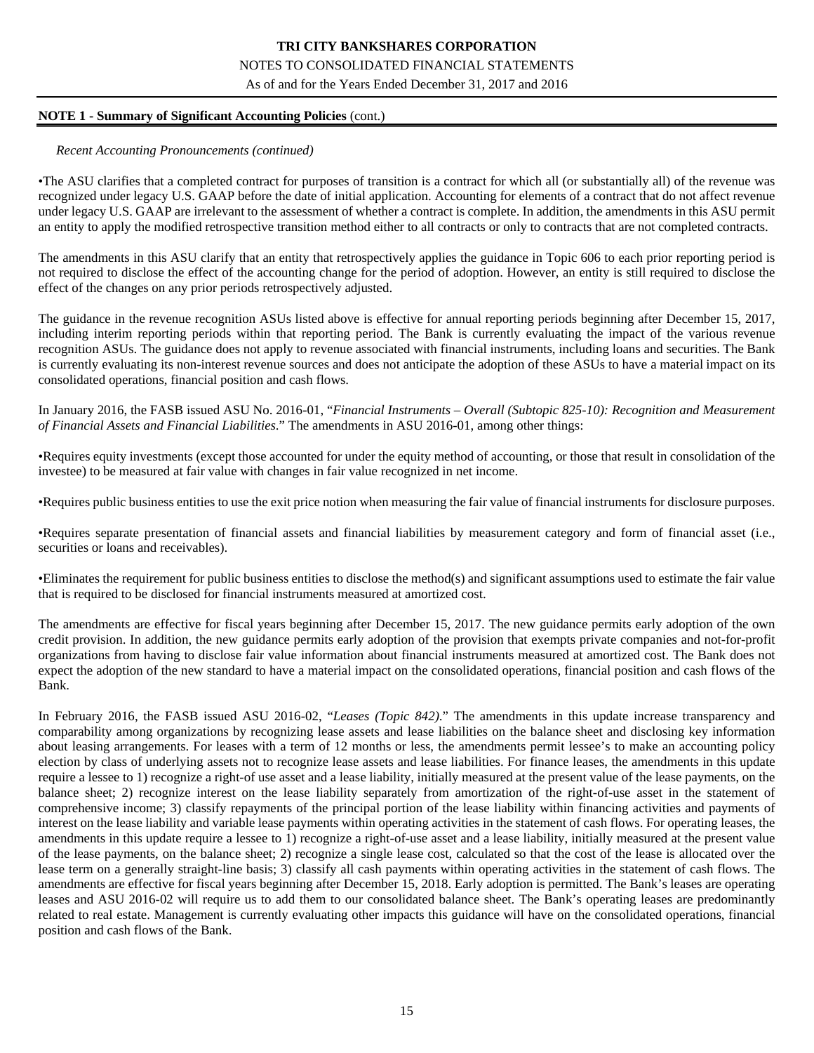**NOTE 1 - Summary of Significant Accounting Policies** (cont.)

*Recent Accounting Pronouncements (continued)*

•The ASU clarifies that a completed contract for purposes of transition is a contract for which all (or substantially all) of the revenue was recognized under legacy U.S. GAAP before the date of initial application. Accounting for elements of a contract that do not affect revenue under legacy U.S. GAAP are irrelevant to the assessment of whether a contract is complete. In addition, the amendments in this ASU permit an entity to apply the modified retrospective transition method either to all contracts or only to contracts that are not completed contracts.

The amendments in this ASU clarify that an entity that retrospectively applies the guidance in Topic 606 to each prior reporting period is not required to disclose the effect of the accounting change for the period of adoption. However, an entity is still required to disclose the effect of the changes on any prior periods retrospectively adjusted.

The guidance in the revenue recognition ASUs listed above is effective for annual reporting periods beginning after December 15, 2017, including interim reporting periods within that reporting period. The Bank is currently evaluating the impact of the various revenue recognition ASUs. The guidance does not apply to revenue associated with financial instruments, including loans and securities. The Bank is currently evaluating its non-interest revenue sources and does not anticipate the adoption of these ASUs to have a material impact on its consolidated operations, financial position and cash flows.

In January 2016, the FASB issued ASU No. 2016-01, "*Financial Instruments – Overall (Subtopic 825-10): Recognition and Measurement of Financial Assets and Financial Liabilities*." The amendments in ASU 2016-01, among other things:

•Requires equity investments (except those accounted for under the equity method of accounting, or those that result in consolidation of the investee) to be measured at fair value with changes in fair value recognized in net income.

•Requires public business entities to use the exit price notion when measuring the fair value of financial instruments for disclosure purposes.

•Requires separate presentation of financial assets and financial liabilities by measurement category and form of financial asset (i.e., securities or loans and receivables).

•Eliminates the requirement for public business entities to disclose the method(s) and significant assumptions used to estimate the fair value that is required to be disclosed for financial instruments measured at amortized cost.

The amendments are effective for fiscal years beginning after December 15, 2017. The new guidance permits early adoption of the own credit provision. In addition, the new guidance permits early adoption of the provision that exempts private companies and not-for-profit organizations from having to disclose fair value information about financial instruments measured at amortized cost. The Bank does not expect the adoption of the new standard to have a material impact on the consolidated operations, financial position and cash flows of the Bank.

In February 2016, the FASB issued ASU 2016-02, "*Leases (Topic 842).*" The amendments in this update increase transparency and comparability among organizations by recognizing lease assets and lease liabilities on the balance sheet and disclosing key information about leasing arrangements. For leases with a term of 12 months or less, the amendments permit lessee's to make an accounting policy election by class of underlying assets not to recognize lease assets and lease liabilities. For finance leases, the amendments in this update require a lessee to 1) recognize a right-of use asset and a lease liability, initially measured at the present value of the lease payments, on the balance sheet; 2) recognize interest on the lease liability separately from amortization of the right-of-use asset in the statement of comprehensive income; 3) classify repayments of the principal portion of the lease liability within financing activities and payments of interest on the lease liability and variable lease payments within operating activities in the statement of cash flows. For operating leases, the amendments in this update require a lessee to 1) recognize a right-of-use asset and a lease liability, initially measured at the present value of the lease payments, on the balance sheet; 2) recognize a single lease cost, calculated so that the cost of the lease is allocated over the lease term on a generally straight-line basis; 3) classify all cash payments within operating activities in the statement of cash flows. The amendments are effective for fiscal years beginning after December 15, 2018. Early adoption is permitted. The Bank's leases are operating leases and ASU 2016-02 will require us to add them to our consolidated balance sheet. The Bank's operating leases are predominantly related to real estate. Management is currently evaluating other impacts this guidance will have on the consolidated operations, financial position and cash flows of the Bank.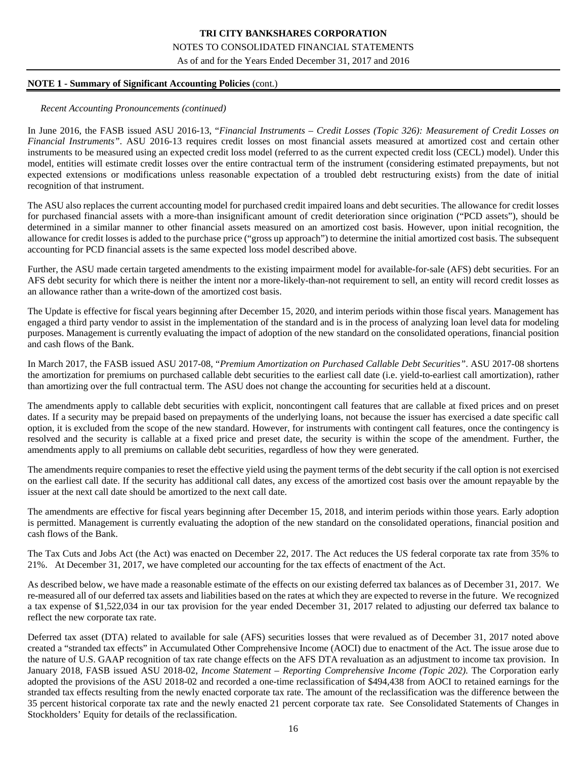**NOTE 1 - Summary of Significant Accounting Policies** (cont.)

*Recent Accounting Pronouncements (continued)*

In June 2016, the FASB issued ASU 2016-13, "*Financial Instruments – Credit Losses (Topic 326): Measurement of Credit Losses on Financial Instruments*". ASU 2016-13 requires credit losses on most financial assets measured at amortized cost and certain other instruments to be measured using an expected credit loss model (referred to as the current expected credit loss (CECL) model). Under this model, entities will estimate credit losses over the entire contractual term of the instrument (considering estimated prepayments, but not expected extensions or modifications unless reasonable expectation of a troubled debt restructuring exists) from the date of initial recognition of that instrument.

The ASU also replaces the current accounting model for purchased credit impaired loans and debt securities. The allowance for credit losses for purchased financial assets with a more-than insignificant amount of credit deterioration since origination ("PCD assets"), should be determined in a similar manner to other financial assets measured on an amortized cost basis. However, upon initial recognition, the allowance for credit losses is added to the purchase price ("gross up approach") to determine the initial amortized cost basis. The subsequent accounting for PCD financial assets is the same expected loss model described above.

Further, the ASU made certain targeted amendments to the existing impairment model for available-for-sale (AFS) debt securities. For an AFS debt security for which there is neither the intent nor a more-likely-than-not requirement to sell, an entity will record credit losses as an allowance rather than a write-down of the amortized cost basis.

The Update is effective for fiscal years beginning after December 15, 2020, and interim periods within those fiscal years. Management has engaged a third party vendor to assist in the implementation of the standard and is in the process of analyzing loan level data for modeling purposes. Management is currently evaluating the impact of adoption of the new standard on the consolidated operations, financial position and cash flows of the Bank.

In March 2017, the FASB issued ASU 2017-08, "*Premium Amortization on Purchased Callable Debt Securities*". ASU 2017-08 shortens the amortization for premiums on purchased callable debt securities to the earliest call date (i.e. yield-to-earliest call amortization), rather than amortizing over the full contractual term. The ASU does not change the accounting for securities held at a discount.

The amendments apply to callable debt securities with explicit, noncontingent call features that are callable at fixed prices and on preset dates. If a security may be prepaid based on prepayments of the underlying loans, not because the issuer has exercised a date specific call option, it is excluded from the scope of the new standard. However, for instruments with contingent call features, once the contingency is resolved and the security is callable at a fixed price and preset date, the security is within the scope of the amendment. Further, the amendments apply to all premiums on callable debt securities, regardless of how they were generated.

The amendments require companies to reset the effective yield using the payment terms of the debt security if the call option is not exercised on the earliest call date. If the security has additional call dates, any excess of the amortized cost basis over the amount repayable by the issuer at the next call date should be amortized to the next call date.

The amendments are effective for fiscal years beginning after December 15, 2018, and interim periods within those years. Early adoption is permitted. Management is currently evaluating the adoption of the new standard on the consolidated operations, financial position and cash flows of the Bank.

The Tax Cuts and Jobs Act (the Act) was enacted on December 22, 2017. The Act reduces the US federal corporate tax rate from 35% to 21%. At December 31, 2017, we have completed our accounting for the tax effects of enactment of the Act.

As described below, we have made a reasonable estimate of the effects on our existing deferred tax balances as of December 31, 2017. We re-measured all of our deferred tax assets and liabilities based on the rates at which they are expected to reverse in the future. We recognized a tax expense of $1,522,034 in our tax provision for the year ended December 31, 2017 related to adjusting our deferred tax balance to reflect the new corporate tax rate.

Deferred tax asset (DTA) related to available for sale (AFS) securities losses that were revalued as of December 31, 2017 noted above created a "stranded tax effects" in Accumulated Other Comprehensive Income (AOCI) due to enactment of the Act. The issue arose due to the nature of U.S. GAAP recognition of tax rate change effects on the AFS DTA revaluation as an adjustment to income tax provision. In January 2018, FASB issued ASU 2018-02, *Income Statement – Reporting Comprehensive Income (Topic 202).* The Corporation early adopted the provisions of the ASU 2018-02 and recorded a one-time reclassification of $494,438 from AOCI to retained earnings for the stranded tax effects resulting from the newly enacted corporate tax rate. The amount of the reclassification was the difference between the 35 percent historical corporate tax rate and the newly enacted 21 percent corporate tax rate. See Consolidated Statements of Changes in Stockholders' Equity for details of the reclassification.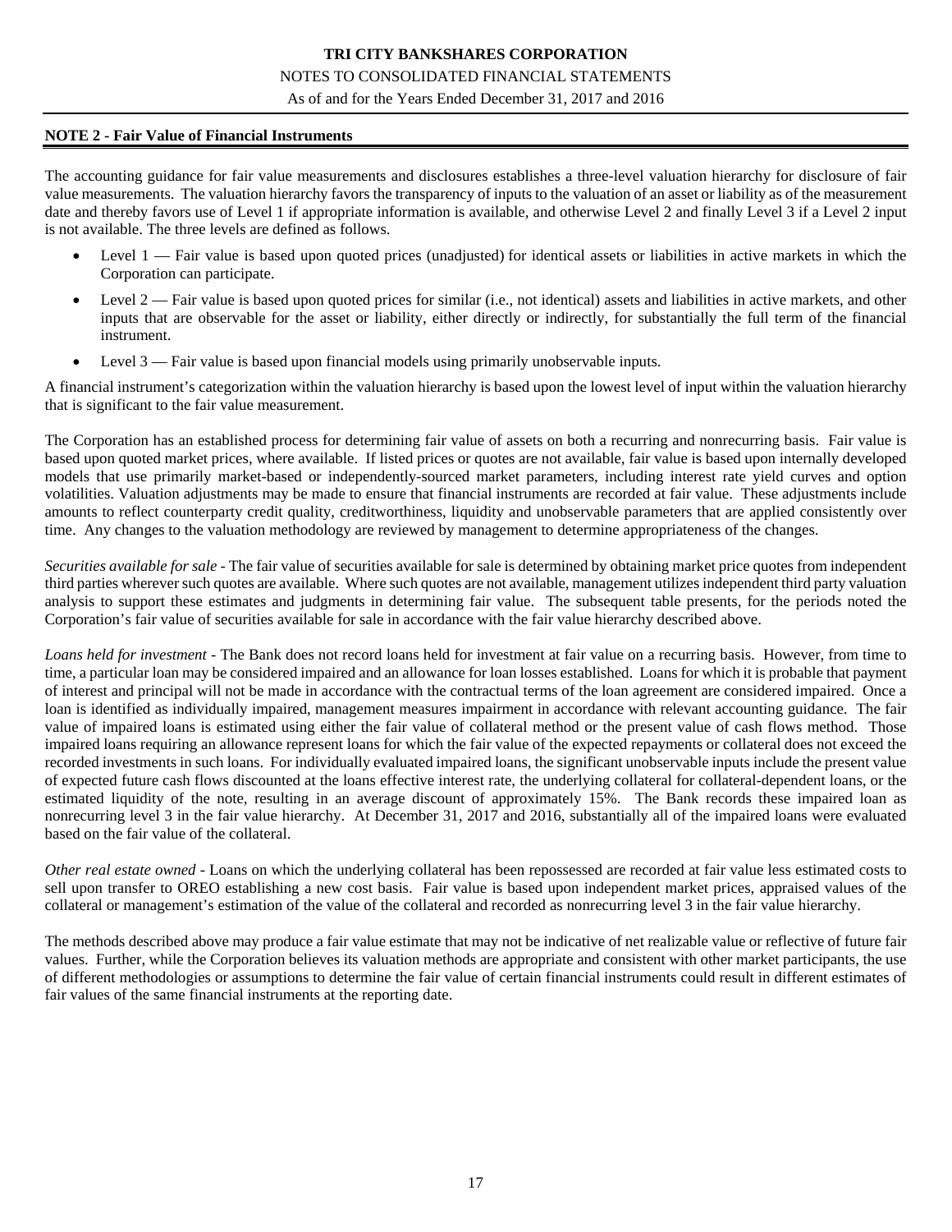**NOTE 2 - Fair Value of Financial Instruments**

The accounting guidance for fair value measurements and disclosures establishes a three-level valuation hierarchy for disclosure of fair value measurements. The valuation hierarchy favors the transparency of inputs to the valuation of an asset or liability as of the measurement date and thereby favors use of Level 1 if appropriate information is available, and otherwise Level 2 and finally Level 3 if a Level 2 input is not available. The three levels are defined as follows.

- Level 1 — Fair value is based upon quoted prices (unadjusted) for identical assets or liabilities in active markets in which the Corporation can participate.
- Level 2 — Fair value is based upon quoted prices for similar (i.e., not identical) assets and liabilities in active markets, and other inputs that are observable for the asset or liability, either directly or indirectly, for substantially the full term of the financial instrument.
- Level 3 — Fair value is based upon financial models using primarily unobservable inputs.

A financial instrument's categorization within the valuation hierarchy is based upon the lowest level of input within the valuation hierarchy that is significant to the fair value measurement.

The Corporation has an established process for determining fair value of assets on both a recurring and nonrecurring basis. Fair value is based upon quoted market prices, where available. If listed prices or quotes are not available, fair value is based upon internally developed models that use primarily market-based or independently-sourced market parameters, including interest rate yield curves and option volatilities. Valuation adjustments may be made to ensure that financial instruments are recorded at fair value. These adjustments include amounts to reflect counterparty credit quality, creditworthiness, liquidity and unobservable parameters that are applied consistently over time. Any changes to the valuation methodology are reviewed by management to determine appropriateness of the changes.

*Securities available for sale* - The fair value of securities available for sale is determined by obtaining market price quotes from independent third parties wherever such quotes are available. Where such quotes are not available, management utilizes independent third party valuation analysis to support these estimates and judgments in determining fair value. The subsequent table presents, for the periods noted the Corporation's fair value of securities available for sale in accordance with the fair value hierarchy described above.

*Loans held for investment* - The Bank does not record loans held for investment at fair value on a recurring basis. However, from time to time, a particular loan may be considered impaired and an allowance for loan losses established. Loans for which it is probable that payment of interest and principal will not be made in accordance with the contractual terms of the loan agreement are considered impaired. Once a loan is identified as individually impaired, management measures impairment in accordance with relevant accounting guidance. The fair value of impaired loans is estimated using either the fair value of collateral method or the present value of cash flows method. Those impaired loans requiring an allowance represent loans for which the fair value of the expected repayments or collateral does not exceed the recorded investments in such loans. For individually evaluated impaired loans, the significant unobservable inputs include the present value of expected future cash flows discounted at the loans effective interest rate, the underlying collateral for collateral-dependent loans, or the estimated liquidity of the note, resulting in an average discount of approximately 15%. The Bank records these impaired loan as nonrecurring level 3 in the fair value hierarchy. At December 31, 2017 and 2016, substantially all of the impaired loans were evaluated based on the fair value of the collateral.

*Other real estate owned* - Loans on which the underlying collateral has been repossessed are recorded at fair value less estimated costs to sell upon transfer to OREO establishing a new cost basis. Fair value is based upon independent market prices, appraised values of the collateral or management's estimation of the value of the collateral and recorded as nonrecurring level 3 in the fair value hierarchy.

The methods described above may produce a fair value estimate that may not be indicative of net realizable value or reflective of future fair values. Further, while the Corporation believes its valuation methods are appropriate and consistent with other market participants, the use of different methodologies or assumptions to determine the fair value of certain financial instruments could result in different estimates of fair values of the same financial instruments at the reporting date.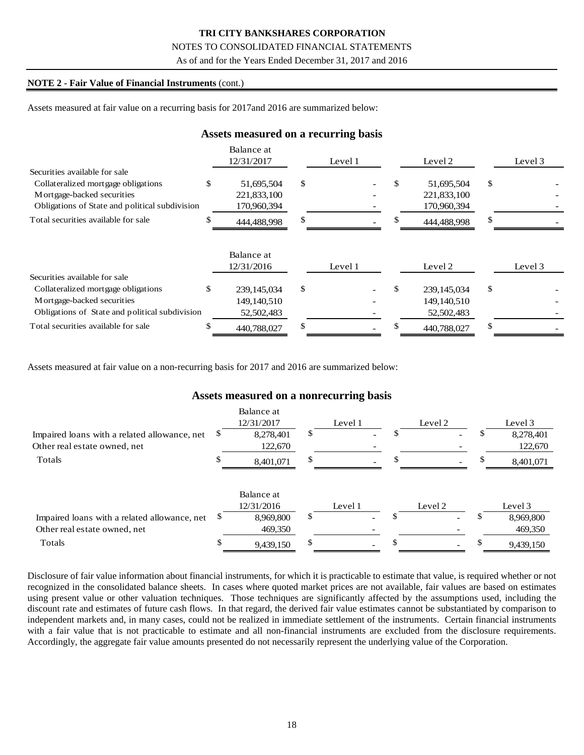**NOTE 2 - Fair Value of Financial Instruments** (cont.)

Assets measured at fair value on a recurring basis for 2017and 2016 are summarized below:

## Assets measured on a recurring basis

| | Balance at 12/31/2017 | Level 1 | Level 2 | Level 3 |
|---|---|---|---|---|
| Securities available for sale | | | | |
| Collateralized mortgage obligations | $ 51,695,504 | $ - | $ 51,695,504 | $ - |
| Mortgage-backed securities | 221,833,100 | - | 221,833,100 | - |
| Obligations of State and political subdivision | 170,960,394 | - | 170,960,394 | - |
| Total securities available for sale | $ 444,488,998 | $ - | $ 444,488,998 | $ - |

| | Balance at 12/31/2016 | Level 1 | Level 2 | Level 3 |
|---|---|---|---|---|
| Securities available for sale | | | | |
| Collateralized mortgage obligations | $ 239,145,034 | $ - | $ 239,145,034 | $ - |
| Mortgage-backed securities | 149,140,510 | - | 149,140,510 | - |
| Obligations of State and political subdivision | 52,502,483 | - | 52,502,483 | - |
| Total securities available for sale | $ 440,788,027 | $ - | $ 440,788,027 | $ - |

Assets measured at fair value on a non-recurring basis for 2017 and 2016 are summarized below:

## Assets measured on a nonrecurring basis

| | Balance at 12/31/2017 | Level 1 | Level 2 | Level 3 |
|---|---|---|---|---|
| Impaired loans with a related allowance, net | $ 8,278,401 | $ - | $ - | $ 8,278,401 |
| Other real estate owned, net | 122,670 | - | - | 122,670 |
| Totals | $ 8,401,071 | $ - | $ - | $ 8,401,071 |

| | Balance at 12/31/2016 | Level 1 | Level 2 | Level 3 |
|---|---|---|---|---|
| Impaired loans with a related allowance, net | $ 8,969,800 | $ - | $ - | $ 8,969,800 |
| Other real estate owned, net | 469,350 | - | - | 469,350 |
| Totals | $ 9,439,150 | $ - | $ - | $ 9,439,150 |

Disclosure of fair value information about financial instruments, for which it is practicable to estimate that value, is required whether or not recognized in the consolidated balance sheets. In cases where quoted market prices are not available, fair values are based on estimates using present value or other valuation techniques. Those techniques are significantly affected by the assumptions used, including the discount rate and estimates of future cash flows. In that regard, the derived fair value estimates cannot be substantiated by comparison to independent markets and, in many cases, could not be realized in immediate settlement of the instruments. Certain financial instruments with a fair value that is not practicable to estimate and all non-financial instruments are excluded from the disclosure requirements. Accordingly, the aggregate fair value amounts presented do not necessarily represent the underlying value of the Corporation.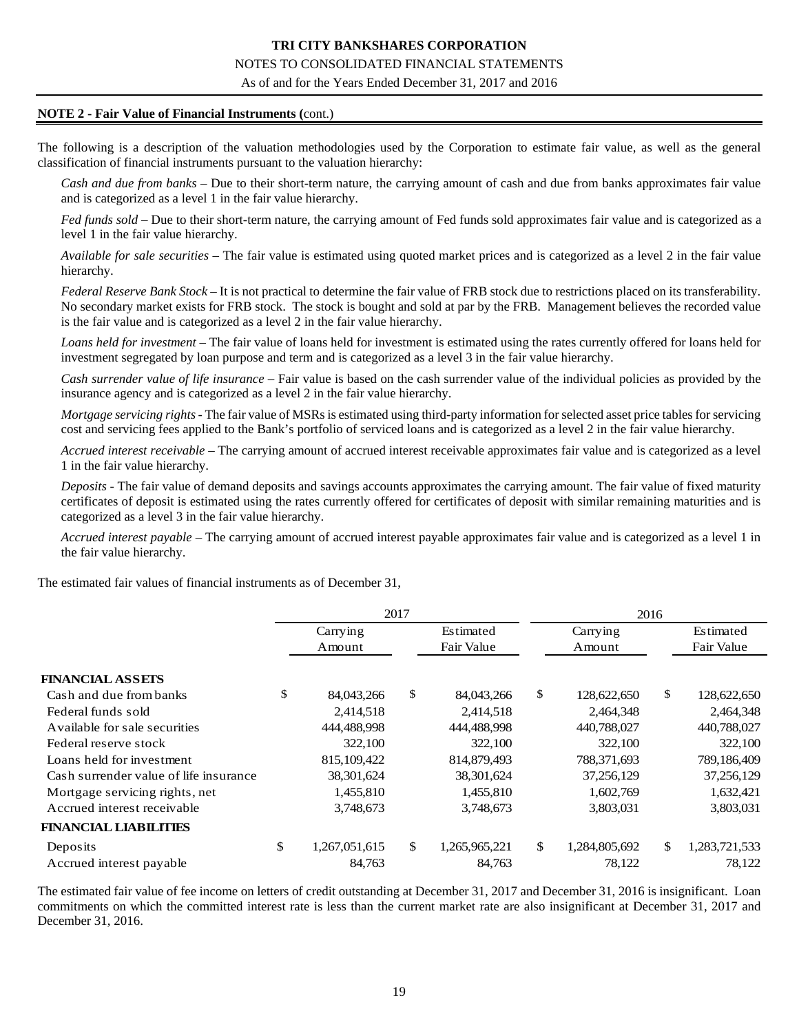**NOTE 2 - Fair Value of Financial Instruments (**cont.)

The following is a description of the valuation methodologies used by the Corporation to estimate fair value, as well as the general classification of financial instruments pursuant to the valuation hierarchy:

*Cash and due from banks* – Due to their short-term nature, the carrying amount of cash and due from banks approximates fair value and is categorized as a level 1 in the fair value hierarchy.

*Fed funds sold* – Due to their short-term nature, the carrying amount of Fed funds sold approximates fair value and is categorized as a level 1 in the fair value hierarchy.

*Available for sale securities* – The fair value is estimated using quoted market prices and is categorized as a level 2 in the fair value hierarchy.

*Federal Reserve Bank Stock* – It is not practical to determine the fair value of FRB stock due to restrictions placed on its transferability. No secondary market exists for FRB stock. The stock is bought and sold at par by the FRB. Management believes the recorded value is the fair value and is categorized as a level 2 in the fair value hierarchy.

*Loans held for investment* – The fair value of loans held for investment is estimated using the rates currently offered for loans held for investment segregated by loan purpose and term and is categorized as a level 3 in the fair value hierarchy.

*Cash surrender value of life insurance* – Fair value is based on the cash surrender value of the individual policies as provided by the insurance agency and is categorized as a level 2 in the fair value hierarchy.

*Mortgage servicing rights* - The fair value of MSRs is estimated using third-party information for selected asset price tables for servicing cost and servicing fees applied to the Bank's portfolio of serviced loans and is categorized as a level 2 in the fair value hierarchy.

*Accrued interest receivable* – The carrying amount of accrued interest receivable approximates fair value and is categorized as a level 1 in the fair value hierarchy.

*Deposits* - The fair value of demand deposits and savings accounts approximates the carrying amount. The fair value of fixed maturity certificates of deposit is estimated using the rates currently offered for certificates of deposit with similar remaining maturities and is categorized as a level 3 in the fair value hierarchy.

*Accrued interest payable* – The carrying amount of accrued interest payable approximates fair value and is categorized as a level 1 in the fair value hierarchy.

The estimated fair values of financial instruments as of December 31,

| | 2017 | | 2016 | |
|---|---|---|---|---|
| | Carrying Amount | Estimated Fair Value | Carrying Amount | Estimated Fair Value |
| **FINANCIAL ASSETS** | | | | |
| Cash and due from banks | $ 84,043,266 | $ 84,043,266 | $ 128,622,650 | $ 128,622,650 |
| Federal funds sold | 2,414,518 | 2,414,518 | 2,464,348 | 2,464,348 |
| Available for sale securities | 444,488,998 | 444,488,998 | 440,788,027 | 440,788,027 |
| Federal reserve stock | 322,100 | 322,100 | 322,100 | 322,100 |
| Loans held for investment | 815,109,422 | 814,879,493 | 788,371,693 | 789,186,409 |
| Cash surrender value of life insurance | 38,301,624 | 38,301,624 | 37,256,129 | 37,256,129 |
| Mortgage servicing rights, net | 1,455,810 | 1,455,810 | 1,602,769 | 1,632,421 |
| Accrued interest receivable | 3,748,673 | 3,748,673 | 3,803,031 | 3,803,031 |
| **FINANCIAL LIABILITIES** | | | | |
| Deposits | $ 1,267,051,615 | $ 1,265,965,221 | $ 1,284,805,692 | $ 1,283,721,533 |
| Accrued interest payable | 84,763 | 84,763 | 78,122 | 78,122 |

The estimated fair value of fee income on letters of credit outstanding at December 31, 2017 and December 31, 2016 is insignificant. Loan commitments on which the committed interest rate is less than the current market rate are also insignificant at December 31, 2017 and December 31, 2016.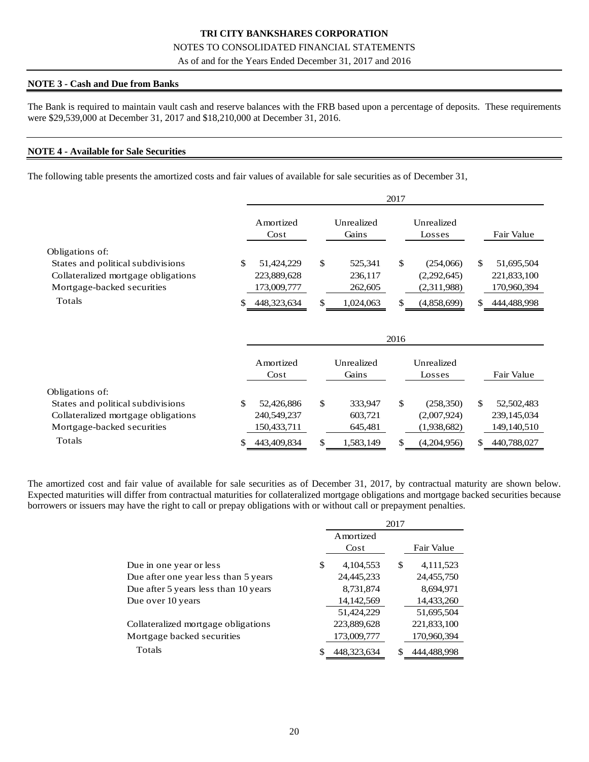**TRI CITY BANKSHARES CORPORATION**

NOTES TO CONSOLIDATED FINANCIAL STATEMENTS

As of and for the Years Ended December 31, 2017 and 2016

## NOTE 3 - Cash and Due from Banks

The Bank is required to maintain vault cash and reserve balances with the FRB based upon a percentage of deposits. These requirements were $29,539,000 at December 31, 2017 and $18,210,000 at December 31, 2016.

## NOTE 4 - Available for Sale Securities

The following table presents the amortized costs and fair values of available for sale securities as of December 31,

| | 2017 | | | |
|---|---|---|---|---|
| | Amortized Cost | Unrealized Gains | Unrealized Losses | Fair Value |
| Obligations of: | | | | |
| States and political subdivisions | $ 51,424,229 | $ 525,341 | $ (254,066) | $ 51,695,504 |
| Collateralized mortgage obligations | 223,889,628 | 236,117 | (2,292,645) | 221,833,100 |
| Mortgage-backed securities | 173,009,777 | 262,605 | (2,311,988) | 170,960,394 |
| Totals | $ 448,323,634 | $ 1,024,063 | $ (4,858,699) | $ 444,488,998 |

| | 2016 | | | |
|---|---|---|---|---|
| | Amortized Cost | Unrealized Gains | Unrealized Losses | Fair Value |
| Obligations of: | | | | |
| States and political subdivisions | $ 52,426,886 | $ 333,947 | $ (258,350) | $ 52,502,483 |
| Collateralized mortgage obligations | 240,549,237 | 603,721 | (2,007,924) | 239,145,034 |
| Mortgage-backed securities | 150,433,711 | 645,481 | (1,938,682) | 149,140,510 |
| Totals | $ 443,409,834 | $ 1,583,149 | $ (4,204,956) | $ 440,788,027 |

The amortized cost and fair value of available for sale securities as of December 31, 2017, by contractual maturity are shown below. Expected maturities will differ from contractual maturities for collateralized mortgage obligations and mortgage backed securities because borrowers or issuers may have the right to call or prepay obligations with or without call or prepayment penalties.

| | 2017 | |
|---|---|---|
| | Amortized Cost | Fair Value |
| Due in one year or less | $ 4,104,553 | $ 4,111,523 |
| Due after one year less than 5 years | 24,445,233 | 24,455,750 |
| Due after 5 years less than 10 years | 8,731,874 | 8,694,971 |
| Due over 10 years | 14,142,569 | 14,433,260 |
| | 51,424,229 | 51,695,504 |
| Collateralized mortgage obligations | 223,889,628 | 221,833,100 |
| Mortgage backed securities | 173,009,777 | 170,960,394 |
| Totals | $ 448,323,634 | $ 444,488,998 |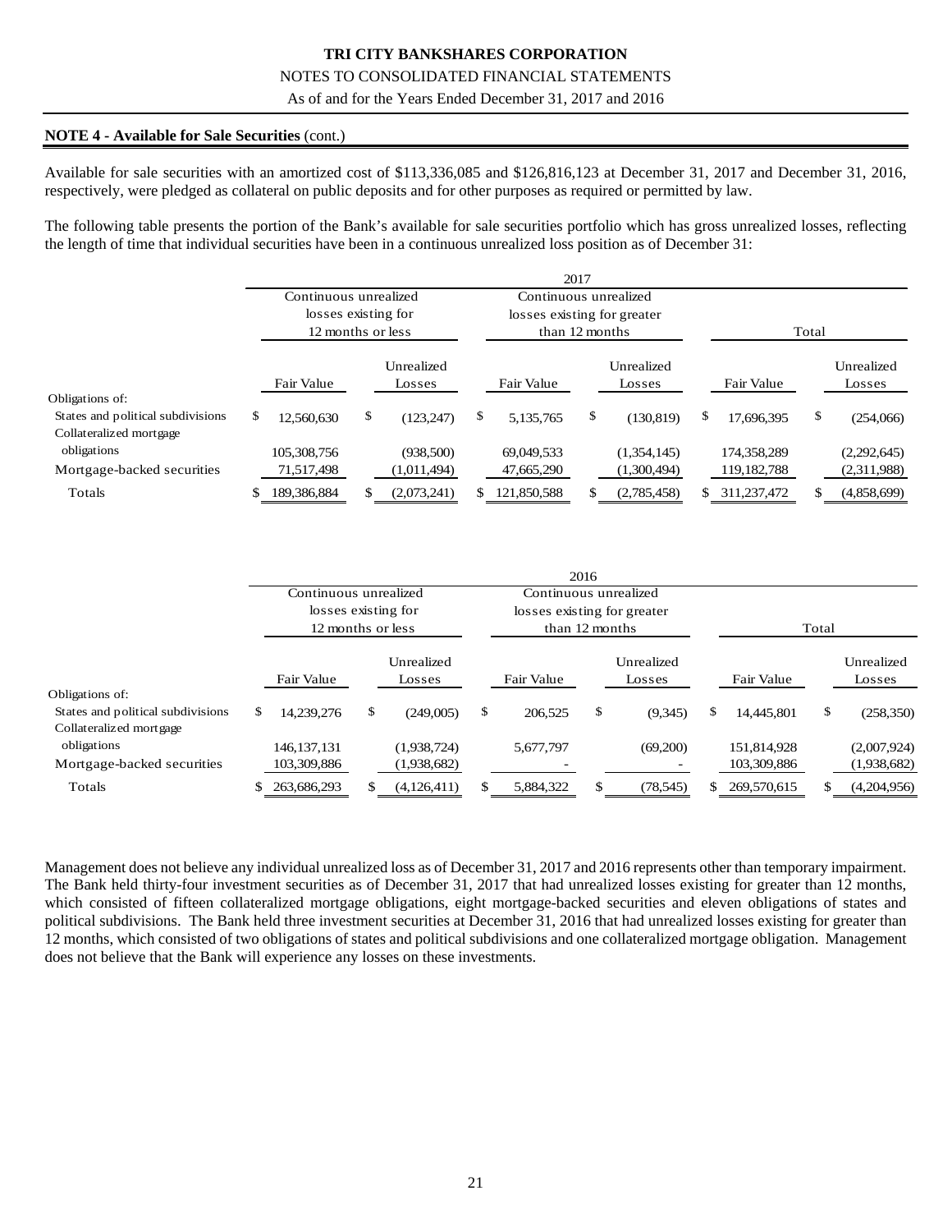**NOTE 4 - Available for Sale Securities** (cont.)

Available for sale securities with an amortized cost of $113,336,085 and $126,816,123 at December 31, 2017 and December 31, 2016, respectively, were pledged as collateral on public deposits and for other purposes as required or permitted by law.

The following table presents the portion of the Bank's available for sale securities portfolio which has gross unrealized losses, reflecting the length of time that individual securities have been in a continuous unrealized loss position as of December 31:

| | 2017 | | | | | |
|---|---|---|---|---|---|---|
| | Continuous unrealized losses existing for 12 months or less | | Continuous unrealized losses existing for greater than 12 months | | Total | |
| | Fair Value | Unrealized Losses | Fair Value | Unrealized Losses | Fair Value | Unrealized Losses |
| Obligations of: | | | | | | |
| States and political subdivisions | $ 12,560,630 | $ (123,247) | $ 5,135,765 | $ (130,819) | $ 17,696,395 | $ (254,066) |
| Collateralized mortgage obligations | 105,308,756 | (938,500) | 69,049,533 | (1,354,145) | 174,358,289 | (2,292,645) |
| Mortgage-backed securities | 71,517,498 | (1,011,494) | 47,665,290 | (1,300,494) | 119,182,788 | (2,311,988) |
| Totals | $ 189,386,884 | $ (2,073,241) | $ 121,850,588 | $ (2,785,458) | $ 311,237,472 | $ (4,858,699) |

| | 2016 | | | | | |
|---|---|---|---|---|---|---|
| | Continuous unrealized losses existing for 12 months or less | | Continuous unrealized losses existing for greater than 12 months | | Total | |
| | Fair Value | Unrealized Losses | Fair Value | Unrealized Losses | Fair Value | Unrealized Losses |
| Obligations of: | | | | | | |
| States and political subdivisions | $ 14,239,276 | $ (249,005) | $ 206,525 | $ (9,345) | $ 14,445,801 | $ (258,350) |
| Collateralized mortgage obligations | 146,137,131 | (1,938,724) | 5,677,797 | (69,200) | 151,814,928 | (2,007,924) |
| Mortgage-backed securities | 103,309,886 | (1,938,682) | - | - | 103,309,886 | (1,938,682) |
| Totals | $ 263,686,293 | $ (4,126,411) | $ 5,884,322 | $ (78,545) | $ 269,570,615 | $ (4,204,956) |

Management does not believe any individual unrealized loss as of December 31, 2017 and 2016 represents other than temporary impairment. The Bank held thirty-four investment securities as of December 31, 2017 that had unrealized losses existing for greater than 12 months, which consisted of fifteen collateralized mortgage obligations, eight mortgage-backed securities and eleven obligations of states and political subdivisions. The Bank held three investment securities at December 31, 2016 that had unrealized losses existing for greater than 12 months, which consisted of two obligations of states and political subdivisions and one collateralized mortgage obligation. Management does not believe that the Bank will experience any losses on these investments.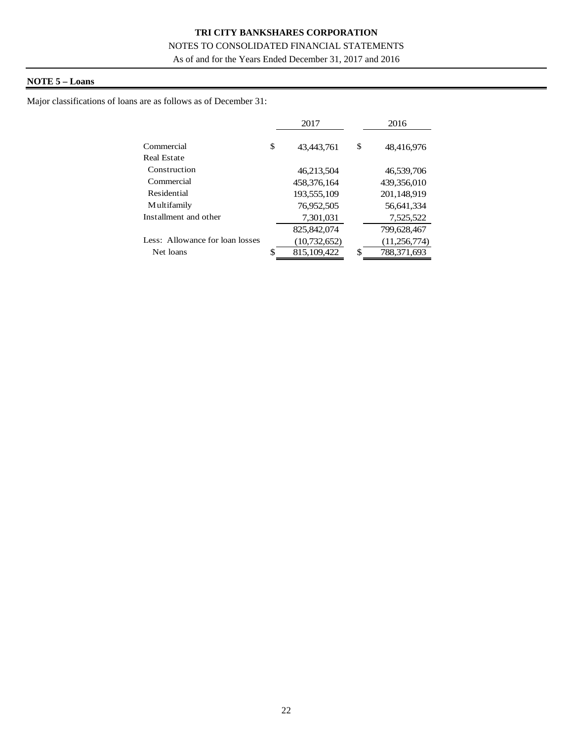**NOTE 5 – Loans**

Major classifications of loans are as follows as of December 31:

| | 2017 | 2016 |
|---|---|---|
| Commercial | $ 43,443,761 | $ 48,416,976 |
| Real Estate | | |
| Construction | 46,213,504 | 46,539,706 |
| Commercial | 458,376,164 | 439,356,010 |
| Residential | 193,555,109 | 201,148,919 |
| Multifamily | 76,952,505 | 56,641,334 |
| Installment and other | 7,301,031 | 7,525,522 |
| | 825,842,074 | 799,628,467 |
| Less: Allowance for loan losses | (10,732,652) | (11,256,774) |
| Net loans | $ 815,109,422 | $ 788,371,693 |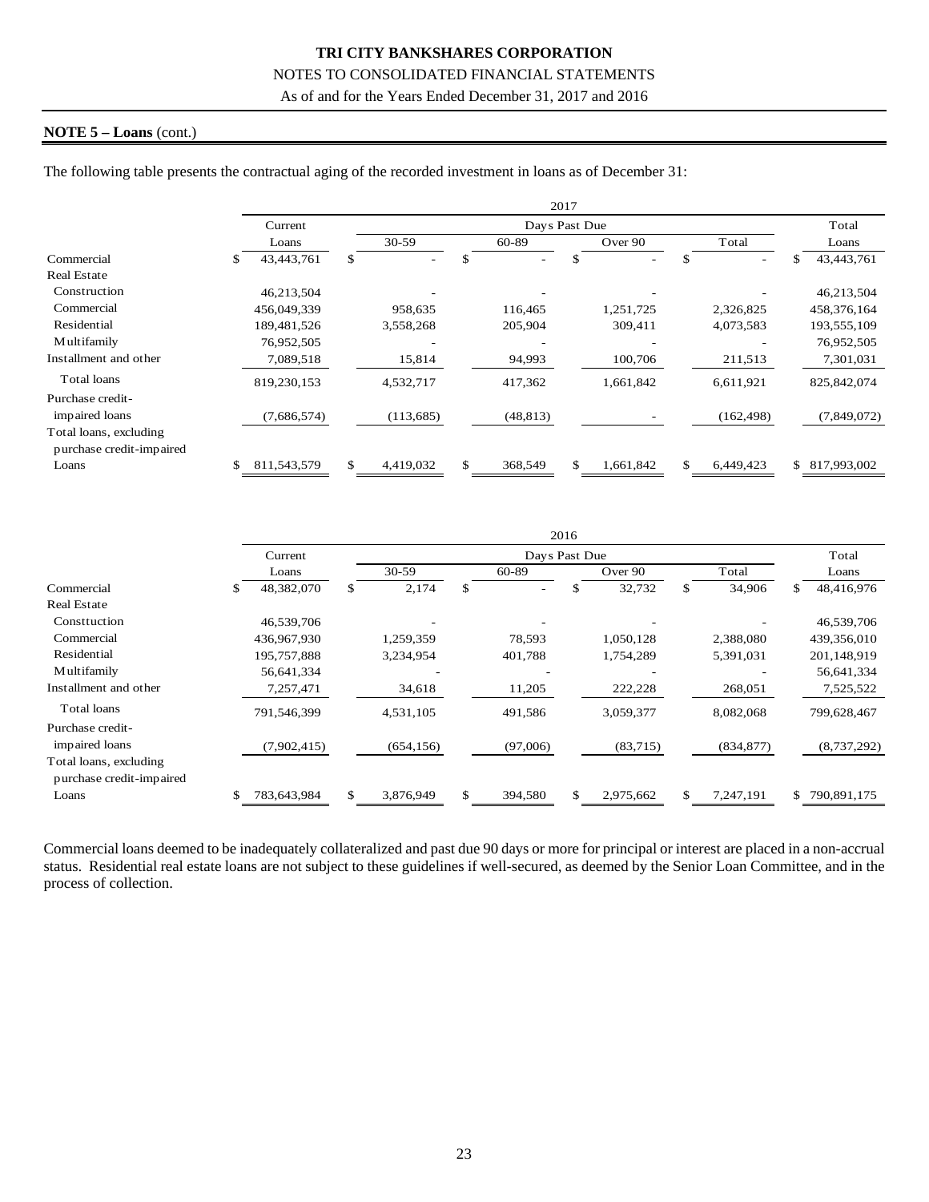**NOTE 5 – Loans** (cont.)

The following table presents the contractual aging of the recorded investment in loans as of December 31:

| | 2017 | | | | | |
|---|---|---|---|---|---|---|
| | Current | Days Past Due | | | | Total |
| | Loans | 30-59 | 60-89 | Over 90 | Total | Loans |
| Commercial | $ 43,443,761 | $ - | $ - | $ - | $ - | $ 43,443,761 |
| Real Estate | | | | | | |
| Construction | 46,213,504 | - | - | - | - | 46,213,504 |
| Commercial | 456,049,339 | 958,635 | 116,465 | 1,251,725 | 2,326,825 | 458,376,164 |
| Residential | 189,481,526 | 3,558,268 | 205,904 | 309,411 | 4,073,583 | 193,555,109 |
| Multifamily | 76,952,505 | - | - | - | - | 76,952,505 |
| Installment and other | 7,089,518 | 15,814 | 94,993 | 100,706 | 211,513 | 7,301,031 |
| Total loans | 819,230,153 | 4,532,717 | 417,362 | 1,661,842 | 6,611,921 | 825,842,074 |
| Purchase credit-impaired loans | (7,686,574) | (113,685) | (48,813) | - | (162,498) | (7,849,072) |
| Total loans, excluding purchase credit-impaired Loans | $ 811,543,579 | $ 4,419,032 | $ 368,549 | $ 1,661,842 | $ 6,449,423 | $ 817,993,002 |

| | 2016 | | | | | |
|---|---|---|---|---|---|---|
| | Current | Days Past Due | | | | Total |
| | Loans | 30-59 | 60-89 | Over 90 | Total | Loans |
| Commercial | $ 48,382,070 | $ 2,174 | $ - | $ 32,732 | $ 34,906 | $ 48,416,976 |
| Real Estate | | | | | | |
| Consttuction | 46,539,706 | - | - | - | - | 46,539,706 |
| Commercial | 436,967,930 | 1,259,359 | 78,593 | 1,050,128 | 2,388,080 | 439,356,010 |
| Residential | 195,757,888 | 3,234,954 | 401,788 | 1,754,289 | 5,391,031 | 201,148,919 |
| Multifamily | 56,641,334 | - | - | - | - | 56,641,334 |
| Installment and other | 7,257,471 | 34,618 | 11,205 | 222,228 | 268,051 | 7,525,522 |
| Total loans | 791,546,399 | 4,531,105 | 491,586 | 3,059,377 | 8,082,068 | 799,628,467 |
| Purchase credit-impaired loans | (7,902,415) | (654,156) | (97,006) | (83,715) | (834,877) | (8,737,292) |
| Total loans, excluding purchase credit-impaired Loans | $ 783,643,984 | $ 3,876,949 | $ 394,580 | $ 2,975,662 | $ 7,247,191 | $ 790,891,175 |

Commercial loans deemed to be inadequately collateralized and past due 90 days or more for principal or interest are placed in a non-accrual status. Residential real estate loans are not subject to these guidelines if well-secured, as deemed by the Senior Loan Committee, and in the process of collection.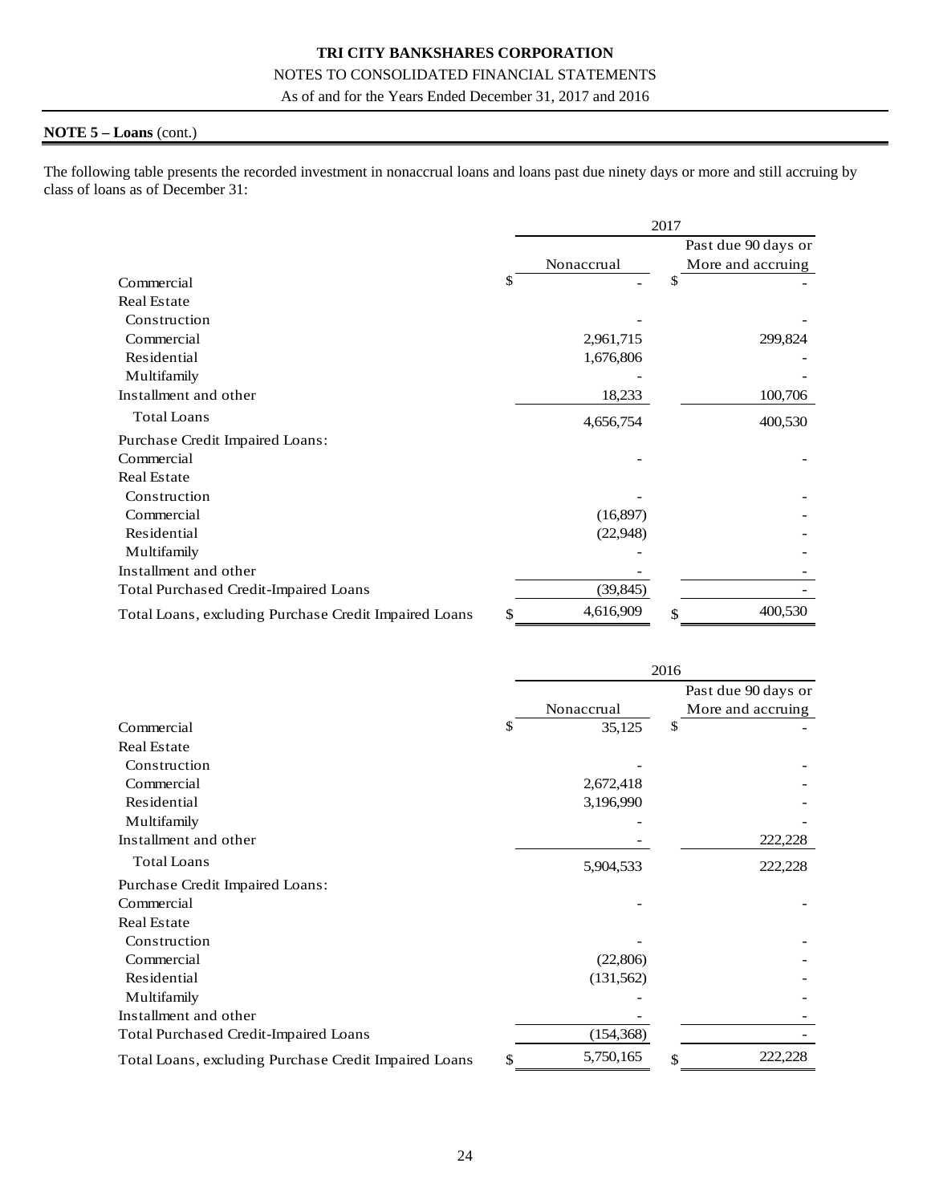**NOTE 5 – Loans** (cont.)

The following table presents the recorded investment in nonaccrual loans and loans past due ninety days or more and still accruing by class of loans as of December 31:

| | 2017 | |
|---|---|---|
| | Nonaccrual | Past due 90 days or More and accruing |
| Commercial | $ - | $ - |
| Real Estate | | |
| Construction | - | - |
| Commercial | 2,961,715 | 299,824 |
| Residential | 1,676,806 | - |
| Multifamily | - | - |
| Installment and other | 18,233 | 100,706 |
| Total Loans | 4,656,754 | 400,530 |
| Purchase Credit Impaired Loans: | | |
| Commercial | - | - |
| Real Estate | | |
| Construction | - | - |
| Commercial | (16,897) | - |
| Residential | (22,948) | - |
| Multifamily | - | - |
| Installment and other | - | - |
| Total Purchased Credit-Impaired Loans | (39,845) | - |
| Total Loans, excluding Purchase Credit Impaired Loans | $ 4,616,909 | $ 400,530 |

| | 2016 | |
|---|---|---|
| | Nonaccrual | Past due 90 days or More and accruing |
| Commercial | $ 35,125 | $ - |
| Real Estate | | |
| Construction | - | - |
| Commercial | 2,672,418 | - |
| Residential | 3,196,990 | - |
| Multifamily | - | - |
| Installment and other | - | 222,228 |
| Total Loans | 5,904,533 | 222,228 |
| Purchase Credit Impaired Loans: | | |
| Commercial | - | - |
| Real Estate | | |
| Construction | - | - |
| Commercial | (22,806) | - |
| Residential | (131,562) | - |
| Multifamily | - | - |
| Installment and other | - | - |
| Total Purchased Credit-Impaired Loans | (154,368) | - |
| Total Loans, excluding Purchase Credit Impaired Loans | $ 5,750,165 | $ 222,228 |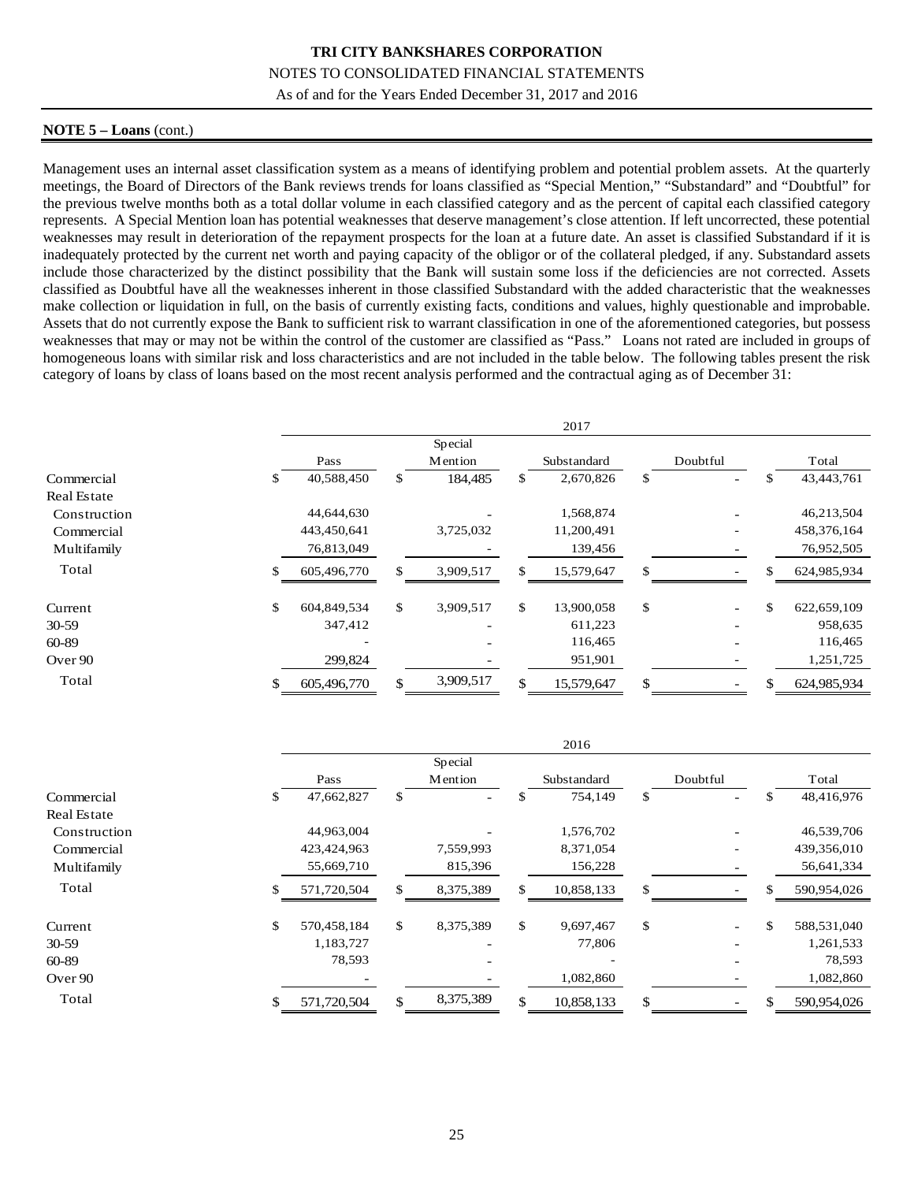**NOTE 5 – Loans** (cont.)

Management uses an internal asset classification system as a means of identifying problem and potential problem assets. At the quarterly meetings, the Board of Directors of the Bank reviews trends for loans classified as "Special Mention," "Substandard" and "Doubtful" for the previous twelve months both as a total dollar volume in each classified category and as the percent of capital each classified category represents. A Special Mention loan has potential weaknesses that deserve management's close attention. If left uncorrected, these potential weaknesses may result in deterioration of the repayment prospects for the loan at a future date. An asset is classified Substandard if it is inadequately protected by the current net worth and paying capacity of the obligor or of the collateral pledged, if any. Substandard assets include those characterized by the distinct possibility that the Bank will sustain some loss if the deficiencies are not corrected. Assets classified as Doubtful have all the weaknesses inherent in those classified Substandard with the added characteristic that the weaknesses make collection or liquidation in full, on the basis of currently existing facts, conditions and values, highly questionable and improbable. Assets that do not currently expose the Bank to sufficient risk to warrant classification in one of the aforementioned categories, but possess weaknesses that may or may not be within the control of the customer are classified as "Pass." Loans not rated are included in groups of homogeneous loans with similar risk and loss characteristics and are not included in the table below. The following tables present the risk category of loans by class of loans based on the most recent analysis performed and the contractual aging as of December 31:

| | 2017 | | | | |
|---|---|---|---|---|---|
| | Pass | Special Mention | Substandard | Doubtful | Total |
| Commercial | $ 40,588,450 | $ 184,485 | $ 2,670,826 | $ - | $ 43,443,761 |
| Real Estate | | | | | |
| Construction | 44,644,630 | - | 1,568,874 | - | 46,213,504 |
| Commercial | 443,450,641 | 3,725,032 | 11,200,491 | - | 458,376,164 |
| Multifamily | 76,813,049 | - | 139,456 | - | 76,952,505 |
| Total | $ 605,496,770 | $ 3,909,517 | $ 15,579,647 | $ - | $ 624,985,934 |
| Current | $ 604,849,534 | $ 3,909,517 | $ 13,900,058 | $ - | $ 622,659,109 |
| 30-59 | 347,412 | - | 611,223 | - | 958,635 |
| 60-89 | - | - | 116,465 | - | 116,465 |
| Over 90 | 299,824 | - | 951,901 | - | 1,251,725 |
| Total | $ 605,496,770 | $ 3,909,517 | $ 15,579,647 | $ - | $ 624,985,934 |

| | 2016 | | | | |
|---|---|---|---|---|---|
| | Pass | Special Mention | Substandard | Doubtful | Total |
| Commercial | $ 47,662,827 | $ - | $ 754,149 | $ - | $ 48,416,976 |
| Real Estate | | | | | |
| Construction | 44,963,004 | - | 1,576,702 | - | 46,539,706 |
| Commercial | 423,424,963 | 7,559,993 | 8,371,054 | - | 439,356,010 |
| Multifamily | 55,669,710 | 815,396 | 156,228 | - | 56,641,334 |
| Total | $ 571,720,504 | $ 8,375,389 | $ 10,858,133 | $ - | $ 590,954,026 |
| Current | $ 570,458,184 | $ 8,375,389 | $ 9,697,467 | $ - | $ 588,531,040 |
| 30-59 | 1,183,727 | - | 77,806 | - | 1,261,533 |
| 60-89 | 78,593 | - | - | - | 78,593 |
| Over 90 | - | - | 1,082,860 | - | 1,082,860 |
| Total | $ 571,720,504 | $ 8,375,389 | $ 10,858,133 | $ - | $ 590,954,026 |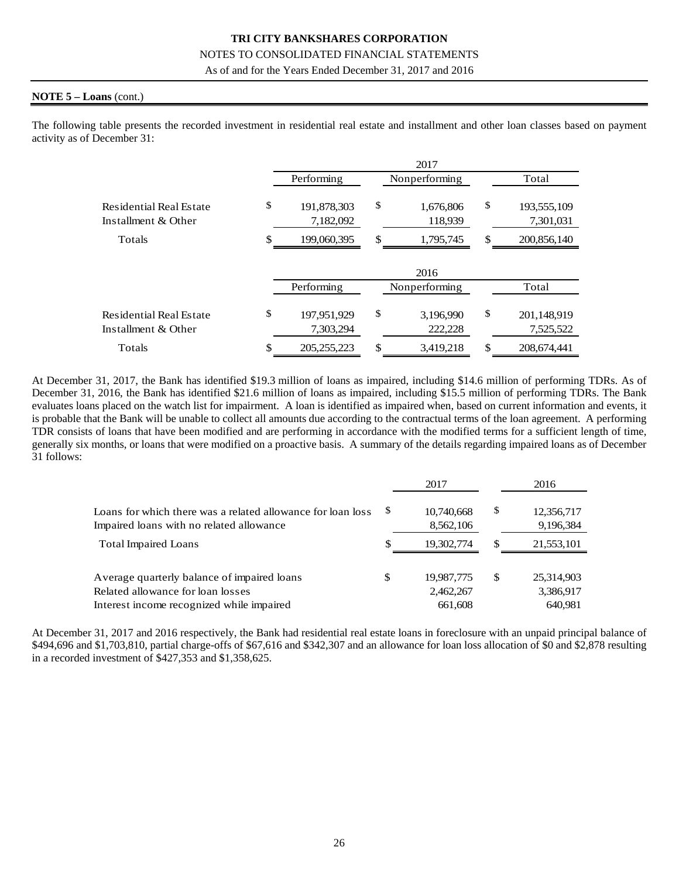**NOTE 5 – Loans** (cont.)

The following table presents the recorded investment in residential real estate and installment and other loan classes based on payment activity as of December 31:

| | 2017 | | |
|---|---|---|---|
| | Performing | Nonperforming | Total |
| Residential Real Estate | $ 191,878,303 | $ 1,676,806 | $ 193,555,109 |
| Installment & Other | 7,182,092 | 118,939 | 7,301,031 |
| Totals | $ 199,060,395 | $ 1,795,745 | $ 200,856,140 |

| | 2016 | | |
|---|---|---|---|
| | Performing | Nonperforming | Total |
| Residential Real Estate | $ 197,951,929 | $ 3,196,990 | $ 201,148,919 |
| Installment & Other | 7,303,294 | 222,228 | 7,525,522 |
| Totals | $ 205,255,223 | $ 3,419,218 | $ 208,674,441 |

At December 31, 2017, the Bank has identified $19.3 million of loans as impaired, including $14.6 million of performing TDRs. As of December 31, 2016, the Bank has identified $21.6 million of loans as impaired, including $15.5 million of performing TDRs. The Bank evaluates loans placed on the watch list for impairment. A loan is identified as impaired when, based on current information and events, it is probable that the Bank will be unable to collect all amounts due according to the contractual terms of the loan agreement. A performing TDR consists of loans that have been modified and are performing in accordance with the modified terms for a sufficient length of time, generally six months, or loans that were modified on a proactive basis. A summary of the details regarding impaired loans as of December 31 follows:

| | 2017 | 2016 |
|---|---|---|
| Loans for which there was a related allowance for loan loss | $ 10,740,668 | $ 12,356,717 |
| Impaired loans with no related allowance | 8,562,106 | 9,196,384 |
| Total Impaired Loans | $ 19,302,774 | $ 21,553,101 |
| | | |
| Average quarterly balance of impaired loans | $ 19,987,775 | $ 25,314,903 |
| Related allowance for loan losses | 2,462,267 | 3,386,917 |
| Interest income recognized while impaired | 661,608 | 640,981 |

At December 31, 2017 and 2016 respectively, the Bank had residential real estate loans in foreclosure with an unpaid principal balance of $494,696 and $1,703,810, partial charge-offs of $67,616 and $342,307 and an allowance for loan loss allocation of $0 and $2,878 resulting in a recorded investment of $427,353 and $1,358,625.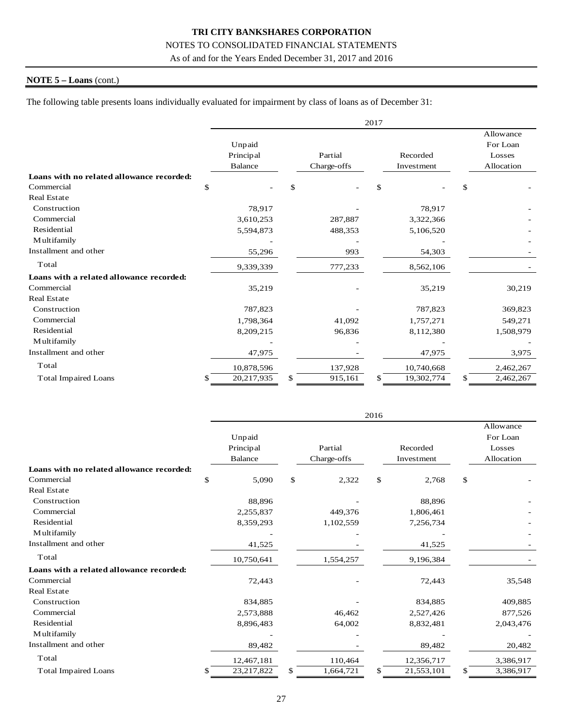**NOTE 5 – Loans** (cont.)

The following table presents loans individually evaluated for impairment by class of loans as of December 31:

| | 2017 | | | |
|---|---|---|---|---|
| | Unpaid Principal Balance | Partial Charge-offs | Recorded Investment | Allowance For Loan Losses Allocation |
| **Loans with no related allowance recorded:** | | | | |
| Commercial | $ - | $ - | $ - | $ - |
| Real Estate | | | | |
| Construction | 78,917 | - | 78,917 | - |
| Commercial | 3,610,253 | 287,887 | 3,322,366 | - |
| Residential | 5,594,873 | 488,353 | 5,106,520 | - |
| Multifamily | - | - | - | - |
| Installment and other | 55,296 | 993 | 54,303 | - |
| Total | 9,339,339 | 777,233 | 8,562,106 | - |
| **Loans with a related allowance recorded:** | | | | |
| Commercial | 35,219 | - | 35,219 | 30,219 |
| Real Estate | | | | |
| Construction | 787,823 | - | 787,823 | 369,823 |
| Commercial | 1,798,364 | 41,092 | 1,757,271 | 549,271 |
| Residential | 8,209,215 | 96,836 | 8,112,380 | 1,508,979 |
| Multifamily | - | - | - | - |
| Installment and other | 47,975 | - | 47,975 | 3,975 |
| Total | 10,878,596 | 137,928 | 10,740,668 | 2,462,267 |
| Total Impaired Loans | $ 20,217,935 | $ 915,161 | $ 19,302,774 | $ 2,462,267 |

| | 2016 | | | |
|---|---|---|---|---|
| | Unpaid Principal Balance | Partial Charge-offs | Recorded Investment | Allowance For Loan Losses Allocation |
| **Loans with no related allowance recorded:** | | | | |
| Commercial | $ 5,090 | $ 2,322 | $ 2,768 | $ - |
| Real Estate | | | | |
| Construction | 88,896 | - | 88,896 | - |
| Commercial | 2,255,837 | 449,376 | 1,806,461 | - |
| Residential | 8,359,293 | 1,102,559 | 7,256,734 | - |
| Multifamily | - | - | - | - |
| Installment and other | 41,525 | - | 41,525 | - |
| Total | 10,750,641 | 1,554,257 | 9,196,384 | - |
| **Loans with a related allowance recorded:** | | | | |
| Commercial | 72,443 | - | 72,443 | 35,548 |
| Real Estate | | | | |
| Construction | 834,885 | - | 834,885 | 409,885 |
| Commercial | 2,573,888 | 46,462 | 2,527,426 | 877,526 |
| Residential | 8,896,483 | 64,002 | 8,832,481 | 2,043,476 |
| Multifamily | - | - | - | - |
| Installment and other | 89,482 | - | 89,482 | 20,482 |
| Total | 12,467,181 | 110,464 | 12,356,717 | 3,386,917 |
| Total Impaired Loans | $ 23,217,822 | $ 1,664,721 | $ 21,553,101 | $ 3,386,917 |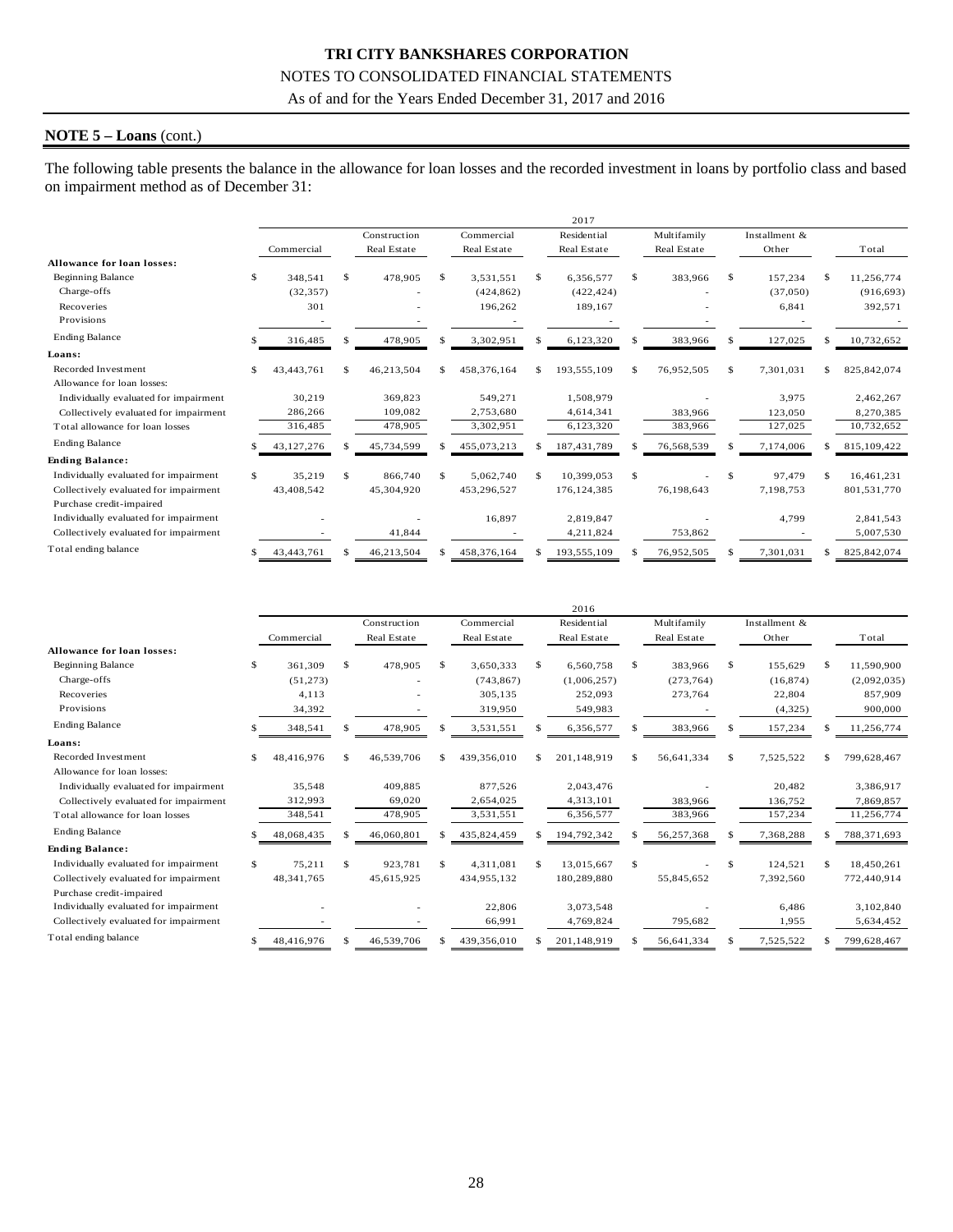## NOTE 5 – Loans (cont.)

The following table presents the balance in the allowance for loan losses and the recorded investment in loans by portfolio class and based on impairment method as of December 31:

| 2017 | Commercial | Construction Real Estate | Commercial Real Estate | Residential Real Estate | Multifamily Real Estate | Installment & Other | Total |
|---|---|---|---|---|---|---|---|
| **Allowance for loan losses:** | | | | | | | |
| Beginning Balance | $ 348,541 | $ 478,905 | $ 3,531,551 | $ 6,356,577 | $ 383,966 | $ 157,234 | $ 11,256,774 |
| Charge-offs | (32,357) | - | (424,862) | (422,424) | - | (37,050) | (916,693) |
| Recoveries | 301 | - | 196,262 | 189,167 | - | 6,841 | 392,571 |
| Provisions | - | - | - | - | - | - | - |
| Ending Balance | $ 316,485 | $ 478,905 | $ 3,302,951 | $ 6,123,320 | $ 383,966 | $ 127,025 | $ 10,732,652 |
| **Loans:** | | | | | | | |
| Recorded Investment | $ 43,443,761 | $ 46,213,504 | $ 458,376,164 | $ 193,555,109 | $ 76,952,505 | $ 7,301,031 | $ 825,842,074 |
| Allowance for loan losses: | | | | | | | |
| Individually evaluated for impairment | 30,219 | 369,823 | 549,271 | 1,508,979 | - | 3,975 | 2,462,267 |
| Collectively evaluated for impairment | 286,266 | 109,082 | 2,753,680 | 4,614,341 | 383,966 | 123,050 | 8,270,385 |
| Total allowance for loan losses | 316,485 | 478,905 | 3,302,951 | 6,123,320 | 383,966 | 127,025 | 10,732,652 |
| Ending Balance | $ 43,127,276 | $ 45,734,599 | $ 455,073,213 | $ 187,431,789 | $ 76,568,539 | $ 7,174,006 | $ 815,109,422 |
| **Ending Balance:** | | | | | | | |
| Individually evaluated for impairment | $ 35,219 | $ 866,740 | $ 5,062,740 | $ 10,399,053 | $ - | $ 97,479 | $ 16,461,231 |
| Collectively evaluated for impairment | 43,408,542 | 45,304,920 | 453,296,527 | 176,124,385 | 76,198,643 | 7,198,753 | 801,531,770 |
| Purchase credit-impaired | | | | | | | |
| Individually evaluated for impairment | - | - | 16,897 | 2,819,847 | - | 4,799 | 2,841,543 |
| Collectively evaluated for impairment | - | 41,844 | - | 4,211,824 | 753,862 | - | 5,007,530 |
| Total ending balance | $ 43,443,761 | $ 46,213,504 | $ 458,376,164 | $ 193,555,109 | $ 76,952,505 | $ 7,301,031 | $ 825,842,074 |

| 2016 | Commercial | Construction Real Estate | Commercial Real Estate | Residential Real Estate | Multifamily Real Estate | Installment & Other | Total |
|---|---|---|---|---|---|---|---|
| **Allowance for loan losses:** | | | | | | | |
| Beginning Balance | $ 361,309 | $ 478,905 | $ 3,650,333 | $ 6,560,758 | $ 383,966 | $ 155,629 | $ 11,590,900 |
| Charge-offs | (51,273) | - | (743,867) | (1,006,257) | (273,764) | (16,874) | (2,092,035) |
| Recoveries | 4,113 | - | 305,135 | 252,093 | 273,764 | 22,804 | 857,909 |
| Provisions | 34,392 | - | 319,950 | 549,983 | - | (4,325) | 900,000 |
| Ending Balance | $ 348,541 | $ 478,905 | $ 3,531,551 | $ 6,356,577 | $ 383,966 | $ 157,234 | $ 11,256,774 |
| **Loans:** | | | | | | | |
| Recorded Investment | $ 48,416,976 | $ 46,539,706 | $ 439,356,010 | $ 201,148,919 | $ 56,641,334 | $ 7,525,522 | $ 799,628,467 |
| Allowance for loan losses: | | | | | | | |
| Individually evaluated for impairment | 35,548 | 409,885 | 877,526 | 2,043,476 | - | 20,482 | 3,386,917 |
| Collectively evaluated for impairment | 312,993 | 69,020 | 2,654,025 | 4,313,101 | 383,966 | 136,752 | 7,869,857 |
| Total allowance for loan losses | 348,541 | 478,905 | 3,531,551 | 6,356,577 | 383,966 | 157,234 | 11,256,774 |
| Ending Balance | $ 48,068,435 | $ 46,060,801 | $ 435,824,459 | $ 194,792,342 | $ 56,257,368 | $ 7,368,288 | $ 788,371,693 |
| **Ending Balance:** | | | | | | | |
| Individually evaluated for impairment | $ 75,211 | $ 923,781 | $ 4,311,081 | $ 13,015,667 | $ - | $ 124,521 | $ 18,450,261 |
| Collectively evaluated for impairment | 48,341,765 | 45,615,925 | 434,955,132 | 180,289,880 | 55,845,652 | 7,392,560 | 772,440,914 |
| Purchase credit-impaired | | | | | | | |
| Individually evaluated for impairment | - | - | 22,806 | 3,073,548 | - | 6,486 | 3,102,840 |
| Collectively evaluated for impairment | - | - | 66,991 | 4,769,824 | 795,682 | 1,955 | 5,634,452 |
| Total ending balance | $ 48,416,976 | $ 46,539,706 | $ 439,356,010 | $ 201,148,919 | $ 56,641,334 | $ 7,525,522 | $ 799,628,467 |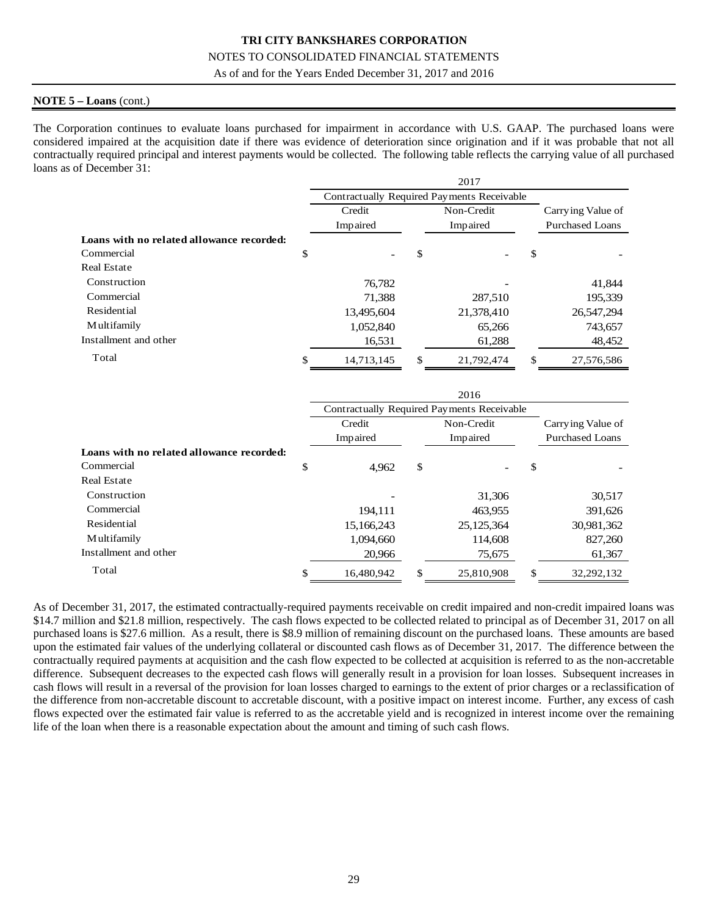**NOTE 5 – Loans** (cont.)

The Corporation continues to evaluate loans purchased for impairment in accordance with U.S. GAAP. The purchased loans were considered impaired at the acquisition date if there was evidence of deterioration since origination and if it was probable that not all contractually required principal and interest payments would be collected. The following table reflects the carrying value of all purchased loans as of December 31:

| | 2017 | | |
|---|---|---|---|
| | Contractually Required Payments Receivable | | |
| | Credit Impaired | Non-Credit Impaired | Carrying Value of Purchased Loans |
| **Loans with no related allowance recorded:** | | | |
| Commercial | $ - | $ - | $ - |
| Real Estate | | | |
| Construction | 76,782 | - | 41,844 |
| Commercial | 71,388 | 287,510 | 195,339 |
| Residential | 13,495,604 | 21,378,410 | 26,547,294 |
| Multifamily | 1,052,840 | 65,266 | 743,657 |
| Installment and other | 16,531 | 61,288 | 48,452 |
| Total | $ 14,713,145 | $ 21,792,474 | $ 27,576,586 |

| | 2016 | | |
|---|---|---|---|
| | Contractually Required Payments Receivable | | |
| | Credit Impaired | Non-Credit Impaired | Carrying Value of Purchased Loans |
| **Loans with no related allowance recorded:** | | | |
| Commercial | $ 4,962 | $ - | $ - |
| Real Estate | | | |
| Construction | - | 31,306 | 30,517 |
| Commercial | 194,111 | 463,955 | 391,626 |
| Residential | 15,166,243 | 25,125,364 | 30,981,362 |
| Multifamily | 1,094,660 | 114,608 | 827,260 |
| Installment and other | 20,966 | 75,675 | 61,367 |
| Total | $ 16,480,942 | $ 25,810,908 | $ 32,292,132 |

As of December 31, 2017, the estimated contractually-required payments receivable on credit impaired and non-credit impaired loans was $14.7 million and $21.8 million, respectively. The cash flows expected to be collected related to principal as of December 31, 2017 on all purchased loans is $27.6 million. As a result, there is $8.9 million of remaining discount on the purchased loans. These amounts are based upon the estimated fair values of the underlying collateral or discounted cash flows as of December 31, 2017. The difference between the contractually required payments at acquisition and the cash flow expected to be collected at acquisition is referred to as the non-accretable difference. Subsequent decreases to the expected cash flows will generally result in a provision for loan losses. Subsequent increases in cash flows will result in a reversal of the provision for loan losses charged to earnings to the extent of prior charges or a reclassification of the difference from non-accretable discount to accretable discount, with a positive impact on interest income. Further, any excess of cash flows expected over the estimated fair value is referred to as the accretable yield and is recognized in interest income over the remaining life of the loan when there is a reasonable expectation about the amount and timing of such cash flows.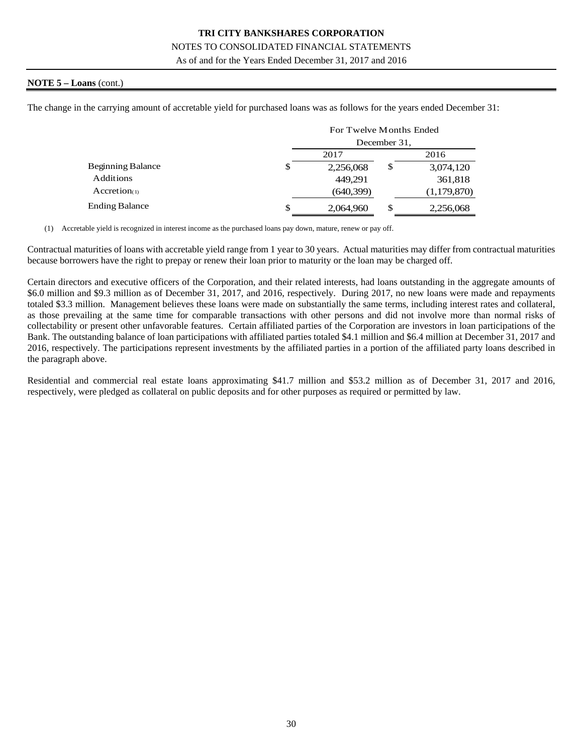**NOTE 5 – Loans** (cont.)

The change in the carrying amount of accretable yield for purchased loans was as follows for the years ended December 31:

| | For Twelve Months Ended December 31, | |
|---|---|---|
| | 2017 | 2016 |
| Beginning Balance | $ 2,256,068 | $ 3,074,120 |
| Additions | 449,291 | 361,818 |
| Accretion(1) | (640,399) | (1,179,870) |
| Ending Balance | $ 2,064,960 | $ 2,256,068 |

(1) Accretable yield is recognized in interest income as the purchased loans pay down, mature, renew or pay off.

Contractual maturities of loans with accretable yield range from 1 year to 30 years. Actual maturities may differ from contractual maturities because borrowers have the right to prepay or renew their loan prior to maturity or the loan may be charged off.

Certain directors and executive officers of the Corporation, and their related interests, had loans outstanding in the aggregate amounts of \$6.0 million and \$9.3 million as of December 31, 2017, and 2016, respectively. During 2017, no new loans were made and repayments totaled \$3.3 million. Management believes these loans were made on substantially the same terms, including interest rates and collateral, as those prevailing at the same time for comparable transactions with other persons and did not involve more than normal risks of collectability or present other unfavorable features. Certain affiliated parties of the Corporation are investors in loan participations of the Bank. The outstanding balance of loan participations with affiliated parties totaled \$4.1 million and \$6.4 million at December 31, 2017 and 2016, respectively. The participations represent investments by the affiliated parties in a portion of the affiliated party loans described in the paragraph above.

Residential and commercial real estate loans approximating \$41.7 million and \$53.2 million as of December 31, 2017 and 2016, respectively, were pledged as collateral on public deposits and for other purposes as required or permitted by law.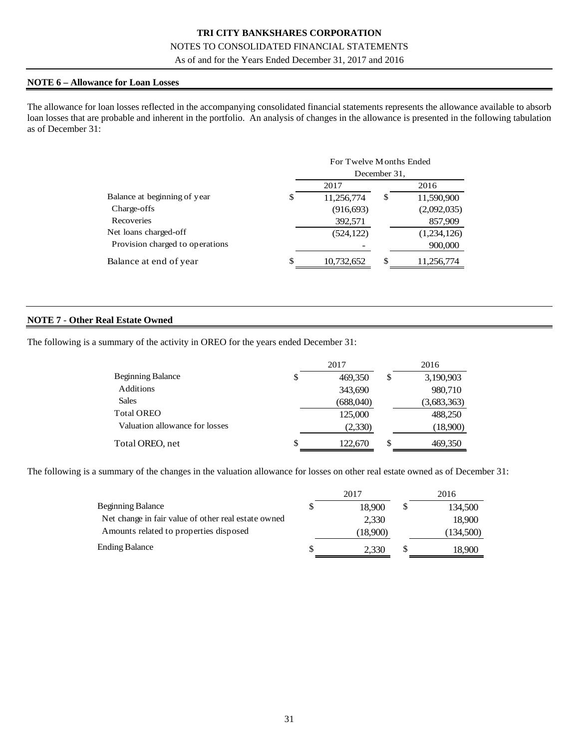## NOTE 6 – Allowance for Loan Losses

The allowance for loan losses reflected in the accompanying consolidated financial statements represents the allowance available to absorb loan losses that are probable and inherent in the portfolio. An analysis of changes in the allowance is presented in the following tabulation as of December 31:

| | For Twelve Months Ended December 31, | |
|---|---|---|
| | 2017 | 2016 |
| Balance at beginning of year | $ 11,256,774 | $ 11,590,900 |
| Charge-offs | (916,693) | (2,092,035) |
| Recoveries | 392,571 | 857,909 |
| Net loans charged-off | (524,122) | (1,234,126) |
| Provision charged to operations | - | 900,000 |
| Balance at end of year | $ 10,732,652 | $ 11,256,774 |

## NOTE 7 - Other Real Estate Owned

The following is a summary of the activity in OREO for the years ended December 31:

| | 2017 | 2016 |
|---|---|---|
| Beginning Balance | $ 469,350 | $ 3,190,903 |
| Additions | 343,690 | 980,710 |
| Sales | (688,040) | (3,683,363) |
| Total OREO | 125,000 | 488,250 |
| Valuation allowance for losses | (2,330) | (18,900) |
| Total OREO, net | $ 122,670 | $ 469,350 |

The following is a summary of the changes in the valuation allowance for losses on other real estate owned as of December 31:

| | 2017 | 2016 |
|---|---|---|
| Beginning Balance | $ 18,900 | $ 134,500 |
| Net change in fair value of other real estate owned | 2,330 | 18,900 |
| Amounts related to properties disposed | (18,900) | (134,500) |
| Ending Balance | $ 2,330 | $ 18,900 |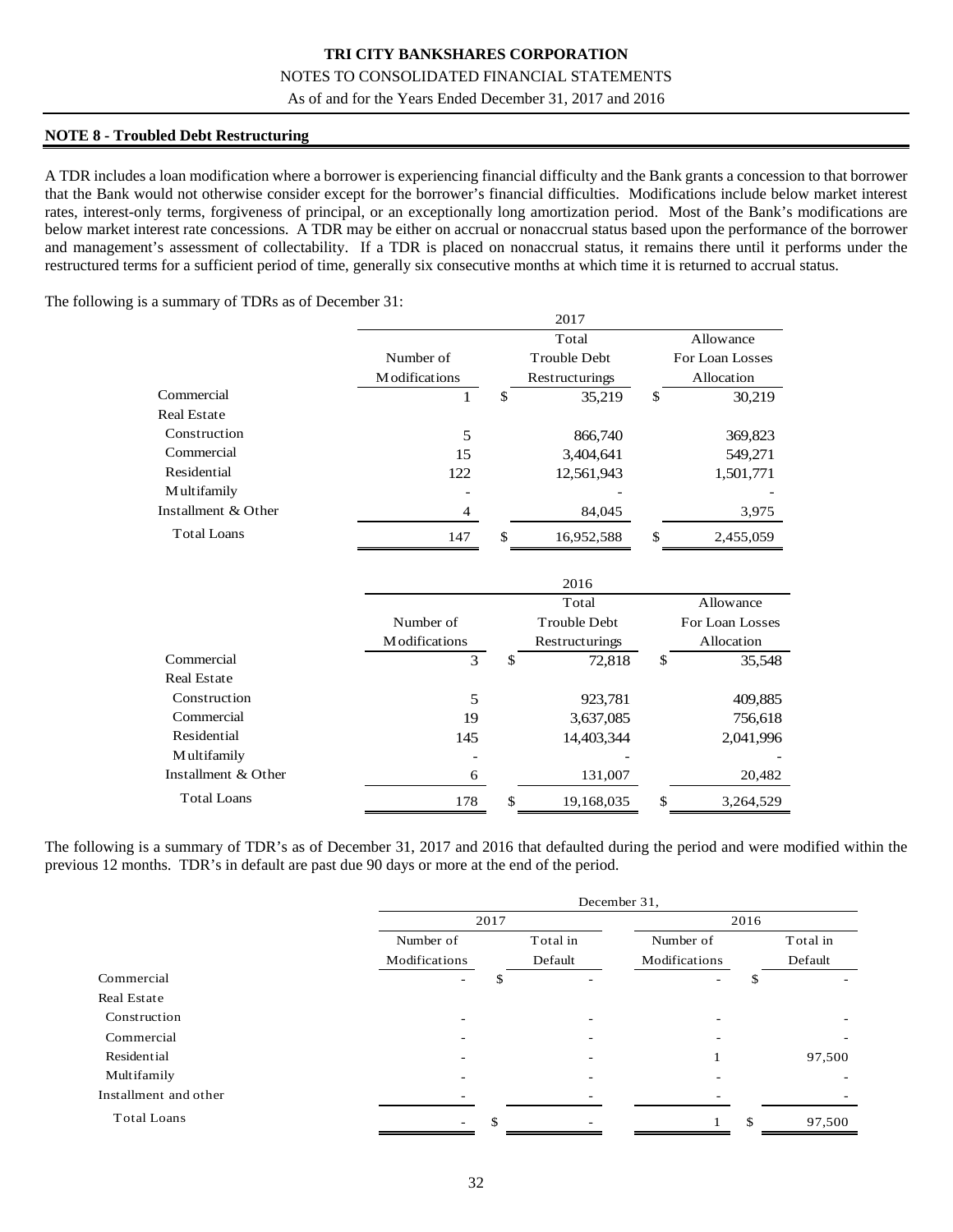**TRI CITY BANKSHARES CORPORATION**

NOTES TO CONSOLIDATED FINANCIAL STATEMENTS

As of and for the Years Ended December 31, 2017 and 2016

## NOTE 8 - Troubled Debt Restructuring

A TDR includes a loan modification where a borrower is experiencing financial difficulty and the Bank grants a concession to that borrower that the Bank would not otherwise consider except for the borrower's financial difficulties. Modifications include below market interest rates, interest-only terms, forgiveness of principal, or an exceptionally long amortization period. Most of the Bank's modifications are below market interest rate concessions. A TDR may be either on accrual or nonaccrual status based upon the performance of the borrower and management's assessment of collectability. If a TDR is placed on nonaccrual status, it remains there until it performs under the restructured terms for a sufficient period of time, generally six consecutive months at which time it is returned to accrual status.

The following is a summary of TDRs as of December 31:

| | 2017 | | |
|---|---|---|---|
| | Number of Modifications | Total Trouble Debt Restructurings | Allowance For Loan Losses Allocation |
| Commercial | 1 | $ 35,219 | $ 30,219 |
| Real Estate | | | |
| Construction | 5 | 866,740 | 369,823 |
| Commercial | 15 | 3,404,641 | 549,271 |
| Residential | 122 | 12,561,943 | 1,501,771 |
| Multifamily | - | - | - |
| Installment & Other | 4 | 84,045 | 3,975 |
| Total Loans | 147 | $ 16,952,588 | $ 2,455,059 |

| | 2016 | | |
|---|---|---|---|
| | Number of Modifications | Total Trouble Debt Restructurings | Allowance For Loan Losses Allocation |
| Commercial | 3 | $ 72,818 | $ 35,548 |
| Real Estate | | | |
| Construction | 5 | 923,781 | 409,885 |
| Commercial | 19 | 3,637,085 | 756,618 |
| Residential | 145 | 14,403,344 | 2,041,996 |
| Multifamily | - | - | - |
| Installment & Other | 6 | 131,007 | 20,482 |
| Total Loans | 178 | $ 19,168,035 | $ 3,264,529 |

The following is a summary of TDR's as of December 31, 2017 and 2016 that defaulted during the period and were modified within the previous 12 months. TDR's in default are past due 90 days or more at the end of the period.

| | December 31, | | | |
|---|---|---|---|---|
| | 2017 | | 2016 | |
| | Number of Modifications | Total in Default | Number of Modifications | Total in Default |
| Commercial | - | $ - | - | $ - |
| Real Estate | | | | |
| Construction | - | - | - | - |
| Commercial | - | - | - | - |
| Residential | - | - | 1 | 97,500 |
| Multifamily | - | - | - | - |
| Installment and other | - | - | - | - |
| Total Loans | - | $ - | 1 | $ 97,500 |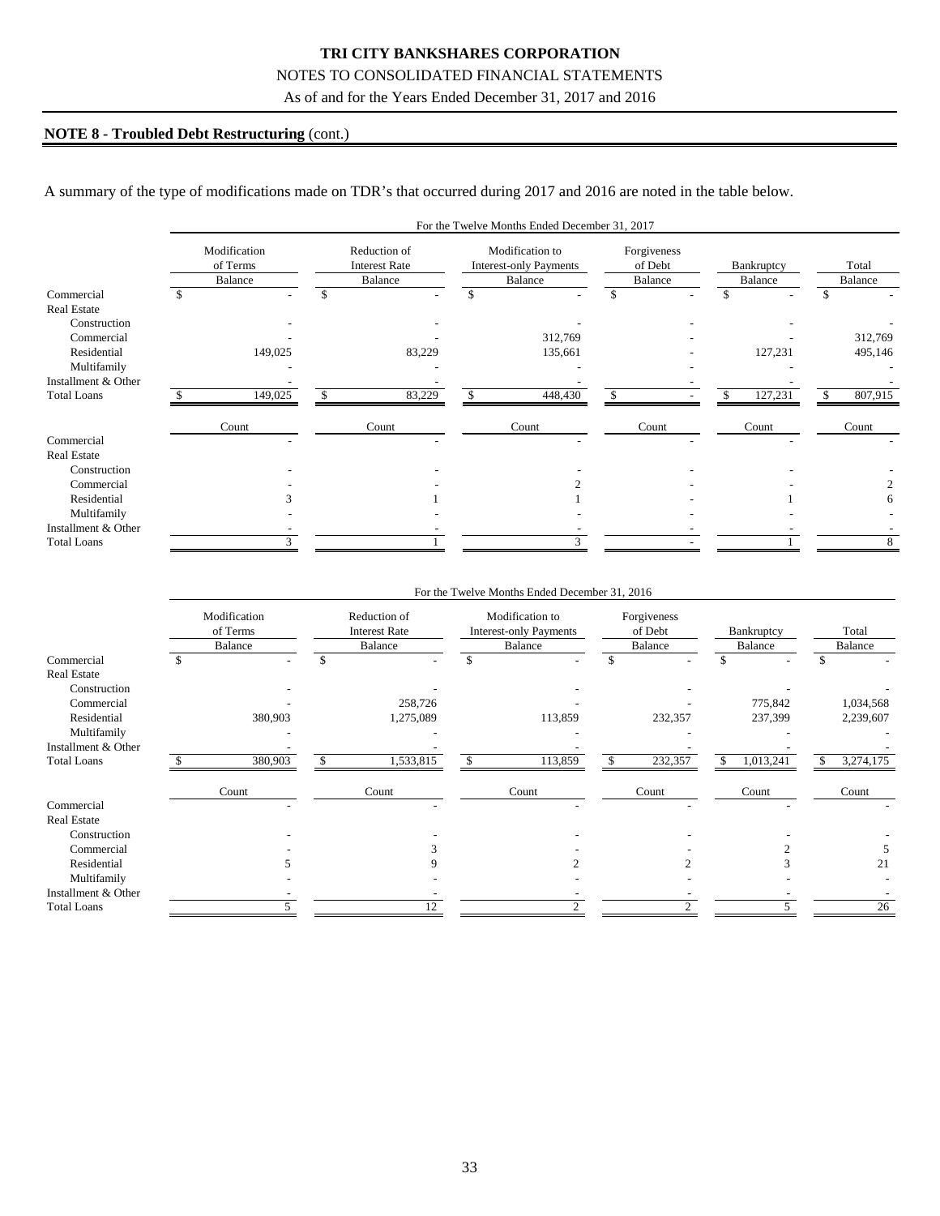**TRI CITY BANKSHARES CORPORATION**

NOTES TO CONSOLIDATED FINANCIAL STATEMENTS

As of and for the Years Ended December 31, 2017 and 2016

**NOTE 8 - Troubled Debt Restructuring** (cont.)

A summary of the type of modifications made on TDR's that occurred during 2017 and 2016 are noted in the table below.

| | For the Twelve Months Ended December 31, 2017 | | | | | |
|---|---|---|---|---|---|---|
| | Modification of Terms Balance | Reduction of Interest Rate Balance | Modification to Interest-only Payments Balance | Forgiveness of Debt Balance | Bankruptcy Balance | Total Balance |
| Commercial | $ - | $ - | $ - | $ - | $ - | $ - |
| Real Estate | | | | | | |
| Construction | - | - | - | - | - | - |
| Commercial | - | - | 312,769 | - | - | 312,769 |
| Residential | 149,025 | 83,229 | 135,661 | - | 127,231 | 495,146 |
| Multifamily | - | - | - | - | - | - |
| Installment & Other | - | - | - | - | - | - |
| Total Loans | $ 149,025 | $ 83,229 | $ 448,430 | $ - | $ 127,231 | $ 807,915 |
| | Count | Count | Count | Count | Count | Count |
| Commercial | - | - | - | - | - | - |
| Real Estate | | | | | | |
| Construction | - | - | - | - | - | - |
| Commercial | - | - | 2 | - | - | 2 |
| Residential | 3 | 1 | 1 | - | 1 | 6 |
| Multifamily | - | - | - | - | - | - |
| Installment & Other | - | - | - | - | - | - |
| Total Loans | 3 | 1 | 3 | - | 1 | 8 |

| | For the Twelve Months Ended December 31, 2016 | | | | | |
|---|---|---|---|---|---|---|
| | Modification of Terms Balance | Reduction of Interest Rate Balance | Modification to Interest-only Payments Balance | Forgiveness of Debt Balance | Bankruptcy Balance | Total Balance |
| Commercial | $ - | $ - | $ - | $ - | $ - | $ - |
| Real Estate | | | | | | |
| Construction | - | - | - | - | - | - |
| Commercial | - | 258,726 | - | - | 775,842 | 1,034,568 |
| Residential | 380,903 | 1,275,089 | 113,859 | 232,357 | 237,399 | 2,239,607 |
| Multifamily | - | - | - | - | - | - |
| Installment & Other | - | - | - | - | - | - |
| Total Loans | $ 380,903 | $ 1,533,815 | $ 113,859 | $ 232,357 | $ 1,013,241 | $ 3,274,175 |
| | Count | Count | Count | Count | Count | Count |
| Commercial | - | - | - | - | - | - |
| Real Estate | | | | | | |
| Construction | - | - | - | - | - | - |
| Commercial | - | 3 | - | - | 2 | 5 |
| Residential | 5 | 9 | 2 | 2 | 3 | 21 |
| Multifamily | - | - | - | - | - | - |
| Installment & Other | - | - | - | - | - | - |
| Total Loans | 5 | 12 | 2 | 2 | 5 | 26 |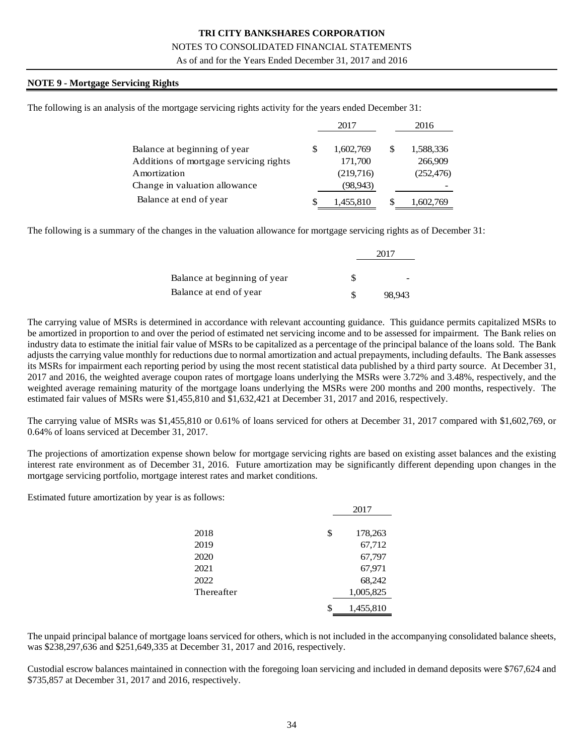## NOTE 9 - Mortgage Servicing Rights

The following is an analysis of the mortgage servicing rights activity for the years ended December 31:

| | 2017 | 2016 |
|---|---|---|
| Balance at beginning of year | $ 1,602,769 | $ 1,588,336 |
| Additions of mortgage servicing rights | 171,700 | 266,909 |
| Amortization | (219,716) | (252,476) |
| Change in valuation allowance | (98,943) | - |
| Balance at end of year | $ 1,455,810 | $ 1,602,769 |

The following is a summary of the changes in the valuation allowance for mortgage servicing rights as of December 31:

| | 2017 |
|---|---|
| Balance at beginning of year | $ - |
| Balance at end of year | $ 98,943 |

The carrying value of MSRs is determined in accordance with relevant accounting guidance. This guidance permits capitalized MSRs to be amortized in proportion to and over the period of estimated net servicing income and to be assessed for impairment. The Bank relies on industry data to estimate the initial fair value of MSRs to be capitalized as a percentage of the principal balance of the loans sold. The Bank adjusts the carrying value monthly for reductions due to normal amortization and actual prepayments, including defaults. The Bank assesses its MSRs for impairment each reporting period by using the most recent statistical data published by a third party source. At December 31, 2017 and 2016, the weighted average coupon rates of mortgage loans underlying the MSRs were 3.72% and 3.48%, respectively, and the weighted average remaining maturity of the mortgage loans underlying the MSRs were 200 months and 200 months, respectively. The estimated fair values of MSRs were $1,455,810 and $1,632,421 at December 31, 2017 and 2016, respectively.

The carrying value of MSRs was $1,455,810 or 0.61% of loans serviced for others at December 31, 2017 compared with $1,602,769, or 0.64% of loans serviced at December 31, 2017.

The projections of amortization expense shown below for mortgage servicing rights are based on existing asset balances and the existing interest rate environment as of December 31, 2016. Future amortization may be significantly different depending upon changes in the mortgage servicing portfolio, mortgage interest rates and market conditions.

Estimated future amortization by year is as follows:

| | 2017 |
|---|---|
| 2018 | $ 178,263 |
| 2019 | 67,712 |
| 2020 | 67,797 |
| 2021 | 67,971 |
| 2022 | 68,242 |
| Thereafter | 1,005,825 |
| | $ 1,455,810 |

The unpaid principal balance of mortgage loans serviced for others, which is not included in the accompanying consolidated balance sheets, was $238,297,636 and $251,649,335 at December 31, 2017 and 2016, respectively.

Custodial escrow balances maintained in connection with the foregoing loan servicing and included in demand deposits were $767,624 and $735,857 at December 31, 2017 and 2016, respectively.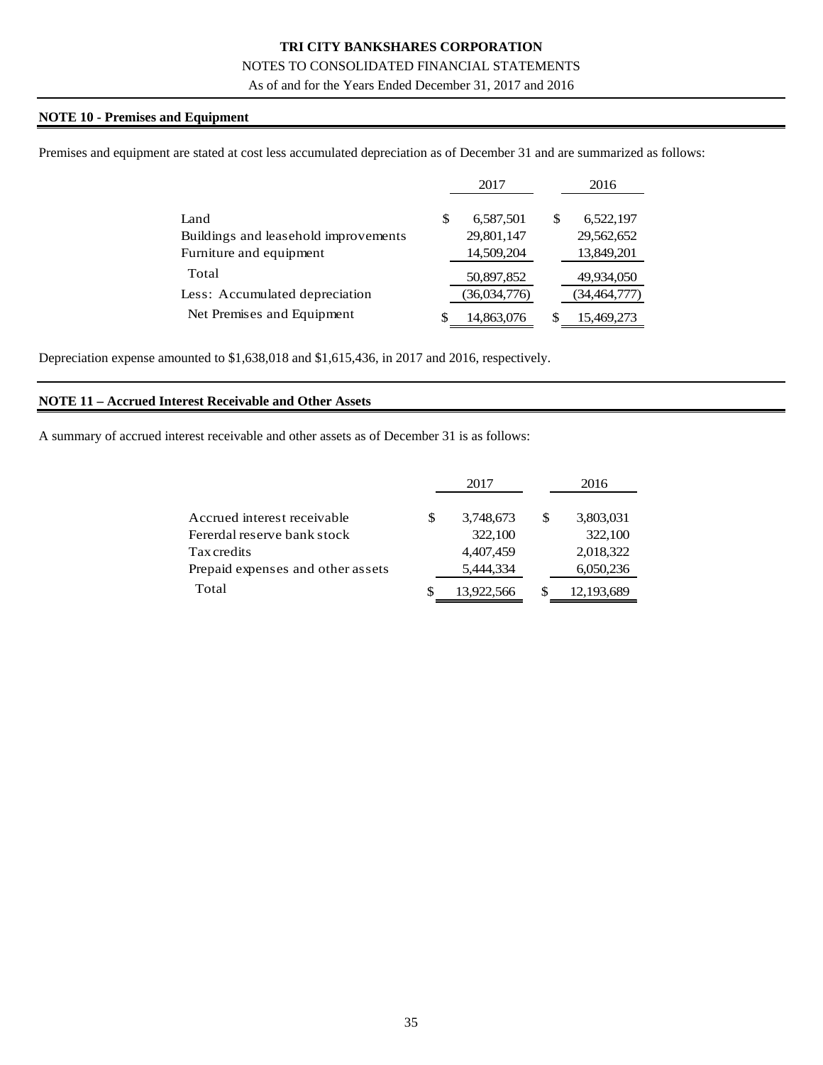**TRI CITY BANKSHARES CORPORATION**

NOTES TO CONSOLIDATED FINANCIAL STATEMENTS

As of and for the Years Ended December 31, 2017 and 2016

## NOTE 10 - Premises and Equipment

Premises and equipment are stated at cost less accumulated depreciation as of December 31 and are summarized as follows:

| | 2017 | 2016 |
|---|---|---|
| Land | $ 6,587,501 | $ 6,522,197 |
| Buildings and leasehold improvements | 29,801,147 | 29,562,652 |
| Furniture and equipment | 14,509,204 | 13,849,201 |
| Total | 50,897,852 | 49,934,050 |
| Less: Accumulated depreciation | (36,034,776) | (34,464,777) |
| Net Premises and Equipment | $ 14,863,076 | $ 15,469,273 |

Depreciation expense amounted to $1,638,018 and $1,615,436, in 2017 and 2016, respectively.

## NOTE 11 – Accrued Interest Receivable and Other Assets

A summary of accrued interest receivable and other assets as of December 31 is as follows:

| | 2017 | 2016 |
|---|---|---|
| Accrued interest receivable | $ 3,748,673 | $ 3,803,031 |
| Fererdal reserve bank stock | 322,100 | 322,100 |
| Tax credits | 4,407,459 | 2,018,322 |
| Prepaid expenses and other assets | 5,444,334 | 6,050,236 |
| Total | $ 13,922,566 | $ 12,193,689 |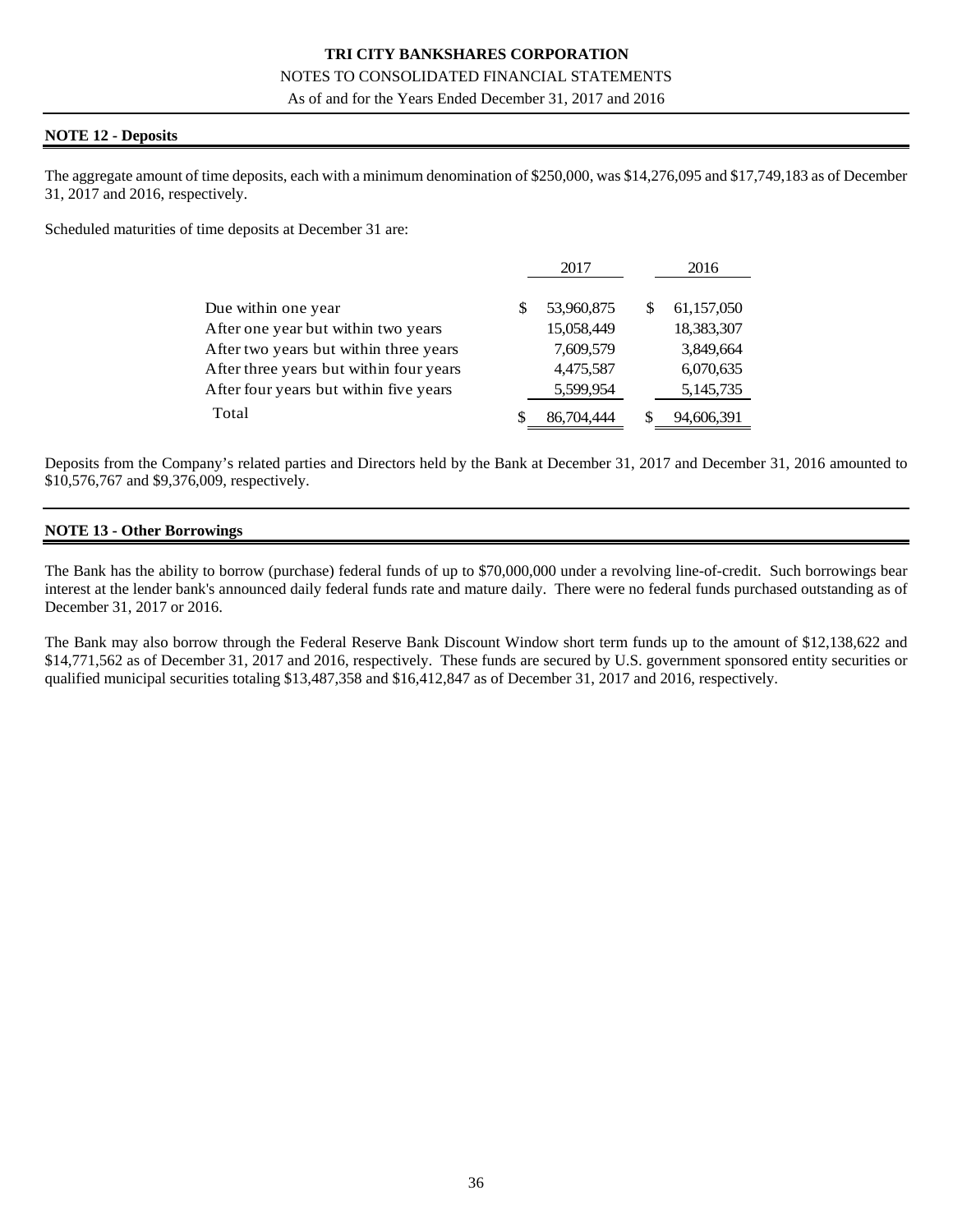## NOTE 12 - Deposits

The aggregate amount of time deposits, each with a minimum denomination of $250,000, was $14,276,095 and $17,749,183 as of December 31, 2017 and 2016, respectively.

Scheduled maturities of time deposits at December 31 are:

| | 2017 | 2016 |
|---|---|---|
| Due within one year | $ 53,960,875 | $ 61,157,050 |
| After one year but within two years | 15,058,449 | 18,383,307 |
| After two years but within three years | 7,609,579 | 3,849,664 |
| After three years but within four years | 4,475,587 | 6,070,635 |
| After four years but within five years | 5,599,954 | 5,145,735 |
| Total | $ 86,704,444 | $ 94,606,391 |

Deposits from the Company's related parties and Directors held by the Bank at December 31, 2017 and December 31, 2016 amounted to $10,576,767 and $9,376,009, respectively.

## NOTE 13 - Other Borrowings

The Bank has the ability to borrow (purchase) federal funds of up to $70,000,000 under a revolving line-of-credit. Such borrowings bear interest at the lender bank's announced daily federal funds rate and mature daily. There were no federal funds purchased outstanding as of December 31, 2017 or 2016.

The Bank may also borrow through the Federal Reserve Bank Discount Window short term funds up to the amount of $12,138,622 and $14,771,562 as of December 31, 2017 and 2016, respectively. These funds are secured by U.S. government sponsored entity securities or qualified municipal securities totaling $13,487,358 and $16,412,847 as of December 31, 2017 and 2016, respectively.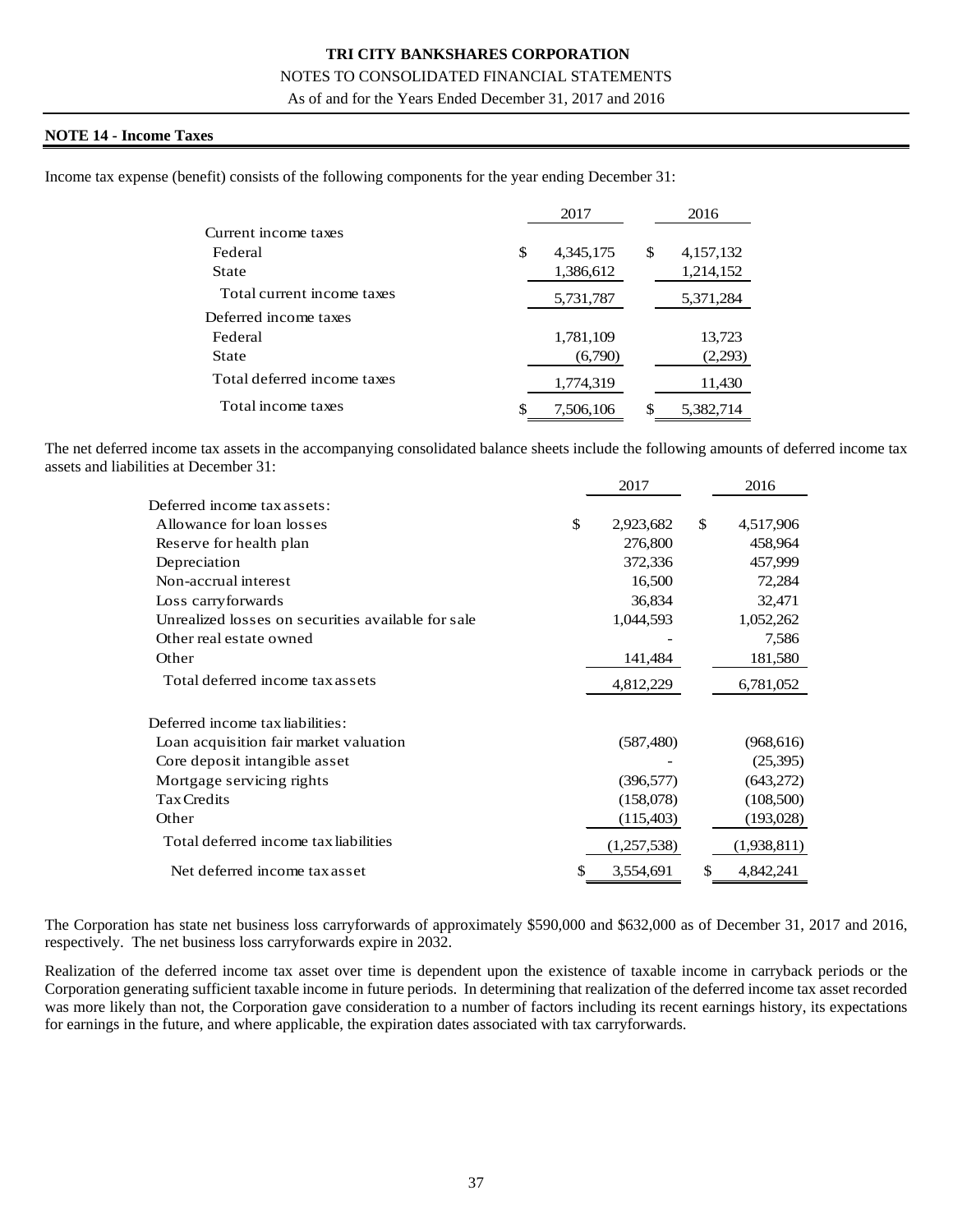**TRI CITY BANKSHARES CORPORATION**

NOTES TO CONSOLIDATED FINANCIAL STATEMENTS

As of and for the Years Ended December 31, 2017 and 2016

**NOTE 14 - Income Taxes**

Income tax expense (benefit) consists of the following components for the year ending December 31:

| | 2017 | 2016 |
|---|---|---|
| Current income taxes | | |
| Federal | $ 4,345,175 | $ 4,157,132 |
| State | 1,386,612 | 1,214,152 |
| Total current income taxes | 5,731,787 | 5,371,284 |
| Deferred income taxes | | |
| Federal | 1,781,109 | 13,723 |
| State | (6,790) | (2,293) |
| Total deferred income taxes | 1,774,319 | 11,430 |
| Total income taxes | $ 7,506,106 | $ 5,382,714 |

The net deferred income tax assets in the accompanying consolidated balance sheets include the following amounts of deferred income tax assets and liabilities at December 31:

| | 2017 | 2016 |
|---|---|---|
| Deferred income tax assets: | | |
| Allowance for loan losses | $ 2,923,682 | $ 4,517,906 |
| Reserve for health plan | 276,800 | 458,964 |
| Depreciation | 372,336 | 457,999 |
| Non-accrual interest | 16,500 | 72,284 |
| Loss carryforwards | 36,834 | 32,471 |
| Unrealized losses on securities available for sale | 1,044,593 | 1,052,262 |
| Other real estate owned | - | 7,586 |
| Other | 141,484 | 181,580 |
| Total deferred income tax assets | 4,812,229 | 6,781,052 |
| | | |
| Deferred income tax liabilities: | | |
| Loan acquisition fair market valuation | (587,480) | (968,616) |
| Core deposit intangible asset | - | (25,395) |
| Mortgage servicing rights | (396,577) | (643,272) |
| Tax Credits | (158,078) | (108,500) |
| Other | (115,403) | (193,028) |
| Total deferred income tax liabilities | (1,257,538) | (1,938,811) |
| Net deferred income tax asset | $ 3,554,691 | $ 4,842,241 |

The Corporation has state net business loss carryforwards of approximately $590,000 and $632,000 as of December 31, 2017 and 2016, respectively. The net business loss carryforwards expire in 2032.

Realization of the deferred income tax asset over time is dependent upon the existence of taxable income in carryback periods or the Corporation generating sufficient taxable income in future periods. In determining that realization of the deferred income tax asset recorded was more likely than not, the Corporation gave consideration to a number of factors including its recent earnings history, its expectations for earnings in the future, and where applicable, the expiration dates associated with tax carryforwards.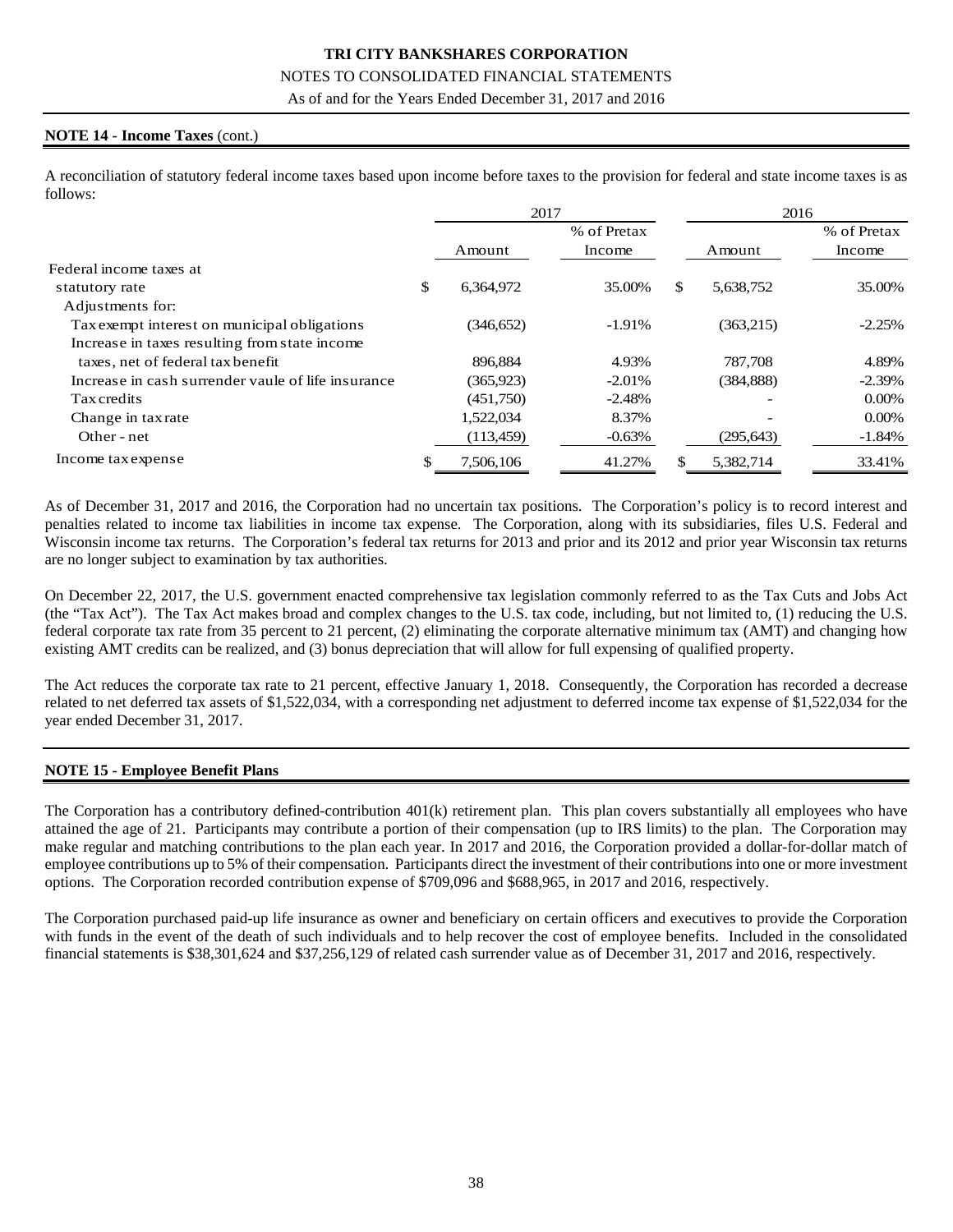**TRI CITY BANKSHARES CORPORATION**

NOTES TO CONSOLIDATED FINANCIAL STATEMENTS

As of and for the Years Ended December 31, 2017 and 2016

**NOTE 14 - Income Taxes** (cont.)

A reconciliation of statutory federal income taxes based upon income before taxes to the provision for federal and state income taxes is as follows:

| | 2017 | | 2016 | |
|---|---|---|---|---|
| | Amount | % of Pretax Income | Amount | % of Pretax Income |
| Federal income taxes at statutory rate | $ 6,364,972 | 35.00% | $ 5,638,752 | 35.00% |
| Adjustments for: | | | | |
| Tax exempt interest on municipal obligations | (346,652) | -1.91% | (363,215) | -2.25% |
| Increase in taxes resulting from state income taxes, net of federal tax benefit | 896,884 | 4.93% | 787,708 | 4.89% |
| Increase in cash surrender vaule of life insurance | (365,923) | -2.01% | (384,888) | -2.39% |
| Tax credits | (451,750) | -2.48% | - | 0.00% |
| Change in tax rate | 1,522,034 | 8.37% | - | 0.00% |
| Other - net | (113,459) | -0.63% | (295,643) | -1.84% |
| Income tax expense | $ 7,506,106 | 41.27% | $ 5,382,714 | 33.41% |

As of December 31, 2017 and 2016, the Corporation had no uncertain tax positions. The Corporation's policy is to record interest and penalties related to income tax liabilities in income tax expense. The Corporation, along with its subsidiaries, files U.S. Federal and Wisconsin income tax returns. The Corporation's federal tax returns for 2013 and prior and its 2012 and prior year Wisconsin tax returns are no longer subject to examination by tax authorities.

On December 22, 2017, the U.S. government enacted comprehensive tax legislation commonly referred to as the Tax Cuts and Jobs Act (the "Tax Act"). The Tax Act makes broad and complex changes to the U.S. tax code, including, but not limited to, (1) reducing the U.S. federal corporate tax rate from 35 percent to 21 percent, (2) eliminating the corporate alternative minimum tax (AMT) and changing how existing AMT credits can be realized, and (3) bonus depreciation that will allow for full expensing of qualified property.

The Act reduces the corporate tax rate to 21 percent, effective January 1, 2018. Consequently, the Corporation has recorded a decrease related to net deferred tax assets of $1,522,034, with a corresponding net adjustment to deferred income tax expense of $1,522,034 for the year ended December 31, 2017.

**NOTE 15 - Employee Benefit Plans**

The Corporation has a contributory defined-contribution 401(k) retirement plan. This plan covers substantially all employees who have attained the age of 21. Participants may contribute a portion of their compensation (up to IRS limits) to the plan. The Corporation may make regular and matching contributions to the plan each year. In 2017 and 2016, the Corporation provided a dollar-for-dollar match of employee contributions up to 5% of their compensation. Participants direct the investment of their contributions into one or more investment options. The Corporation recorded contribution expense of $709,096 and $688,965, in 2017 and 2016, respectively.

The Corporation purchased paid-up life insurance as owner and beneficiary on certain officers and executives to provide the Corporation with funds in the event of the death of such individuals and to help recover the cost of employee benefits. Included in the consolidated financial statements is $38,301,624 and $37,256,129 of related cash surrender value as of December 31, 2017 and 2016, respectively.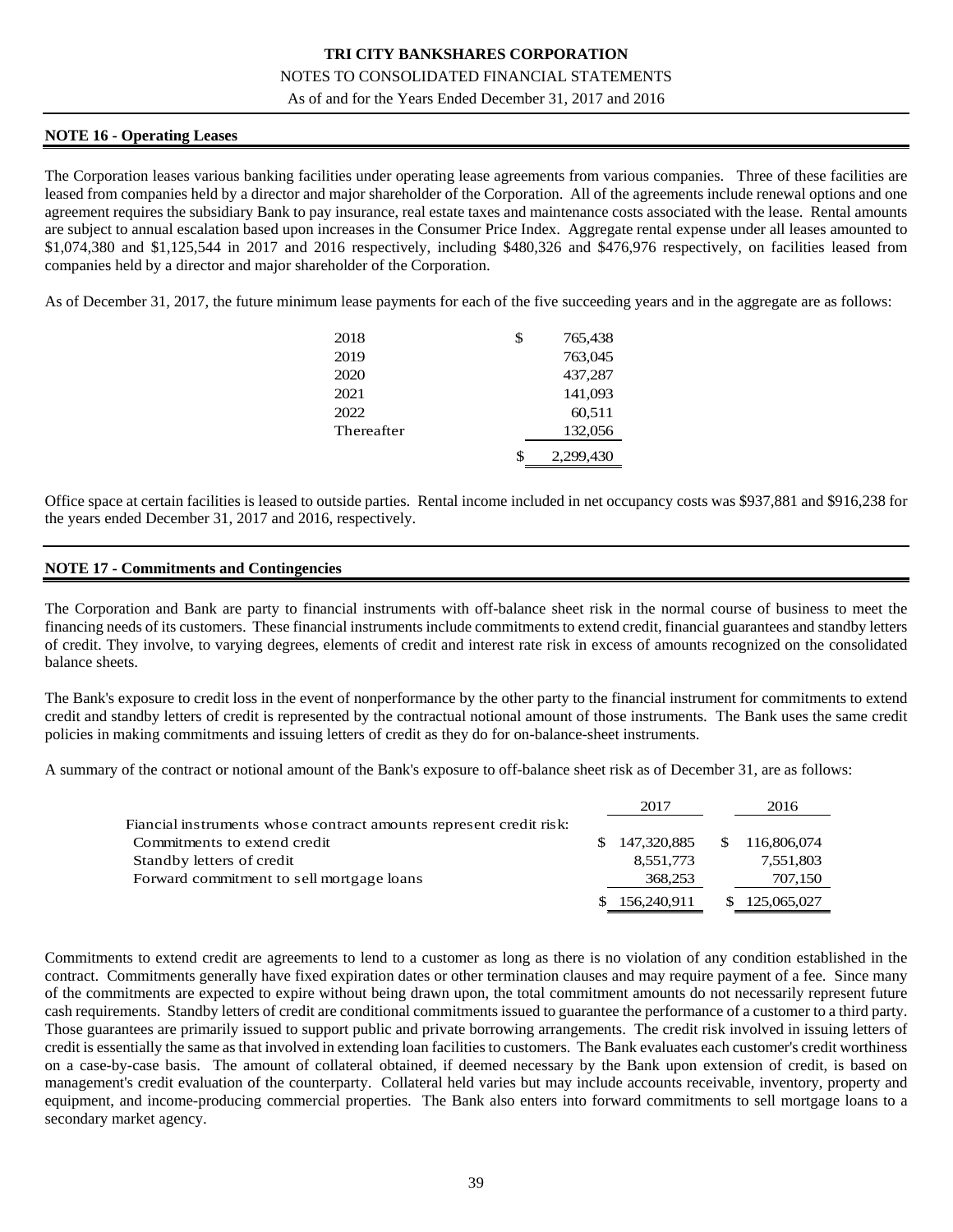**TRI CITY BANKSHARES CORPORATION**

NOTES TO CONSOLIDATED FINANCIAL STATEMENTS

As of and for the Years Ended December 31, 2017 and 2016

## NOTE 16 - Operating Leases

The Corporation leases various banking facilities under operating lease agreements from various companies. Three of these facilities are leased from companies held by a director and major shareholder of the Corporation. All of the agreements include renewal options and one agreement requires the subsidiary Bank to pay insurance, real estate taxes and maintenance costs associated with the lease. Rental amounts are subject to annual escalation based upon increases in the Consumer Price Index. Aggregate rental expense under all leases amounted to $1,074,380 and $1,125,544 in 2017 and 2016 respectively, including $480,326 and $476,976 respectively, on facilities leased from companies held by a director and major shareholder of the Corporation.

As of December 31, 2017, the future minimum lease payments for each of the five succeeding years and in the aggregate are as follows:

| | |
|---|---|
| 2018 | $ 765,438 |
| 2019 | 763,045 |
| 2020 | 437,287 |
| 2021 | 141,093 |
| 2022 | 60,511 |
| Thereafter | 132,056 |
| | $ 2,299,430 |

Office space at certain facilities is leased to outside parties. Rental income included in net occupancy costs was $937,881 and $916,238 for the years ended December 31, 2017 and 2016, respectively.

## NOTE 17 - Commitments and Contingencies

The Corporation and Bank are party to financial instruments with off-balance sheet risk in the normal course of business to meet the financing needs of its customers. These financial instruments include commitments to extend credit, financial guarantees and standby letters of credit. They involve, to varying degrees, elements of credit and interest rate risk in excess of amounts recognized on the consolidated balance sheets.

The Bank's exposure to credit loss in the event of nonperformance by the other party to the financial instrument for commitments to extend credit and standby letters of credit is represented by the contractual notional amount of those instruments. The Bank uses the same credit policies in making commitments and issuing letters of credit as they do for on-balance-sheet instruments.

A summary of the contract or notional amount of the Bank's exposure to off-balance sheet risk as of December 31, are as follows:

| | 2017 | 2016 |
|---|---|---|
| Fiancial instruments whose contract amounts represent credit risk: | | |
| Commitments to extend credit | $ 147,320,885 | $ 116,806,074 |
| Standby letters of credit | 8,551,773 | 7,551,803 |
| Forward commitment to sell mortgage loans | 368,253 | 707,150 |
| | $ 156,240,911 | $ 125,065,027 |

Commitments to extend credit are agreements to lend to a customer as long as there is no violation of any condition established in the contract. Commitments generally have fixed expiration dates or other termination clauses and may require payment of a fee. Since many of the commitments are expected to expire without being drawn upon, the total commitment amounts do not necessarily represent future cash requirements. Standby letters of credit are conditional commitments issued to guarantee the performance of a customer to a third party. Those guarantees are primarily issued to support public and private borrowing arrangements. The credit risk involved in issuing letters of credit is essentially the same as that involved in extending loan facilities to customers. The Bank evaluates each customer's credit worthiness on a case-by-case basis. The amount of collateral obtained, if deemed necessary by the Bank upon extension of credit, is based on management's credit evaluation of the counterparty. Collateral held varies but may include accounts receivable, inventory, property and equipment, and income-producing commercial properties. The Bank also enters into forward commitments to sell mortgage loans to a secondary market agency.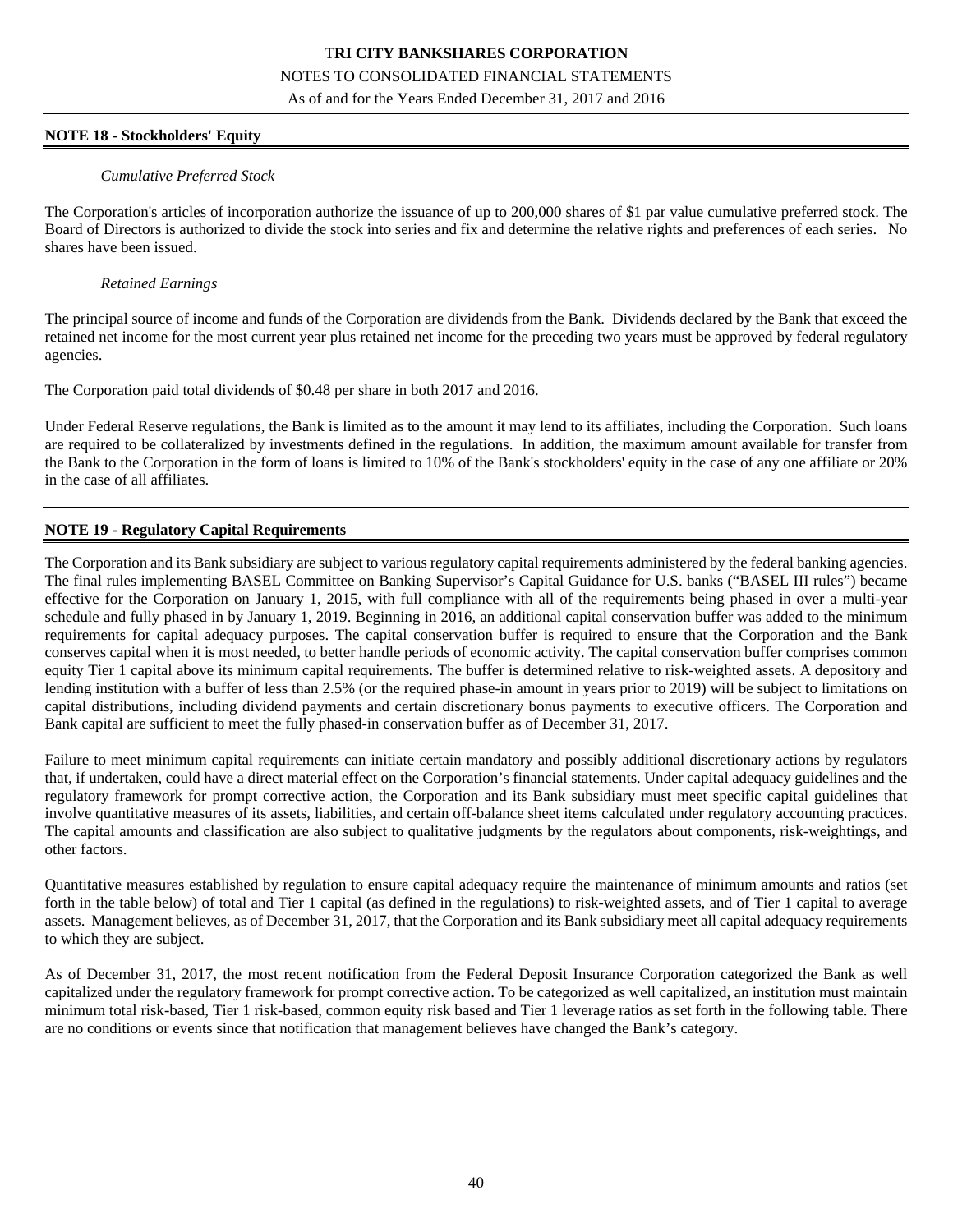## NOTE 18 - Stockholders' Equity

*Cumulative Preferred Stock*

The Corporation's articles of incorporation authorize the issuance of up to 200,000 shares of $1 par value cumulative preferred stock. The Board of Directors is authorized to divide the stock into series and fix and determine the relative rights and preferences of each series. No shares have been issued.

*Retained Earnings*

The principal source of income and funds of the Corporation are dividends from the Bank. Dividends declared by the Bank that exceed the retained net income for the most current year plus retained net income for the preceding two years must be approved by federal regulatory agencies.

The Corporation paid total dividends of $0.48 per share in both 2017 and 2016.

Under Federal Reserve regulations, the Bank is limited as to the amount it may lend to its affiliates, including the Corporation. Such loans are required to be collateralized by investments defined in the regulations. In addition, the maximum amount available for transfer from the Bank to the Corporation in the form of loans is limited to 10% of the Bank's stockholders' equity in the case of any one affiliate or 20% in the case of all affiliates.

## NOTE 19 - Regulatory Capital Requirements

The Corporation and its Bank subsidiary are subject to various regulatory capital requirements administered by the federal banking agencies. The final rules implementing BASEL Committee on Banking Supervisor's Capital Guidance for U.S. banks ("BASEL III rules") became effective for the Corporation on January 1, 2015, with full compliance with all of the requirements being phased in over a multi-year schedule and fully phased in by January 1, 2019. Beginning in 2016, an additional capital conservation buffer was added to the minimum requirements for capital adequacy purposes. The capital conservation buffer is required to ensure that the Corporation and the Bank conserves capital when it is most needed, to better handle periods of economic activity. The capital conservation buffer comprises common equity Tier 1 capital above its minimum capital requirements. The buffer is determined relative to risk-weighted assets. A depository and lending institution with a buffer of less than 2.5% (or the required phase-in amount in years prior to 2019) will be subject to limitations on capital distributions, including dividend payments and certain discretionary bonus payments to executive officers. The Corporation and Bank capital are sufficient to meet the fully phased-in conservation buffer as of December 31, 2017.

Failure to meet minimum capital requirements can initiate certain mandatory and possibly additional discretionary actions by regulators that, if undertaken, could have a direct material effect on the Corporation's financial statements. Under capital adequacy guidelines and the regulatory framework for prompt corrective action, the Corporation and its Bank subsidiary must meet specific capital guidelines that involve quantitative measures of its assets, liabilities, and certain off-balance sheet items calculated under regulatory accounting practices. The capital amounts and classification are also subject to qualitative judgments by the regulators about components, risk-weightings, and other factors.

Quantitative measures established by regulation to ensure capital adequacy require the maintenance of minimum amounts and ratios (set forth in the table below) of total and Tier 1 capital (as defined in the regulations) to risk-weighted assets, and of Tier 1 capital to average assets. Management believes, as of December 31, 2017, that the Corporation and its Bank subsidiary meet all capital adequacy requirements to which they are subject.

As of December 31, 2017, the most recent notification from the Federal Deposit Insurance Corporation categorized the Bank as well capitalized under the regulatory framework for prompt corrective action. To be categorized as well capitalized, an institution must maintain minimum total risk-based, Tier 1 risk-based, common equity risk based and Tier 1 leverage ratios as set forth in the following table. There are no conditions or events since that notification that management believes have changed the Bank's category.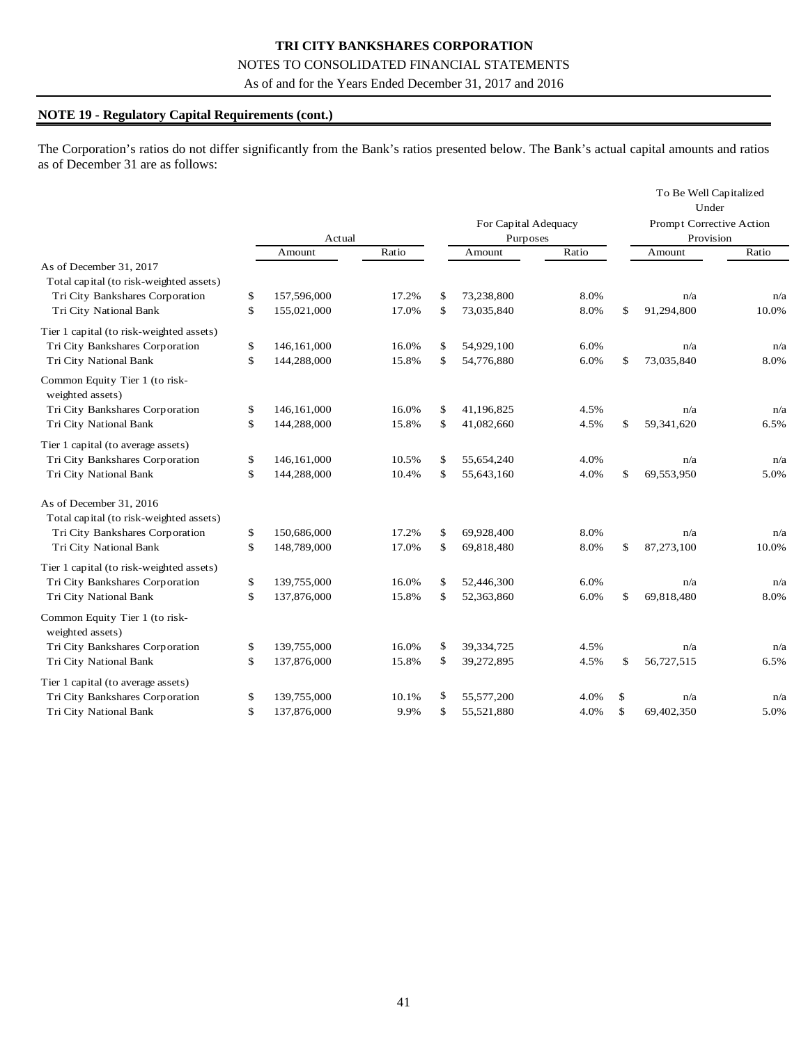**TRI CITY BANKSHARES CORPORATION**

NOTES TO CONSOLIDATED FINANCIAL STATEMENTS

As of and for the Years Ended December 31, 2017 and 2016

## NOTE 19 - Regulatory Capital Requirements (cont.)

The Corporation's ratios do not differ significantly from the Bank's ratios presented below. The Bank's actual capital amounts and ratios as of December 31 are as follows:

| | Actual | | For Capital Adequacy Purposes | | To Be Well Capitalized Under Prompt Corrective Action Provision | |
|---|---|---|---|---|---|---|
| | Amount | Ratio | Amount | Ratio | Amount | Ratio |
| As of December 31, 2017 | | | | | | |
| Total capital (to risk-weighted assets) | | | | | | |
| Tri City Bankshares Corporation | $ 157,596,000 | 17.2% | $ 73,238,800 | 8.0% | n/a | n/a |
| Tri City National Bank | $ 155,021,000 | 17.0% | $ 73,035,840 | 8.0% | $ 91,294,800 | 10.0% |
| Tier 1 capital (to risk-weighted assets) | | | | | | |
| Tri City Bankshares Corporation | $ 146,161,000 | 16.0% | $ 54,929,100 | 6.0% | n/a | n/a |
| Tri City National Bank | $ 144,288,000 | 15.8% | $ 54,776,880 | 6.0% | $ 73,035,840 | 8.0% |
| Common Equity Tier 1 (to risk-weighted assets) | | | | | | |
| Tri City Bankshares Corporation | $ 146,161,000 | 16.0% | $ 41,196,825 | 4.5% | n/a | n/a |
| Tri City National Bank | $ 144,288,000 | 15.8% | $ 41,082,660 | 4.5% | $ 59,341,620 | 6.5% |
| Tier 1 capital (to average assets) | | | | | | |
| Tri City Bankshares Corporation | $ 146,161,000 | 10.5% | $ 55,654,240 | 4.0% | n/a | n/a |
| Tri City National Bank | $ 144,288,000 | 10.4% | $ 55,643,160 | 4.0% | $ 69,553,950 | 5.0% |
| As of December 31, 2016 | | | | | | |
| Total capital (to risk-weighted assets) | | | | | | |
| Tri City Bankshares Corporation | $ 150,686,000 | 17.2% | $ 69,928,400 | 8.0% | n/a | n/a |
| Tri City National Bank | $ 148,789,000 | 17.0% | $ 69,818,480 | 8.0% | $ 87,273,100 | 10.0% |
| Tier 1 capital (to risk-weighted assets) | | | | | | |
| Tri City Bankshares Corporation | $ 139,755,000 | 16.0% | $ 52,446,300 | 6.0% | n/a | n/a |
| Tri City National Bank | $ 137,876,000 | 15.8% | $ 52,363,860 | 6.0% | $ 69,818,480 | 8.0% |
| Common Equity Tier 1 (to risk-weighted assets) | | | | | | |
| Tri City Bankshares Corporation | $ 139,755,000 | 16.0% | $ 39,334,725 | 4.5% | n/a | n/a |
| Tri City National Bank | $ 137,876,000 | 15.8% | $ 39,272,895 | 4.5% | $ 56,727,515 | 6.5% |
| Tier 1 capital (to average assets) | | | | | | |
| Tri City Bankshares Corporation | $ 139,755,000 | 10.1% | $ 55,577,200 | 4.0% | $ n/a | n/a |
| Tri City National Bank | $ 137,876,000 | 9.9% | $ 55,521,880 | 4.0% | $ 69,402,350 | 5.0% |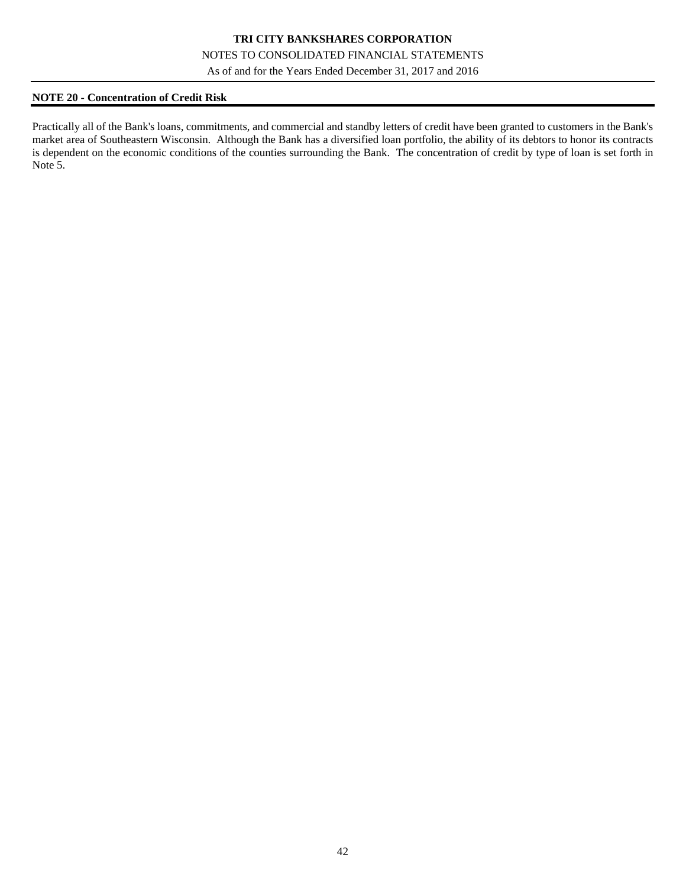## NOTE 20 - Concentration of Credit Risk

Practically all of the Bank's loans, commitments, and commercial and standby letters of credit have been granted to customers in the Bank's market area of Southeastern Wisconsin. Although the Bank has a diversified loan portfolio, the ability of its debtors to honor its contracts is dependent on the economic conditions of the counties surrounding the Bank. The concentration of credit by type of loan is set forth in Note 5.